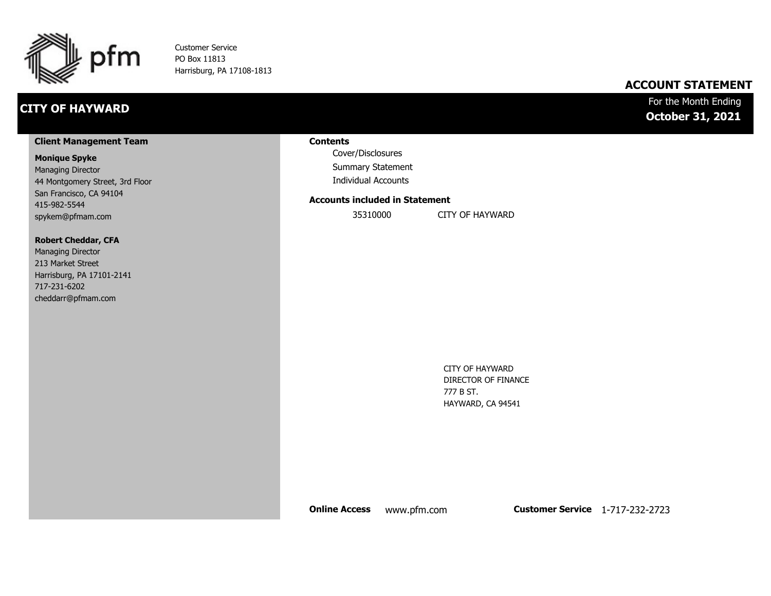pfm

Customer Service
PO Box 11813
Harrisburg, PA 17108-1813

## ACCOUNT STATEMENT

# CITY OF HAYWARD

For the Month Ending
**October 31, 2021**

### Client Management Team

**Monique Spyke**
Managing Director
44 Montgomery Street, 3rd Floor
San Francisco, CA 94104
415-982-5544
spykem@pfmam.com

**Robert Cheddar, CFA**
Managing Director
213 Market Street
Harrisburg, PA 17101-2141
717-231-6202
cheddarr@pfmam.com

### Contents

- Cover/Disclosures
- Summary Statement
- Individual Accounts

### Accounts included in Statement

| | |
|---|---|
| 35310000 | CITY OF HAYWARD |

CITY OF HAYWARD
DIRECTOR OF FINANCE
777 B ST.
HAYWARD, CA 94541

**Online Access** www.pfm.com **Customer Service** 1-717-232-2723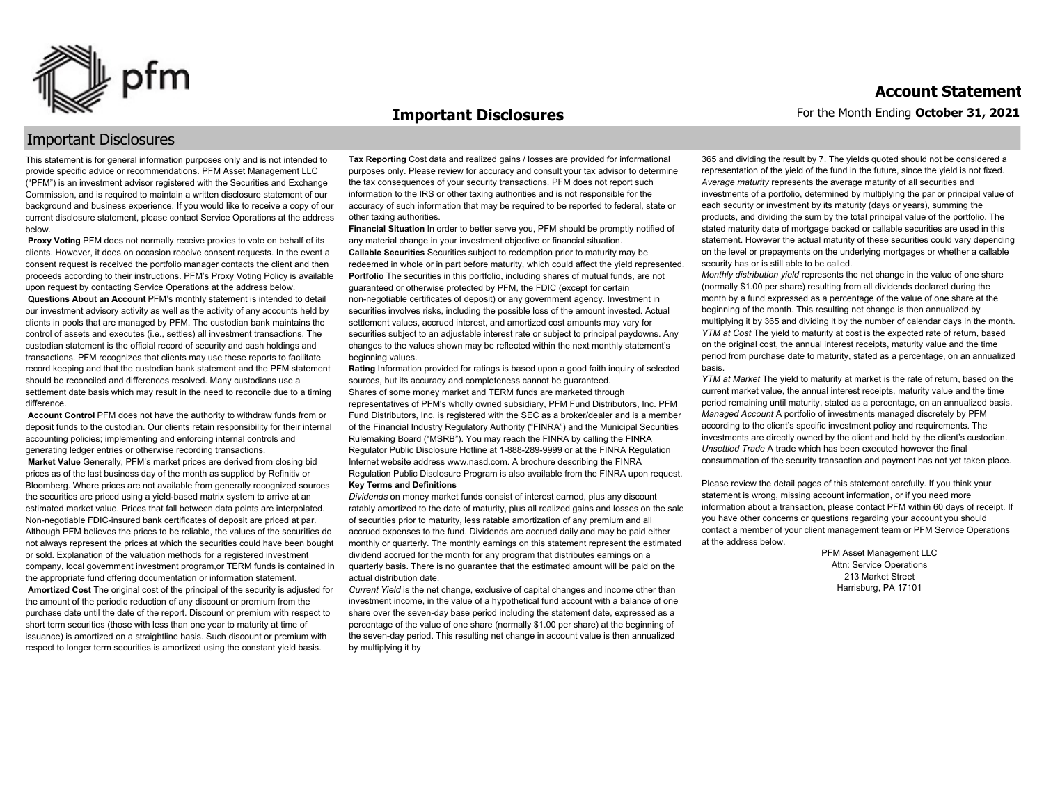# Important Disclosures

## Important Disclosures

This statement is for general information purposes only and is not intended to provide specific advice or recommendations. PFM Asset Management LLC ("PFM") is an investment advisor registered with the Securities and Exchange Commission, and is required to maintain a written disclosure statement of our background and business experience. If you would like to receive a copy of our current disclosure statement, please contact Service Operations at the address below.

**Proxy Voting** PFM does not normally receive proxies to vote on behalf of its clients. However, it does on occasion receive consent requests. In the event a consent request is received the portfolio manager contacts the client and then proceeds according to their instructions. PFM's Proxy Voting Policy is available upon request by contacting Service Operations at the address below.

**Questions About an Account** PFM's monthly statement is intended to detail our investment advisory activity as well as the activity of any accounts held by clients in pools that are managed by PFM. The custodian bank maintains the control of assets and executes (i.e., settles) all investment transactions. The custodian statement is the official record of security and cash holdings and transactions. PFM recognizes that clients may use these reports to facilitate record keeping and that the custodian bank statement and the PFM statement should be reconciled and differences resolved. Many custodians use a settlement date basis which may result in the need to reconcile due to a timing difference.

**Account Control** PFM does not have the authority to withdraw funds from or deposit funds to the custodian. Our clients retain responsibility for their internal accounting policies; implementing and enforcing internal controls and generating ledger entries or otherwise recording transactions.

**Market Value** Generally, PFM's market prices are derived from closing bid prices as of the last business day of the month as supplied by Refinitiv or Bloomberg. Where prices are not available from generally recognized sources the securities are priced using a yield-based matrix system to arrive at an estimated market value. Prices that fall between data points are interpolated. Non-negotiable FDIC-insured bank certificates of deposit are priced at par. Although PFM believes the prices to be reliable, the values of the securities do not always represent the prices at which the securities could have been bought or sold. Explanation of the valuation methods for a registered investment company, local government investment program,or TERM funds is contained in the appropriate fund offering documentation or information statement.

**Amortized Cost** The original cost of the principal of the security is adjusted for the amount of the periodic reduction of any discount or premium from the purchase date until the date of the report. Discount or premium with respect to short term securities (those with less than one year to maturity at time of issuance) is amortized on a straightline basis. Such discount or premium with respect to longer term securities is amortized using the constant yield basis.

**Tax Reporting** Cost data and realized gains / losses are provided for informational purposes only. Please review for accuracy and consult your tax advisor to determine the tax consequences of your security transactions. PFM does not report such information to the IRS or other taxing authorities and is not responsible for the accuracy of such information that may be required to be reported to federal, state or other taxing authorities.

**Financial Situation** In order to better serve you, PFM should be promptly notified of any material change in your investment objective or financial situation.

**Callable Securities** Securities subject to redemption prior to maturity may be redeemed in whole or in part before maturity, which could affect the yield represented.

**Portfolio** The securities in this portfolio, including shares of mutual funds, are not guaranteed or otherwise protected by PFM, the FDIC (except for certain non-negotiable certificates of deposit) or any government agency. Investment in securities involves risks, including the possible loss of the amount invested. Actual settlement values, accrued interest, and amortized cost amounts may vary for securities subject to an adjustable interest rate or subject to principal paydowns. Any changes to the values shown may be reflected within the next monthly statement's beginning values.

**Rating** Information provided for ratings is based upon a good faith inquiry of selected sources, but its accuracy and completeness cannot be guaranteed.

Shares of some money market and TERM funds are marketed through representatives of PFM's wholly owned subsidiary, PFM Fund Distributors, Inc. PFM Fund Distributors, Inc. is registered with the SEC as a broker/dealer and is a member of the Financial Industry Regulatory Authority ("FINRA") and the Municipal Securities Rulemaking Board ("MSRB"). You may reach the FINRA by calling the FINRA Regulator Public Disclosure Hotline at 1-888-289-9999 or at the FINRA Regulation Internet website address www.nasd.com. A brochure describing the FINRA Regulation Public Disclosure Program is also available from the FINRA upon request.

**Key Terms and Definitions**

*Dividends* on money market funds consist of interest earned, plus any discount ratably amortized to the date of maturity, plus all realized gains and losses on the sale of securities prior to maturity, less ratable amortization of any premium and all accrued expenses to the fund. Dividends are accrued daily and may be paid either monthly or quarterly. The monthly earnings on this statement represent the estimated dividend accrued for the month for any program that distributes earnings on a quarterly basis. There is no guarantee that the estimated amount will be paid on the actual distribution date.

*Current Yield* is the net change, exclusive of capital changes and income other than investment income, in the value of a hypothetical fund account with a balance of one share over the seven-day base period including the statement date, expressed as a percentage of the value of one share (normally $1.00 per share) at the beginning of the seven-day period. This resulting net change in account value is then annualized by multiplying it by 365 and dividing the result by 7. The yields quoted should not be considered a representation of the yield of the fund in the future, since the yield is not fixed.

*Average maturity* represents the average maturity of all securities and investments of a portfolio, determined by multiplying the par or principal value of each security or investment by its maturity (days or years), summing the products, and dividing the sum by the total principal value of the portfolio. The stated maturity date of mortgage backed or callable securities are used in this statement. However the actual maturity of these securities could vary depending on the level or prepayments on the underlying mortgages or whether a callable security has or is still able to be called.

*Monthly distribution yield* represents the net change in the value of one share (normally $1.00 per share) resulting from all dividends declared during the month by a fund expressed as a percentage of the value of one share at the beginning of the month. This resulting net change is then annualized by multiplying it by 365 and dividing it by the number of calendar days in the month.

*YTM at Cost* The yield to maturity at cost is the expected rate of return, based on the original cost, the annual interest receipts, maturity value and the time period from purchase date to maturity, stated as a percentage, on an annualized basis.

*YTM at Market* The yield to maturity at market is the rate of return, based on the current market value, the annual interest receipts, maturity value and the time period remaining until maturity, stated as a percentage, on an annualized basis.

*Managed Account* A portfolio of investments managed discretely by PFM according to the client's specific investment policy and requirements. The investments are directly owned by the client and held by the client's custodian.

*Unsettled Trade* A trade which has been executed however the final consummation of the security transaction and payment has not yet taken place.

Please review the detail pages of this statement carefully. If you think your statement is wrong, missing account information, or if you need more information about a transaction, please contact PFM within 60 days of receipt. If you have other concerns or questions regarding your account you should contact a member of your client management team or PFM Service Operations at the address below.

PFM Asset Management LLC
Attn: Service Operations
213 Market Street
Harrisburg, PA 17101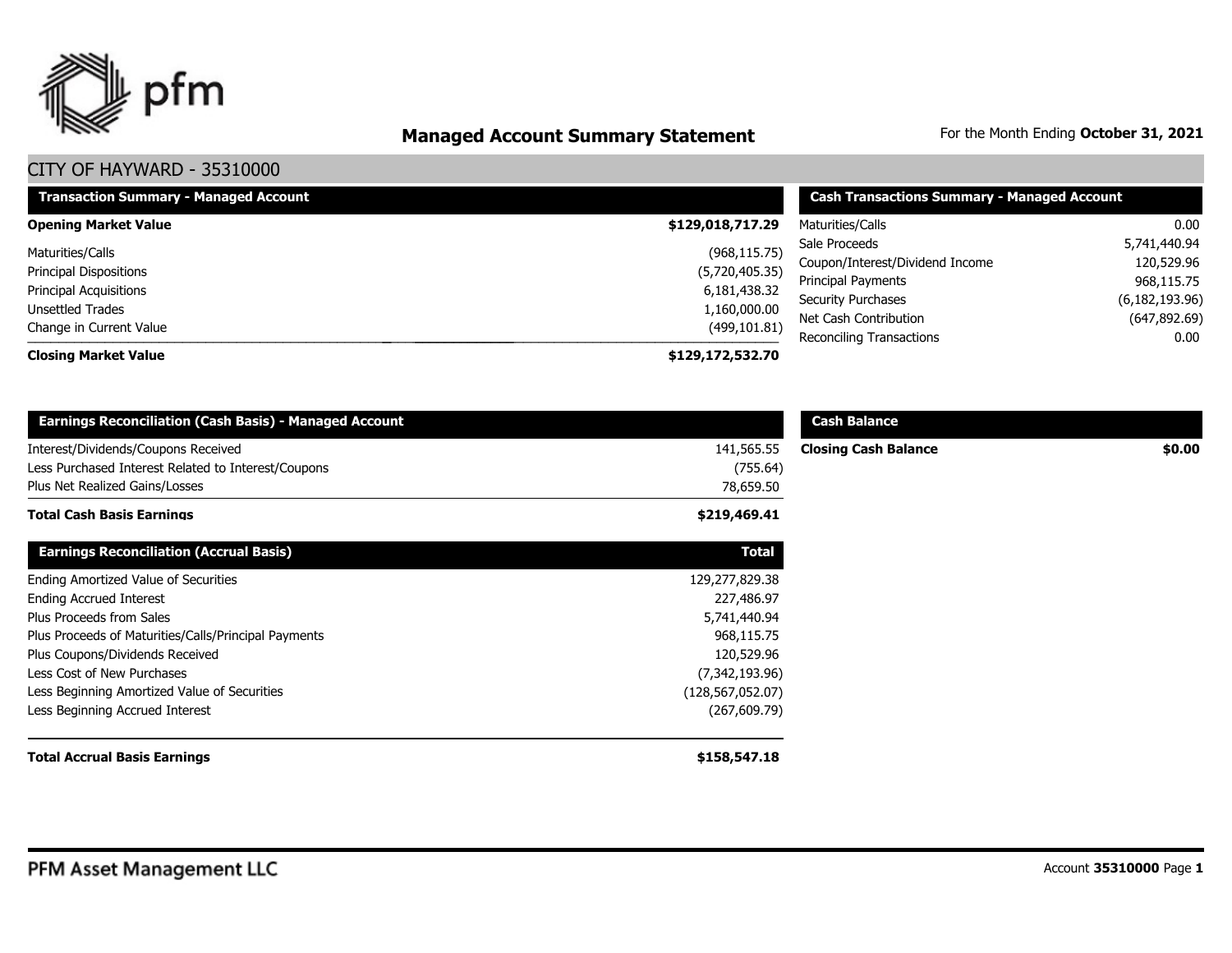# Managed Account Summary Statement

For the Month Ending **October 31, 2021**

## CITY OF HAYWARD - 35310000

| Transaction Summary - Managed Account | |
|---|---|
| **Opening Market Value** | **$129,018,717.29** |
| Maturities/Calls | (968,115.75) |
| Principal Dispositions | (5,720,405.35) |
| Principal Acquisitions | 6,181,438.32 |
| Unsettled Trades | 1,160,000.00 |
| Change in Current Value | (499,101.81) |
| **Closing Market Value** | **$129,172,532.70** |

| Cash Transactions Summary - Managed Account | |
|---|---|
| Maturities/Calls | 0.00 |
| Sale Proceeds | 5,741,440.94 |
| Coupon/Interest/Dividend Income | 120,529.96 |
| Principal Payments | 968,115.75 |
| Security Purchases | (6,182,193.96) |
| Net Cash Contribution | (647,892.69) |
| Reconciling Transactions | 0.00 |

| Earnings Reconciliation (Cash Basis) - Managed Account | |
|---|---|
| Interest/Dividends/Coupons Received | 141,565.55 |
| Less Purchased Interest Related to Interest/Coupons | (755.64) |
| Plus Net Realized Gains/Losses | 78,659.50 |
| **Total Cash Basis Earnings** | **$219,469.41** |

| Cash Balance | |
|---|---|
| **Closing Cash Balance** | **$0.00** |

| Earnings Reconciliation (Accrual Basis) | Total |
|---|---|
| Ending Amortized Value of Securities | 129,277,829.38 |
| Ending Accrued Interest | 227,486.97 |
| Plus Proceeds from Sales | 5,741,440.94 |
| Plus Proceeds of Maturities/Calls/Principal Payments | 968,115.75 |
| Plus Coupons/Dividends Received | 120,529.96 |
| Less Cost of New Purchases | (7,342,193.96) |
| Less Beginning Amortized Value of Securities | (128,567,052.07) |
| Less Beginning Accrued Interest | (267,609.79) |
| **Total Accrual Basis Earnings** | **$158,547.18** |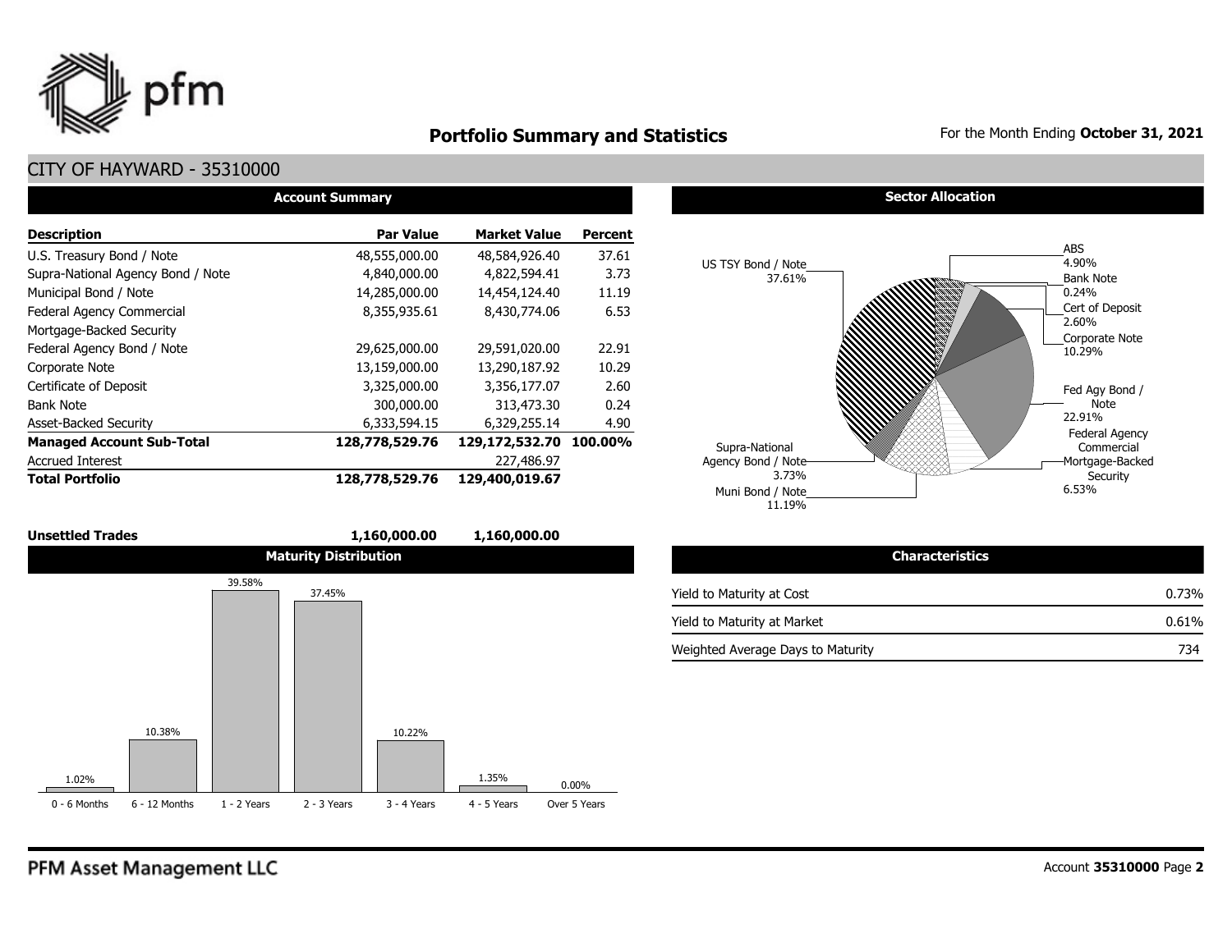# Portfolio Summary and Statistics

For the Month Ending **October 31, 2021**

## CITY OF HAYWARD - 35310000

### Account Summary

| Description | Par Value | Market Value | Percent |
|---|---|---|---|
| U.S. Treasury Bond / Note | 48,555,000.00 | 48,584,926.40 | 37.61 |
| Supra-National Agency Bond / Note | 4,840,000.00 | 4,822,594.41 | 3.73 |
| Municipal Bond / Note | 14,285,000.00 | 14,454,124.40 | 11.19 |
| Federal Agency Commercial Mortgage-Backed Security | 8,355,935.61 | 8,430,774.06 | 6.53 |
| Federal Agency Bond / Note | 29,625,000.00 | 29,591,020.00 | 22.91 |
| Corporate Note | 13,159,000.00 | 13,290,187.92 | 10.29 |
| Certificate of Deposit | 3,325,000.00 | 3,356,177.07 | 2.60 |
| Bank Note | 300,000.00 | 313,473.30 | 0.24 |
| Asset-Backed Security | 6,333,594.15 | 6,329,255.14 | 4.90 |
| **Managed Account Sub-Total** | **128,778,529.76** | **129,172,532.70** | **100.00%** |
| Accrued Interest | | 227,486.97 | |
| **Total Portfolio** | **128,778,529.76** | **129,400,019.67** | |
| **Unsettled Trades** | **1,160,000.00** | **1,160,000.00** | |

### Sector Allocation

| Sector | Percent |
|---|---|
| US TSY Bond / Note | 37.61% |
| ABS | 4.90% |
| Bank Note | 0.24% |
| Cert of Deposit | 2.60% |
| Corporate Note | 10.29% |
| Fed Agy Bond / Note | 22.91% |
| Federal Agency Commercial Mortgage-Backed Security | 6.53% |
| Muni Bond / Note | 11.19% |
| Supra-National Agency Bond / Note | 3.73% |

### Maturity Distribution

| 0 - 6 Months | 6 - 12 Months | 1 - 2 Years | 2 - 3 Years | 3 - 4 Years | 4 - 5 Years | Over 5 Years |
|---|---|---|---|---|---|---|
| 1.02% | 10.38% | 39.58% | 37.45% | 10.22% | 1.35% | 0.00% |

### Characteristics

| Characteristic | Value |
|---|---|
| Yield to Maturity at Cost | 0.73% |
| Yield to Maturity at Market | 0.61% |
| Weighted Average Days to Maturity | 734 |

PFM Asset Management LLC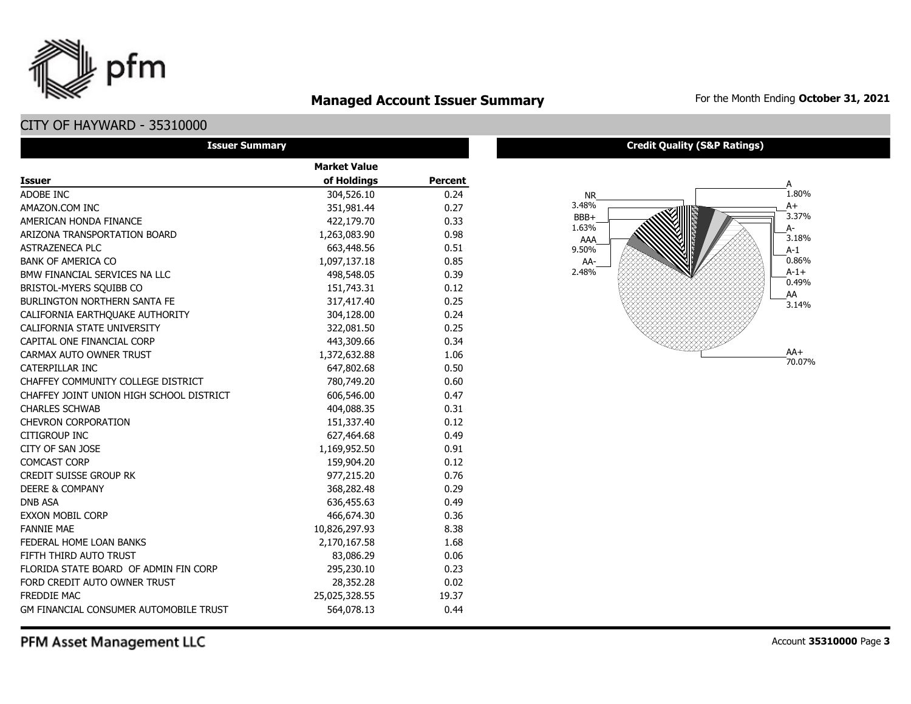# Managed Account Issuer Summary

For the Month Ending **October 31, 2021**

## CITY OF HAYWARD - 35310000

### Issuer Summary

| Issuer | Market Value of Holdings | Percent |
|---|---|---|
| ADOBE INC | 304,526.10 | 0.24 |
| AMAZON.COM INC | 351,981.44 | 0.27 |
| AMERICAN HONDA FINANCE | 422,179.70 | 0.33 |
| ARIZONA TRANSPORTATION BOARD | 1,263,083.90 | 0.98 |
| ASTRAZENECA PLC | 663,448.56 | 0.51 |
| BANK OF AMERICA CO | 1,097,137.18 | 0.85 |
| BMW FINANCIAL SERVICES NA LLC | 498,548.05 | 0.39 |
| BRISTOL-MYERS SQUIBB CO | 151,743.31 | 0.12 |
| BURLINGTON NORTHERN SANTA FE | 317,417.40 | 0.25 |
| CALIFORNIA EARTHQUAKE AUTHORITY | 304,128.00 | 0.24 |
| CALIFORNIA STATE UNIVERSITY | 322,081.50 | 0.25 |
| CAPITAL ONE FINANCIAL CORP | 443,309.66 | 0.34 |
| CARMAX AUTO OWNER TRUST | 1,372,632.88 | 1.06 |
| CATERPILLAR INC | 647,802.68 | 0.50 |
| CHAFFEY COMMUNITY COLLEGE DISTRICT | 780,749.20 | 0.60 |
| CHAFFEY JOINT UNION HIGH SCHOOL DISTRICT | 606,546.00 | 0.47 |
| CHARLES SCHWAB | 404,088.35 | 0.31 |
| CHEVRON CORPORATION | 151,337.40 | 0.12 |
| CITIGROUP INC | 627,464.68 | 0.49 |
| CITY OF SAN JOSE | 1,169,952.50 | 0.91 |
| COMCAST CORP | 159,904.20 | 0.12 |
| CREDIT SUISSE GROUP RK | 977,215.20 | 0.76 |
| DEERE & COMPANY | 368,282.48 | 0.29 |
| DNB ASA | 636,455.63 | 0.49 |
| EXXON MOBIL CORP | 466,674.30 | 0.36 |
| FANNIE MAE | 10,826,297.93 | 8.38 |
| FEDERAL HOME LOAN BANKS | 2,170,167.58 | 1.68 |
| FIFTH THIRD AUTO TRUST | 83,086.29 | 0.06 |
| FLORIDA STATE BOARD OF ADMIN FIN CORP | 295,230.10 | 0.23 |
| FORD CREDIT AUTO OWNER TRUST | 28,352.28 | 0.02 |
| FREDDIE MAC | 25,025,328.55 | 19.37 |
| GM FINANCIAL CONSUMER AUTOMOBILE TRUST | 564,078.13 | 0.44 |

### Credit Quality (S&P Ratings)

| Rating | Percent |
|---|---|
| A | 1.80% |
| A+ | 3.37% |
| A- | 3.18% |
| A-1 | 0.86% |
| A-1+ | 0.49% |
| AA | 3.14% |
| AA+ | 70.07% |
| AA- | 2.48% |
| AAA | 9.50% |
| BBB+ | 1.63% |
| NR | 3.48% |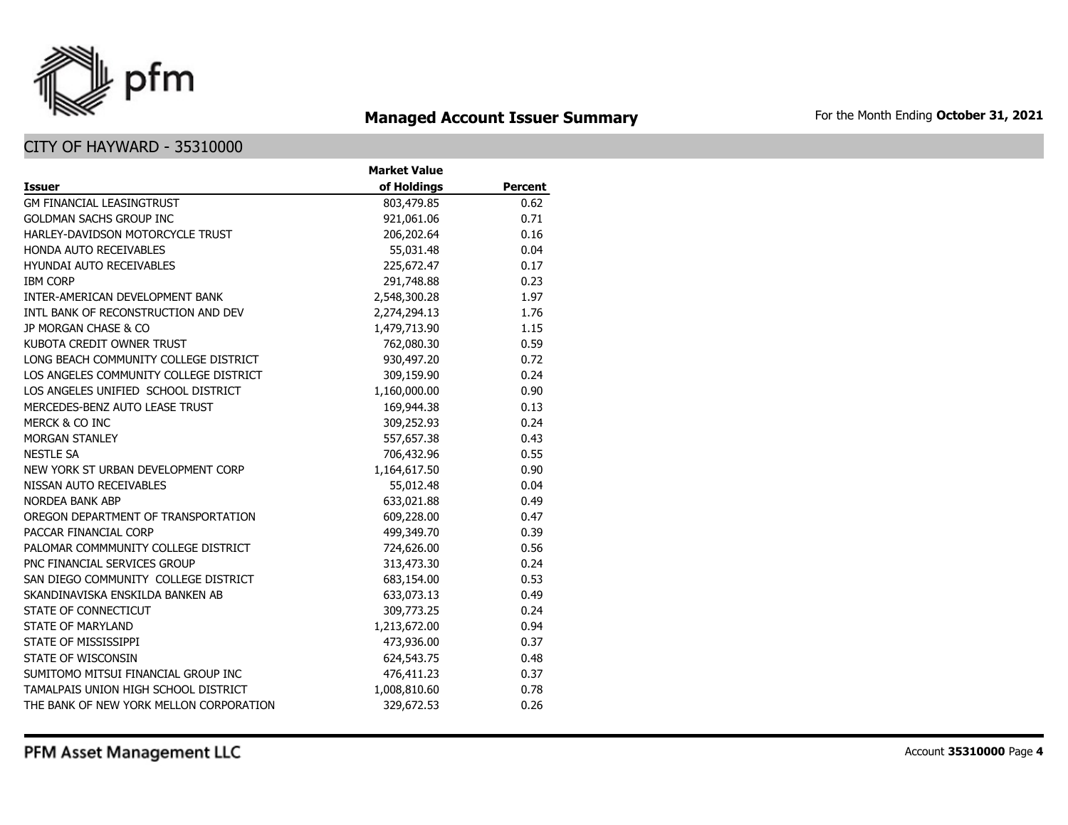# Managed Account Issuer Summary

For the Month Ending **October 31, 2021**

## CITY OF HAYWARD - 35310000

| Issuer | Market Value of Holdings | Percent |
|---|---|---|
| GM FINANCIAL LEASINGTRUST | 803,479.85 | 0.62 |
| GOLDMAN SACHS GROUP INC | 921,061.06 | 0.71 |
| HARLEY-DAVIDSON MOTORCYCLE TRUST | 206,202.64 | 0.16 |
| HONDA AUTO RECEIVABLES | 55,031.48 | 0.04 |
| HYUNDAI AUTO RECEIVABLES | 225,672.47 | 0.17 |
| IBM CORP | 291,748.88 | 0.23 |
| INTER-AMERICAN DEVELOPMENT BANK | 2,548,300.28 | 1.97 |
| INTL BANK OF RECONSTRUCTION AND DEV | 2,274,294.13 | 1.76 |
| JP MORGAN CHASE & CO | 1,479,713.90 | 1.15 |
| KUBOTA CREDIT OWNER TRUST | 762,080.30 | 0.59 |
| LONG BEACH COMMUNITY COLLEGE DISTRICT | 930,497.20 | 0.72 |
| LOS ANGELES COMMUNITY COLLEGE DISTRICT | 309,159.90 | 0.24 |
| LOS ANGELES UNIFIED SCHOOL DISTRICT | 1,160,000.00 | 0.90 |
| MERCEDES-BENZ AUTO LEASE TRUST | 169,944.38 | 0.13 |
| MERCK & CO INC | 309,252.93 | 0.24 |
| MORGAN STANLEY | 557,657.38 | 0.43 |
| NESTLE SA | 706,432.96 | 0.55 |
| NEW YORK ST URBAN DEVELOPMENT CORP | 1,164,617.50 | 0.90 |
| NISSAN AUTO RECEIVABLES | 55,012.48 | 0.04 |
| NORDEA BANK ABP | 633,021.88 | 0.49 |
| OREGON DEPARTMENT OF TRANSPORTATION | 609,228.00 | 0.47 |
| PACCAR FINANCIAL CORP | 499,349.70 | 0.39 |
| PALOMAR COMMMUNITY COLLEGE DISTRICT | 724,626.00 | 0.56 |
| PNC FINANCIAL SERVICES GROUP | 313,473.30 | 0.24 |
| SAN DIEGO COMMUNITY COLLEGE DISTRICT | 683,154.00 | 0.53 |
| SKANDINAVISKA ENSKILDA BANKEN AB | 633,073.13 | 0.49 |
| STATE OF CONNECTICUT | 309,773.25 | 0.24 |
| STATE OF MARYLAND | 1,213,672.00 | 0.94 |
| STATE OF MISSISSIPPI | 473,936.00 | 0.37 |
| STATE OF WISCONSIN | 624,543.75 | 0.48 |
| SUMITOMO MITSUI FINANCIAL GROUP INC | 476,411.23 | 0.37 |
| TAMALPAIS UNION HIGH SCHOOL DISTRICT | 1,008,810.60 | 0.78 |
| THE BANK OF NEW YORK MELLON CORPORATION | 329,672.53 | 0.26 |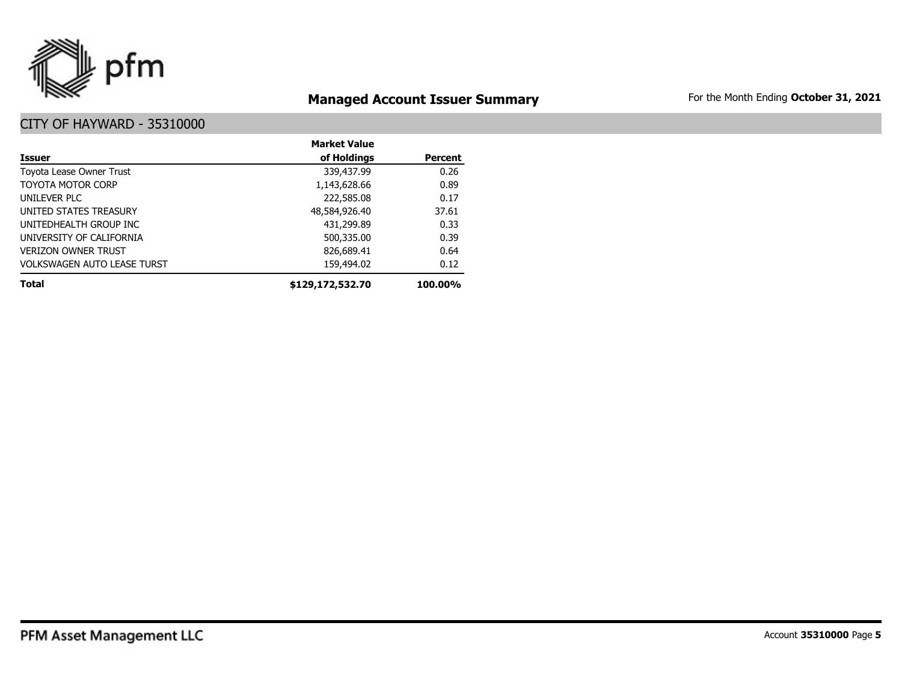## Managed Account Issuer Summary

For the Month Ending **October 31, 2021**

### CITY OF HAYWARD - 35310000

| Issuer | Market Value of Holdings | Percent |
|---|---|---|
| Toyota Lease Owner Trust | 339,437.99 | 0.26 |
| TOYOTA MOTOR CORP | 1,143,628.66 | 0.89 |
| UNILEVER PLC | 222,585.08 | 0.17 |
| UNITED STATES TREASURY | 48,584,926.40 | 37.61 |
| UNITEDHEALTH GROUP INC | 431,299.89 | 0.33 |
| UNIVERSITY OF CALIFORNIA | 500,335.00 | 0.39 |
| VERIZON OWNER TRUST | 826,689.41 | 0.64 |
| VOLKSWAGEN AUTO LEASE TURST | 159,494.02 | 0.12 |
| **Total** | **$129,172,532.70** | **100.00%** |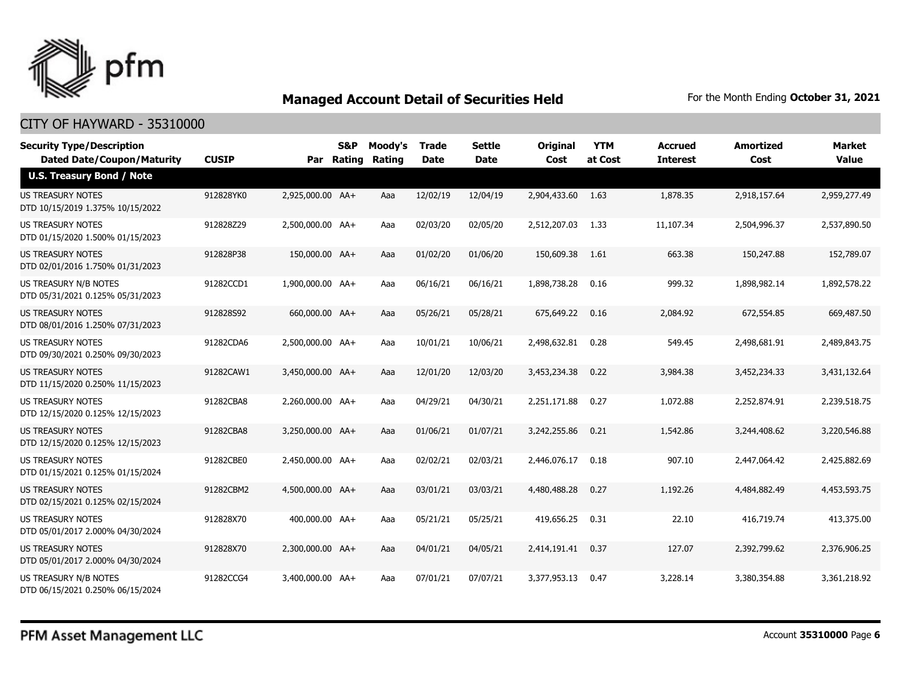## Managed Account Detail of Securities Held

For the Month Ending **October 31, 2021**

### CITY OF HAYWARD - 35310000

| Security Type/Description<br>Dated Date/Coupon/Maturity | CUSIP | Par | S&P Rating | Moody's Rating | Trade Date | Settle Date | Original Cost | YTM at Cost | Accrued Interest | Amortized Cost | Market Value |
|---|---|---|---|---|---|---|---|---|---|---|---|
| **U.S. Treasury Bond / Note** | | | | | | | | | | | |
| US TREASURY NOTES<br>DTD 10/15/2019 1.375% 10/15/2022 | 912828YK0 | 2,925,000.00 | AA+ | Aaa | 12/02/19 | 12/04/19 | 2,904,433.60 | 1.63 | 1,878.35 | 2,918,157.64 | 2,959,277.49 |
| US TREASURY NOTES<br>DTD 01/15/2020 1.500% 01/15/2023 | 912828Z29 | 2,500,000.00 | AA+ | Aaa | 02/03/20 | 02/05/20 | 2,512,207.03 | 1.33 | 11,107.34 | 2,504,996.37 | 2,537,890.50 |
| US TREASURY NOTES<br>DTD 02/01/2016 1.750% 01/31/2023 | 912828P38 | 150,000.00 | AA+ | Aaa | 01/02/20 | 01/06/20 | 150,609.38 | 1.61 | 663.38 | 150,247.88 | 152,789.07 |
| US TREASURY N/B NOTES<br>DTD 05/31/2021 0.125% 05/31/2023 | 91282CCD1 | 1,900,000.00 | AA+ | Aaa | 06/16/21 | 06/16/21 | 1,898,738.28 | 0.16 | 999.32 | 1,898,982.14 | 1,892,578.22 |
| US TREASURY NOTES<br>DTD 08/01/2016 1.250% 07/31/2023 | 912828S92 | 660,000.00 | AA+ | Aaa | 05/26/21 | 05/28/21 | 675,649.22 | 0.16 | 2,084.92 | 672,554.85 | 669,487.50 |
| US TREASURY NOTES<br>DTD 09/30/2021 0.250% 09/30/2023 | 91282CDA6 | 2,500,000.00 | AA+ | Aaa | 10/01/21 | 10/06/21 | 2,498,632.81 | 0.28 | 549.45 | 2,498,681.91 | 2,489,843.75 |
| US TREASURY NOTES<br>DTD 11/15/2020 0.250% 11/15/2023 | 91282CAW1 | 3,450,000.00 | AA+ | Aaa | 12/01/20 | 12/03/20 | 3,453,234.38 | 0.22 | 3,984.38 | 3,452,234.33 | 3,431,132.64 |
| US TREASURY NOTES<br>DTD 12/15/2020 0.125% 12/15/2023 | 91282CBA8 | 2,260,000.00 | AA+ | Aaa | 04/29/21 | 04/30/21 | 2,251,171.88 | 0.27 | 1,072.88 | 2,252,874.91 | 2,239,518.75 |
| US TREASURY NOTES<br>DTD 12/15/2020 0.125% 12/15/2023 | 91282CBA8 | 3,250,000.00 | AA+ | Aaa | 01/06/21 | 01/07/21 | 3,242,255.86 | 0.21 | 1,542.86 | 3,244,408.62 | 3,220,546.88 |
| US TREASURY NOTES<br>DTD 01/15/2021 0.125% 01/15/2024 | 91282CBE0 | 2,450,000.00 | AA+ | Aaa | 02/02/21 | 02/03/21 | 2,446,076.17 | 0.18 | 907.10 | 2,447,064.42 | 2,425,882.69 |
| US TREASURY NOTES<br>DTD 02/15/2021 0.125% 02/15/2024 | 91282CBM2 | 4,500,000.00 | AA+ | Aaa | 03/01/21 | 03/03/21 | 4,480,488.28 | 0.27 | 1,192.26 | 4,484,882.49 | 4,453,593.75 |
| US TREASURY NOTES<br>DTD 05/01/2017 2.000% 04/30/2024 | 912828X70 | 400,000.00 | AA+ | Aaa | 05/21/21 | 05/25/21 | 419,656.25 | 0.31 | 22.10 | 416,719.74 | 413,375.00 |
| US TREASURY NOTES<br>DTD 05/01/2017 2.000% 04/30/2024 | 912828X70 | 2,300,000.00 | AA+ | Aaa | 04/01/21 | 04/05/21 | 2,414,191.41 | 0.37 | 127.07 | 2,392,799.62 | 2,376,906.25 |
| US TREASURY N/B NOTES<br>DTD 06/15/2021 0.250% 06/15/2024 | 91282CCG4 | 3,400,000.00 | AA+ | Aaa | 07/01/21 | 07/07/21 | 3,377,953.13 | 0.47 | 3,228.14 | 3,380,354.88 | 3,361,218.92 |

PFM Asset Management LLC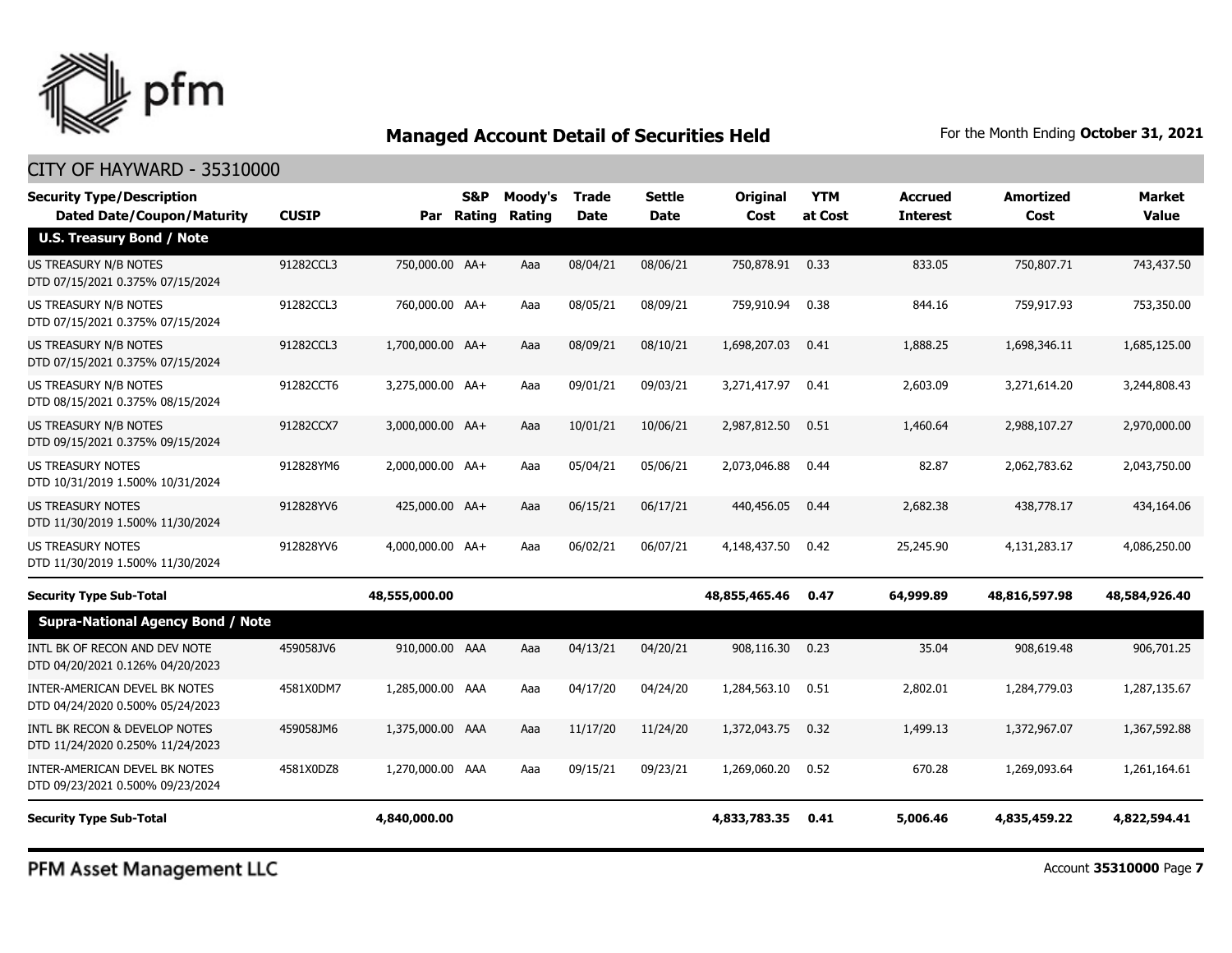## Managed Account Detail of Securities Held

For the Month Ending **October 31, 2021**

CITY OF HAYWARD - 35310000

| Security Type/Description Dated Date/Coupon/Maturity | CUSIP | Par | S&P Rating | Moody's Rating | Trade Date | Settle Date | Original Cost | YTM at Cost | Accrued Interest | Amortized Cost | Market Value |
|---|---|---|---|---|---|---|---|---|---|---|---|
| **U.S. Treasury Bond / Note** | | | | | | | | | | | |
| US TREASURY N/B NOTES DTD 07/15/2021 0.375% 07/15/2024 | 91282CCL3 | 750,000.00 | AA+ | Aaa | 08/04/21 | 08/06/21 | 750,878.91 | 0.33 | 833.05 | 750,807.71 | 743,437.50 |
| US TREASURY N/B NOTES DTD 07/15/2021 0.375% 07/15/2024 | 91282CCL3 | 760,000.00 | AA+ | Aaa | 08/05/21 | 08/09/21 | 759,910.94 | 0.38 | 844.16 | 759,917.93 | 753,350.00 |
| US TREASURY N/B NOTES DTD 07/15/2021 0.375% 07/15/2024 | 91282CCL3 | 1,700,000.00 | AA+ | Aaa | 08/09/21 | 08/10/21 | 1,698,207.03 | 0.41 | 1,888.25 | 1,698,346.11 | 1,685,125.00 |
| US TREASURY N/B NOTES DTD 08/15/2021 0.375% 08/15/2024 | 91282CCT6 | 3,275,000.00 | AA+ | Aaa | 09/01/21 | 09/03/21 | 3,271,417.97 | 0.41 | 2,603.09 | 3,271,614.20 | 3,244,808.43 |
| US TREASURY N/B NOTES DTD 09/15/2021 0.375% 09/15/2024 | 91282CCX7 | 3,000,000.00 | AA+ | Aaa | 10/01/21 | 10/06/21 | 2,987,812.50 | 0.51 | 1,460.64 | 2,988,107.27 | 2,970,000.00 |
| US TREASURY NOTES DTD 10/31/2019 1.500% 10/31/2024 | 912828YM6 | 2,000,000.00 | AA+ | Aaa | 05/04/21 | 05/06/21 | 2,073,046.88 | 0.44 | 82.87 | 2,062,783.62 | 2,043,750.00 |
| US TREASURY NOTES DTD 11/30/2019 1.500% 11/30/2024 | 912828YV6 | 425,000.00 | AA+ | Aaa | 06/15/21 | 06/17/21 | 440,456.05 | 0.44 | 2,682.38 | 438,778.17 | 434,164.06 |
| US TREASURY NOTES DTD 11/30/2019 1.500% 11/30/2024 | 912828YV6 | 4,000,000.00 | AA+ | Aaa | 06/02/21 | 06/07/21 | 4,148,437.50 | 0.42 | 25,245.90 | 4,131,283.17 | 4,086,250.00 |
| **Security Type Sub-Total** | | **48,555,000.00** | | | | | **48,855,465.46** | **0.47** | **64,999.89** | **48,816,597.98** | **48,584,926.40** |
| **Supra-National Agency Bond / Note** | | | | | | | | | | | |
| INTL BK OF RECON AND DEV NOTE DTD 04/20/2021 0.126% 04/20/2023 | 459058JV6 | 910,000.00 | AAA | Aaa | 04/13/21 | 04/20/21 | 908,116.30 | 0.23 | 35.04 | 908,619.48 | 906,701.25 |
| INTER-AMERICAN DEVEL BK NOTES DTD 04/24/2020 0.500% 05/24/2023 | 4581X0DM7 | 1,285,000.00 | AAA | Aaa | 04/17/20 | 04/24/20 | 1,284,563.10 | 0.51 | 2,802.01 | 1,284,779.03 | 1,287,135.67 |
| INTL BK RECON & DEVELOP NOTES DTD 11/24/2020 0.250% 11/24/2023 | 459058JM6 | 1,375,000.00 | AAA | Aaa | 11/17/20 | 11/24/20 | 1,372,043.75 | 0.32 | 1,499.13 | 1,372,967.07 | 1,367,592.88 |
| INTER-AMERICAN DEVEL BK NOTES DTD 09/23/2021 0.500% 09/23/2024 | 4581X0DZ8 | 1,270,000.00 | AAA | Aaa | 09/15/21 | 09/23/21 | 1,269,060.20 | 0.52 | 670.28 | 1,269,093.64 | 1,261,164.61 |
| **Security Type Sub-Total** | | **4,840,000.00** | | | | | **4,833,783.35** | **0.41** | **5,006.46** | **4,835,459.22** | **4,822,594.41** |

PFM Asset Management LLC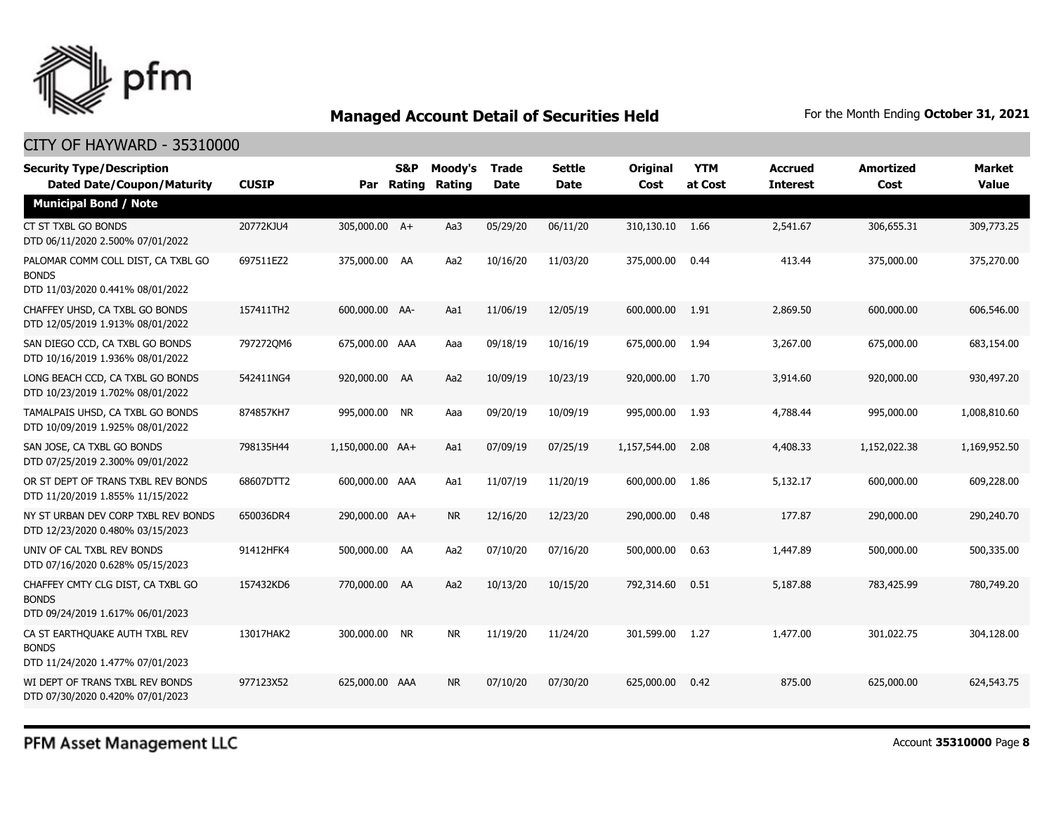# Managed Account Detail of Securities Held

For the Month Ending **October 31, 2021**

## CITY OF HAYWARD - 35310000

| Security Type/Description<br>Dated Date/Coupon/Maturity | CUSIP | Par | S&P Rating | Moody's Rating | Trade Date | Settle Date | Original Cost | YTM at Cost | Accrued Interest | Amortized Cost | Market Value |
|---|---|---|---|---|---|---|---|---|---|---|---|
| **Municipal Bond / Note** | | | | | | | | | | | |
| CT ST TXBL GO BONDS<br>DTD 06/11/2020 2.500% 07/01/2022 | 20772KJU4 | 305,000.00 | A+ | Aa3 | 05/29/20 | 06/11/20 | 310,130.10 | 1.66 | 2,541.67 | 306,655.31 | 309,773.25 |
| PALOMAR COMM COLL DIST, CA TXBL GO BONDS<br>DTD 11/03/2020 0.441% 08/01/2022 | 697511EZ2 | 375,000.00 | AA | Aa2 | 10/16/20 | 11/03/20 | 375,000.00 | 0.44 | 413.44 | 375,000.00 | 375,270.00 |
| CHAFFEY UHSD, CA TXBL GO BONDS<br>DTD 12/05/2019 1.913% 08/01/2022 | 157411TH2 | 600,000.00 | AA- | Aa1 | 11/06/19 | 12/05/19 | 600,000.00 | 1.91 | 2,869.50 | 600,000.00 | 606,546.00 |
| SAN DIEGO CCD, CA TXBL GO BONDS<br>DTD 10/16/2019 1.936% 08/01/2022 | 797272QM6 | 675,000.00 | AAA | Aaa | 09/18/19 | 10/16/19 | 675,000.00 | 1.94 | 3,267.00 | 675,000.00 | 683,154.00 |
| LONG BEACH CCD, CA TXBL GO BONDS<br>DTD 10/23/2019 1.702% 08/01/2022 | 542411NG4 | 920,000.00 | AA | Aa2 | 10/09/19 | 10/23/19 | 920,000.00 | 1.70 | 3,914.60 | 920,000.00 | 930,497.20 |
| TAMALPAIS UHSD, CA TXBL GO BONDS<br>DTD 10/09/2019 1.925% 08/01/2022 | 874857KH7 | 995,000.00 | NR | Aaa | 09/20/19 | 10/09/19 | 995,000.00 | 1.93 | 4,788.44 | 995,000.00 | 1,008,810.60 |
| SAN JOSE, CA TXBL GO BONDS<br>DTD 07/25/2019 2.300% 09/01/2022 | 798135H44 | 1,150,000.00 | AA+ | Aa1 | 07/09/19 | 07/25/19 | 1,157,544.00 | 2.08 | 4,408.33 | 1,152,022.38 | 1,169,952.50 |
| OR ST DEPT OF TRANS TXBL REV BONDS<br>DTD 11/20/2019 1.855% 11/15/2022 | 68607DTT2 | 600,000.00 | AAA | Aa1 | 11/07/19 | 11/20/19 | 600,000.00 | 1.86 | 5,132.17 | 600,000.00 | 609,228.00 |
| NY ST URBAN DEV CORP TXBL REV BONDS<br>DTD 12/23/2020 0.480% 03/15/2023 | 650036DR4 | 290,000.00 | AA+ | NR | 12/16/20 | 12/23/20 | 290,000.00 | 0.48 | 177.87 | 290,000.00 | 290,240.70 |
| UNIV OF CAL TXBL REV BONDS<br>DTD 07/16/2020 0.628% 05/15/2023 | 91412HFK4 | 500,000.00 | AA | Aa2 | 07/10/20 | 07/16/20 | 500,000.00 | 0.63 | 1,447.89 | 500,000.00 | 500,335.00 |
| CHAFFEY CMTY CLG DIST, CA TXBL GO BONDS<br>DTD 09/24/2019 1.617% 06/01/2023 | 157432KD6 | 770,000.00 | AA | Aa2 | 10/13/20 | 10/15/20 | 792,314.60 | 0.51 | 5,187.88 | 783,425.99 | 780,749.20 |
| CA ST EARTHQUAKE AUTH TXBL REV BONDS<br>DTD 11/24/2020 1.477% 07/01/2023 | 13017HAK2 | 300,000.00 | NR | NR | 11/19/20 | 11/24/20 | 301,599.00 | 1.27 | 1,477.00 | 301,022.75 | 304,128.00 |
| WI DEPT OF TRANS TXBL REV BONDS<br>DTD 07/30/2020 0.420% 07/01/2023 | 977123X52 | 625,000.00 | AAA | NR | 07/10/20 | 07/30/20 | 625,000.00 | 0.42 | 875.00 | 625,000.00 | 624,543.75 |

PFM Asset Management LLC

Account **35310000**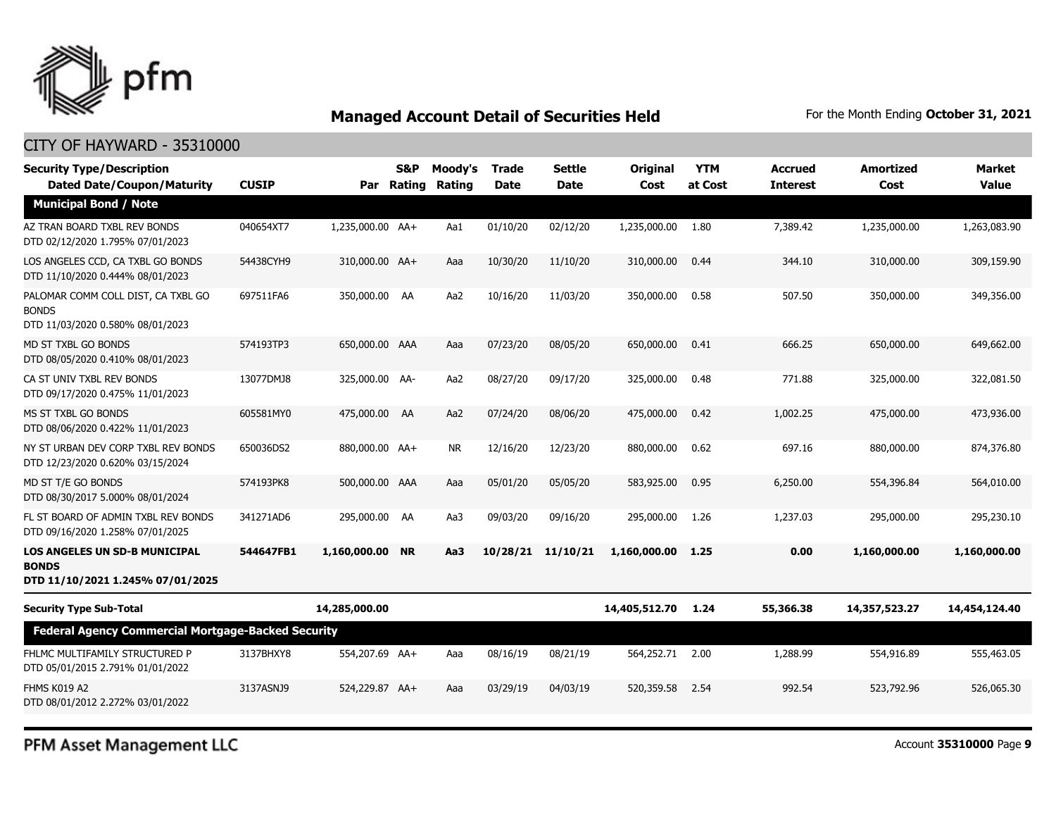## Managed Account Detail of Securities Held

For the Month Ending **October 31, 2021**

CITY OF HAYWARD - 35310000

| Security Type/Description Dated Date/Coupon/Maturity | CUSIP | Par | S&P Rating | Moody's Rating | Trade Date | Settle Date | Original Cost | YTM at Cost | Accrued Interest | Amortized Cost | Market Value |
|---|---|---|---|---|---|---|---|---|---|---|---|
| **Municipal Bond / Note** | | | | | | | | | | | |
| AZ TRAN BOARD TXBL REV BONDS DTD 02/12/2020 1.795% 07/01/2023 | 040654XT7 | 1,235,000.00 | AA+ | Aa1 | 01/10/20 | 02/12/20 | 1,235,000.00 | 1.80 | 7,389.42 | 1,235,000.00 | 1,263,083.90 |
| LOS ANGELES CCD, CA TXBL GO BONDS DTD 11/10/2020 0.444% 08/01/2023 | 54438CYH9 | 310,000.00 | AA+ | Aaa | 10/30/20 | 11/10/20 | 310,000.00 | 0.44 | 344.10 | 310,000.00 | 309,159.90 |
| PALOMAR COMM COLL DIST, CA TXBL GO BONDS DTD 11/03/2020 0.580% 08/01/2023 | 697511FA6 | 350,000.00 | AA | Aa2 | 10/16/20 | 11/03/20 | 350,000.00 | 0.58 | 507.50 | 350,000.00 | 349,356.00 |
| MD ST TXBL GO BONDS DTD 08/05/2020 0.410% 08/01/2023 | 574193TP3 | 650,000.00 | AAA | Aaa | 07/23/20 | 08/05/20 | 650,000.00 | 0.41 | 666.25 | 650,000.00 | 649,662.00 |
| CA ST UNIV TXBL REV BONDS DTD 09/17/2020 0.475% 11/01/2023 | 13077DMJ8 | 325,000.00 | AA- | Aa2 | 08/27/20 | 09/17/20 | 325,000.00 | 0.48 | 771.88 | 325,000.00 | 322,081.50 |
| MS ST TXBL GO BONDS DTD 08/06/2020 0.422% 11/01/2023 | 605581MY0 | 475,000.00 | AA | Aa2 | 07/24/20 | 08/06/20 | 475,000.00 | 0.42 | 1,002.25 | 475,000.00 | 473,936.00 |
| NY ST URBAN DEV CORP TXBL REV BONDS DTD 12/23/2020 0.620% 03/15/2024 | 650036DS2 | 880,000.00 | AA+ | NR | 12/16/20 | 12/23/20 | 880,000.00 | 0.62 | 697.16 | 880,000.00 | 874,376.80 |
| MD ST T/E GO BONDS DTD 08/30/2017 5.000% 08/01/2024 | 574193PK8 | 500,000.00 | AAA | Aaa | 05/01/20 | 05/05/20 | 583,925.00 | 0.95 | 6,250.00 | 554,396.84 | 564,010.00 |
| FL ST BOARD OF ADMIN TXBL REV BONDS DTD 09/16/2020 1.258% 07/01/2025 | 341271AD6 | 295,000.00 | AA | Aa3 | 09/03/20 | 09/16/20 | 295,000.00 | 1.26 | 1,237.03 | 295,000.00 | 295,230.10 |
| **LOS ANGELES UN SD-B MUNICIPAL BONDS DTD 11/10/2021 1.245% 07/01/2025** | **544647FB1** | **1,160,000.00** | **NR** | **Aa3** | **10/28/21** | **11/10/21** | **1,160,000.00** | **1.25** | **0.00** | **1,160,000.00** | **1,160,000.00** |
| **Security Type Sub-Total** | | **14,285,000.00** | | | | | **14,405,512.70** | **1.24** | **55,366.38** | **14,357,523.27** | **14,454,124.40** |
| **Federal Agency Commercial Mortgage-Backed Security** | | | | | | | | | | | |
| FHLMC MULTIFAMILY STRUCTURED P DTD 05/01/2015 2.791% 01/01/2022 | 3137BHXY8 | 554,207.69 | AA+ | Aaa | 08/16/19 | 08/21/19 | 564,252.71 | 2.00 | 1,288.99 | 554,916.89 | 555,463.05 |
| FHMS K019 A2 DTD 08/01/2012 2.272% 03/01/2022 | 3137ASNJ9 | 524,229.87 | AA+ | Aaa | 03/29/19 | 04/03/19 | 520,359.58 | 2.54 | 992.54 | 523,792.96 | 526,065.30 |

PFM Asset Management LLC

Account **35310000**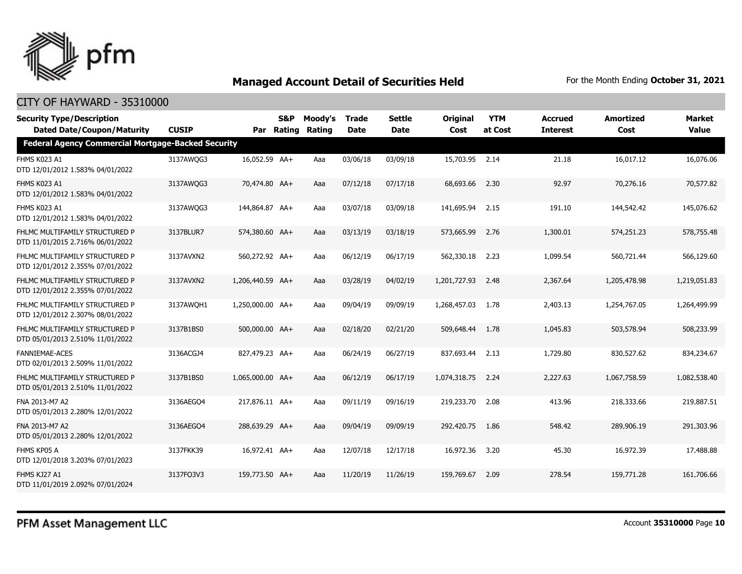# Managed Account Detail of Securities Held

For the Month Ending **October 31, 2021**

## CITY OF HAYWARD - 35310000

| Security Type/Description Dated Date/Coupon/Maturity | CUSIP | Par | S&P Rating | Moody's Rating | Trade Date | Settle Date | Original Cost | YTM at Cost | Accrued Interest | Amortized Cost | Market Value |
|---|---|---|---|---|---|---|---|---|---|---|---|
| **Federal Agency Commercial Mortgage-Backed Security** | | | | | | | | | | | |
| FHMS K023 A1 DTD 12/01/2012 1.583% 04/01/2022 | 3137AWQG3 | 16,052.59 | AA+ | Aaa | 03/06/18 | 03/09/18 | 15,703.95 | 2.14 | 21.18 | 16,017.12 | 16,076.06 |
| FHMS K023 A1 DTD 12/01/2012 1.583% 04/01/2022 | 3137AWQG3 | 70,474.80 | AA+ | Aaa | 07/12/18 | 07/17/18 | 68,693.66 | 2.30 | 92.97 | 70,276.16 | 70,577.82 |
| FHMS K023 A1 DTD 12/01/2012 1.583% 04/01/2022 | 3137AWQG3 | 144,864.87 | AA+ | Aaa | 03/07/18 | 03/09/18 | 141,695.94 | 2.15 | 191.10 | 144,542.42 | 145,076.62 |
| FHLMC MULTIFAMILY STRUCTURED P DTD 11/01/2015 2.716% 06/01/2022 | 3137BLUR7 | 574,380.60 | AA+ | Aaa | 03/13/19 | 03/18/19 | 573,665.99 | 2.76 | 1,300.01 | 574,251.23 | 578,755.48 |
| FHLMC MULTIFAMILY STRUCTURED P DTD 12/01/2012 2.355% 07/01/2022 | 3137AVXN2 | 560,272.92 | AA+ | Aaa | 06/12/19 | 06/17/19 | 562,330.18 | 2.23 | 1,099.54 | 560,721.44 | 566,129.60 |
| FHLMC MULTIFAMILY STRUCTURED P DTD 12/01/2012 2.355% 07/01/2022 | 3137AVXN2 | 1,206,440.59 | AA+ | Aaa | 03/28/19 | 04/02/19 | 1,201,727.93 | 2.48 | 2,367.64 | 1,205,478.98 | 1,219,051.83 |
| FHLMC MULTIFAMILY STRUCTURED P DTD 12/01/2012 2.307% 08/01/2022 | 3137AWQH1 | 1,250,000.00 | AA+ | Aaa | 09/04/19 | 09/09/19 | 1,268,457.03 | 1.78 | 2,403.13 | 1,254,767.05 | 1,264,499.99 |
| FHLMC MULTIFAMILY STRUCTURED P DTD 05/01/2013 2.510% 11/01/2022 | 3137B1BS0 | 500,000.00 | AA+ | Aaa | 02/18/20 | 02/21/20 | 509,648.44 | 1.78 | 1,045.83 | 503,578.94 | 508,233.99 |
| FANNIEMAE-ACES DTD 02/01/2013 2.509% 11/01/2022 | 3136ACGJ4 | 827,479.23 | AA+ | Aaa | 06/24/19 | 06/27/19 | 837,693.44 | 2.13 | 1,729.80 | 830,527.62 | 834,234.67 |
| FHLMC MULTIFAMILY STRUCTURED P DTD 05/01/2013 2.510% 11/01/2022 | 3137B1BS0 | 1,065,000.00 | AA+ | Aaa | 06/12/19 | 06/17/19 | 1,074,318.75 | 2.24 | 2,227.63 | 1,067,758.59 | 1,082,538.40 |
| FNA 2013-M7 A2 DTD 05/01/2013 2.280% 12/01/2022 | 3136AEGQ4 | 217,876.11 | AA+ | Aaa | 09/11/19 | 09/16/19 | 219,233.70 | 2.08 | 413.96 | 218,333.66 | 219,887.51 |
| FNA 2013-M7 A2 DTD 05/01/2013 2.280% 12/01/2022 | 3136AEGQ4 | 288,639.29 | AA+ | Aaa | 09/04/19 | 09/09/19 | 292,420.75 | 1.86 | 548.42 | 289,906.19 | 291,303.96 |
| FHMS KP05 A DTD 12/01/2018 3.203% 07/01/2023 | 3137FKK39 | 16,972.41 | AA+ | Aaa | 12/07/18 | 12/17/18 | 16,972.36 | 3.20 | 45.30 | 16,972.39 | 17,488.88 |
| FHMS KJ27 A1 DTD 11/01/2019 2.092% 07/01/2024 | 3137FQ3V3 | 159,773.50 | AA+ | Aaa | 11/20/19 | 11/26/19 | 159,769.67 | 2.09 | 278.54 | 159,771.28 | 161,706.66 |

PFM Asset Management LLC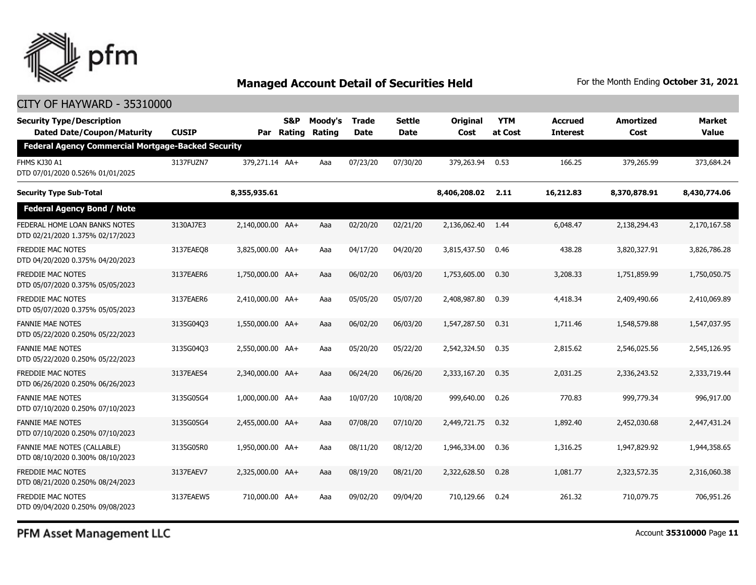## Managed Account Detail of Securities Held

For the Month Ending **October 31, 2021**

CITY OF HAYWARD - 35310000

| Security Type/Description<br>Dated Date/Coupon/Maturity | CUSIP | Par | S&P Rating | Moody's Rating | Trade Date | Settle Date | Original Cost | YTM at Cost | Accrued Interest | Amortized Cost | Market Value |
|---|---|---|---|---|---|---|---|---|---|---|---|
| **Federal Agency Commercial Mortgage-Backed Security** | | | | | | | | | | | |
| FHMS KJ30 A1<br>DTD 07/01/2020 0.526% 01/01/2025 | 3137FUZN7 | 379,271.14 | AA+ | Aaa | 07/23/20 | 07/30/20 | 379,263.94 | 0.53 | 166.25 | 379,265.99 | 373,684.24 |
| **Security Type Sub-Total** | | **8,355,935.61** | | | | | **8,406,208.02** | **2.11** | **16,212.83** | **8,370,878.91** | **8,430,774.06** |
| **Federal Agency Bond / Note** | | | | | | | | | | | |
| FEDERAL HOME LOAN BANKS NOTES<br>DTD 02/21/2020 1.375% 02/17/2023 | 3130AJ7E3 | 2,140,000.00 | AA+ | Aaa | 02/20/20 | 02/21/20 | 2,136,062.40 | 1.44 | 6,048.47 | 2,138,294.43 | 2,170,167.58 |
| FREDDIE MAC NOTES<br>DTD 04/20/2020 0.375% 04/20/2023 | 3137EAEQ8 | 3,825,000.00 | AA+ | Aaa | 04/17/20 | 04/20/20 | 3,815,437.50 | 0.46 | 438.28 | 3,820,327.91 | 3,826,786.28 |
| FREDDIE MAC NOTES<br>DTD 05/07/2020 0.375% 05/05/2023 | 3137EAER6 | 1,750,000.00 | AA+ | Aaa | 06/02/20 | 06/03/20 | 1,753,605.00 | 0.30 | 3,208.33 | 1,751,859.99 | 1,750,050.75 |
| FREDDIE MAC NOTES<br>DTD 05/07/2020 0.375% 05/05/2023 | 3137EAER6 | 2,410,000.00 | AA+ | Aaa | 05/05/20 | 05/07/20 | 2,408,987.80 | 0.39 | 4,418.34 | 2,409,490.66 | 2,410,069.89 |
| FANNIE MAE NOTES<br>DTD 05/22/2020 0.250% 05/22/2023 | 3135G04Q3 | 1,550,000.00 | AA+ | Aaa | 06/02/20 | 06/03/20 | 1,547,287.50 | 0.31 | 1,711.46 | 1,548,579.88 | 1,547,037.95 |
| FANNIE MAE NOTES<br>DTD 05/22/2020 0.250% 05/22/2023 | 3135G04Q3 | 2,550,000.00 | AA+ | Aaa | 05/20/20 | 05/22/20 | 2,542,324.50 | 0.35 | 2,815.62 | 2,546,025.56 | 2,545,126.95 |
| FREDDIE MAC NOTES<br>DTD 06/26/2020 0.250% 06/26/2023 | 3137EAES4 | 2,340,000.00 | AA+ | Aaa | 06/24/20 | 06/26/20 | 2,333,167.20 | 0.35 | 2,031.25 | 2,336,243.52 | 2,333,719.44 |
| FANNIE MAE NOTES<br>DTD 07/10/2020 0.250% 07/10/2023 | 3135G05G4 | 1,000,000.00 | AA+ | Aaa | 10/07/20 | 10/08/20 | 999,640.00 | 0.26 | 770.83 | 999,779.34 | 996,917.00 |
| FANNIE MAE NOTES<br>DTD 07/10/2020 0.250% 07/10/2023 | 3135G05G4 | 2,455,000.00 | AA+ | Aaa | 07/08/20 | 07/10/20 | 2,449,721.75 | 0.32 | 1,892.40 | 2,452,030.68 | 2,447,431.24 |
| FANNIE MAE NOTES (CALLABLE)<br>DTD 08/10/2020 0.300% 08/10/2023 | 3135G05R0 | 1,950,000.00 | AA+ | Aaa | 08/11/20 | 08/12/20 | 1,946,334.00 | 0.36 | 1,316.25 | 1,947,829.92 | 1,944,358.65 |
| FREDDIE MAC NOTES<br>DTD 08/21/2020 0.250% 08/24/2023 | 3137EAEV7 | 2,325,000.00 | AA+ | Aaa | 08/19/20 | 08/21/20 | 2,322,628.50 | 0.28 | 1,081.77 | 2,323,572.35 | 2,316,060.38 |
| FREDDIE MAC NOTES<br>DTD 09/04/2020 0.250% 09/08/2023 | 3137EAEW5 | 710,000.00 | AA+ | Aaa | 09/02/20 | 09/04/20 | 710,129.66 | 0.24 | 261.32 | 710,079.75 | 706,951.26 |

PFM Asset Management LLC

Account **35310000**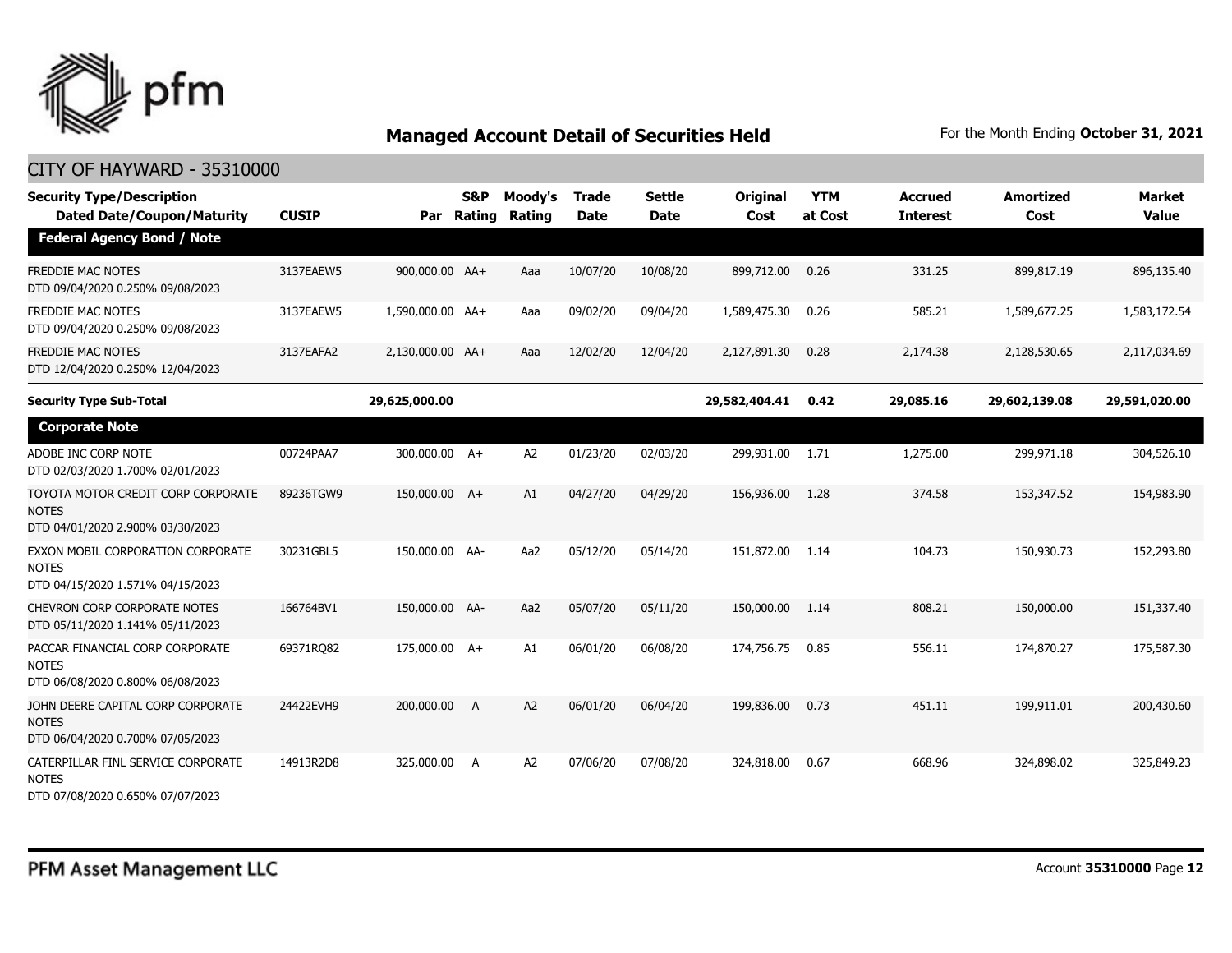## Managed Account Detail of Securities Held

For the Month Ending **October 31, 2021**

CITY OF HAYWARD - 35310000

| Security Type/Description Dated Date/Coupon/Maturity | CUSIP | Par | S&P Rating | Moody's Rating | Trade Date | Settle Date | Original Cost | YTM at Cost | Accrued Interest | Amortized Cost | Market Value |
|---|---|---|---|---|---|---|---|---|---|---|---|
| **Federal Agency Bond / Note** | | | | | | | | | | | |
| FREDDIE MAC NOTES DTD 09/04/2020 0.250% 09/08/2023 | 3137EAEW5 | 900,000.00 | AA+ | Aaa | 10/07/20 | 10/08/20 | 899,712.00 | 0.26 | 331.25 | 899,817.19 | 896,135.40 |
| FREDDIE MAC NOTES DTD 09/04/2020 0.250% 09/08/2023 | 3137EAEW5 | 1,590,000.00 | AA+ | Aaa | 09/02/20 | 09/04/20 | 1,589,475.30 | 0.26 | 585.21 | 1,589,677.25 | 1,583,172.54 |
| FREDDIE MAC NOTES DTD 12/04/2020 0.250% 12/04/2023 | 3137EAFA2 | 2,130,000.00 | AA+ | Aaa | 12/02/20 | 12/04/20 | 2,127,891.30 | 0.28 | 2,174.38 | 2,128,530.65 | 2,117,034.69 |
| **Security Type Sub-Total** | | **29,625,000.00** | | | | | **29,582,404.41** | **0.42** | **29,085.16** | **29,602,139.08** | **29,591,020.00** |
| **Corporate Note** | | | | | | | | | | | |
| ADOBE INC CORP NOTE DTD 02/03/2020 1.700% 02/01/2023 | 00724PAA7 | 300,000.00 | A+ | A2 | 01/23/20 | 02/03/20 | 299,931.00 | 1.71 | 1,275.00 | 299,971.18 | 304,526.10 |
| TOYOTA MOTOR CREDIT CORP CORPORATE NOTES DTD 04/01/2020 2.900% 03/30/2023 | 89236TGW9 | 150,000.00 | A+ | A1 | 04/27/20 | 04/29/20 | 156,936.00 | 1.28 | 374.58 | 153,347.52 | 154,983.90 |
| EXXON MOBIL CORPORATION CORPORATE NOTES DTD 04/15/2020 1.571% 04/15/2023 | 30231GBL5 | 150,000.00 | AA- | Aa2 | 05/12/20 | 05/14/20 | 151,872.00 | 1.14 | 104.73 | 150,930.73 | 152,293.80 |
| CHEVRON CORP CORPORATE NOTES DTD 05/11/2020 1.141% 05/11/2023 | 166764BV1 | 150,000.00 | AA- | Aa2 | 05/07/20 | 05/11/20 | 150,000.00 | 1.14 | 808.21 | 150,000.00 | 151,337.40 |
| PACCAR FINANCIAL CORP CORPORATE NOTES DTD 06/08/2020 0.800% 06/08/2023 | 69371RQ82 | 175,000.00 | A+ | A1 | 06/01/20 | 06/08/20 | 174,756.75 | 0.85 | 556.11 | 174,870.27 | 175,587.30 |
| JOHN DEERE CAPITAL CORP CORPORATE NOTES DTD 06/04/2020 0.700% 07/05/2023 | 24422EVH9 | 200,000.00 | A | A2 | 06/01/20 | 06/04/20 | 199,836.00 | 0.73 | 451.11 | 199,911.01 | 200,430.60 |
| CATERPILLAR FINL SERVICE CORPORATE NOTES DTD 07/08/2020 0.650% 07/07/2023 | 14913R2D8 | 325,000.00 | A | A2 | 07/06/20 | 07/08/20 | 324,818.00 | 0.67 | 668.96 | 324,898.02 | 325,849.23 |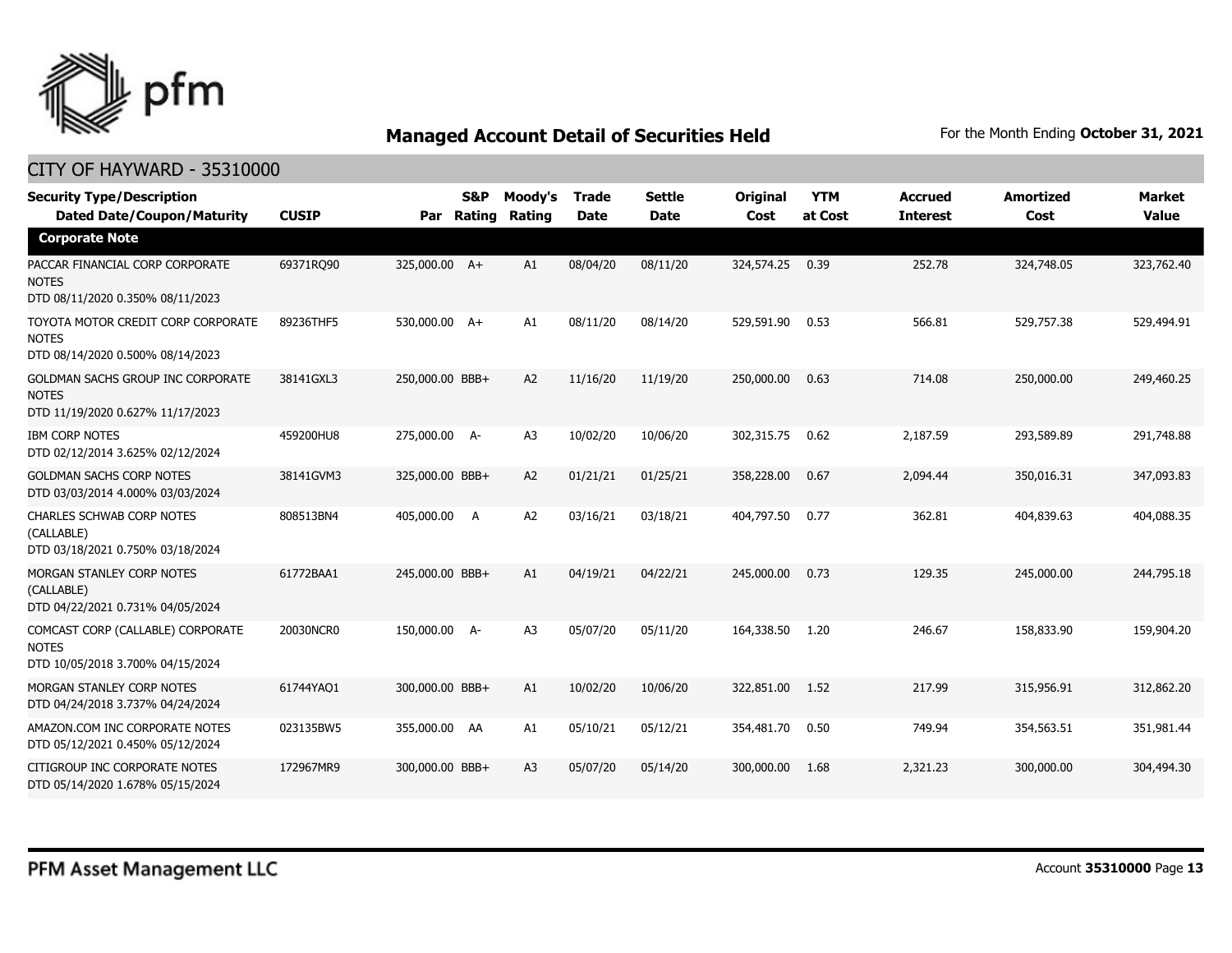## Managed Account Detail of Securities Held

For the Month Ending **October 31, 2021**

### CITY OF HAYWARD - 35310000

| Security Type/Description Dated Date/Coupon/Maturity | CUSIP | Par | S&P Rating | Moody's Rating | Trade Date | Settle Date | Original Cost | YTM at Cost | Accrued Interest | Amortized Cost | Market Value |
|---|---|---|---|---|---|---|---|---|---|---|---|
| **Corporate Note** | | | | | | | | | | | |
| PACCAR FINANCIAL CORP CORPORATE NOTES DTD 08/11/2020 0.350% 08/11/2023 | 69371RQ90 | 325,000.00 | A+ | A1 | 08/04/20 | 08/11/20 | 324,574.25 | 0.39 | 252.78 | 324,748.05 | 323,762.40 |
| TOYOTA MOTOR CREDIT CORP CORPORATE NOTES DTD 08/14/2020 0.500% 08/14/2023 | 89236THF5 | 530,000.00 | A+ | A1 | 08/11/20 | 08/14/20 | 529,591.90 | 0.53 | 566.81 | 529,757.38 | 529,494.91 |
| GOLDMAN SACHS GROUP INC CORPORATE NOTES DTD 11/19/2020 0.627% 11/17/2023 | 38141GXL3 | 250,000.00 | BBB+ | A2 | 11/16/20 | 11/19/20 | 250,000.00 | 0.63 | 714.08 | 250,000.00 | 249,460.25 |
| IBM CORP NOTES DTD 02/12/2014 3.625% 02/12/2024 | 459200HU8 | 275,000.00 | A- | A3 | 10/02/20 | 10/06/20 | 302,315.75 | 0.62 | 2,187.59 | 293,589.89 | 291,748.88 |
| GOLDMAN SACHS CORP NOTES DTD 03/03/2014 4.000% 03/03/2024 | 38141GVM3 | 325,000.00 | BBB+ | A2 | 01/21/21 | 01/25/21 | 358,228.00 | 0.67 | 2,094.44 | 350,016.31 | 347,093.83 |
| CHARLES SCHWAB CORP NOTES (CALLABLE) DTD 03/18/2021 0.750% 03/18/2024 | 808513BN4 | 405,000.00 | A | A2 | 03/16/21 | 03/18/21 | 404,797.50 | 0.77 | 362.81 | 404,839.63 | 404,088.35 |
| MORGAN STANLEY CORP NOTES (CALLABLE) DTD 04/22/2021 0.731% 04/05/2024 | 61772BAA1 | 245,000.00 | BBB+ | A1 | 04/19/21 | 04/22/21 | 245,000.00 | 0.73 | 129.35 | 245,000.00 | 244,795.18 |
| COMCAST CORP (CALLABLE) CORPORATE NOTES DTD 10/05/2018 3.700% 04/15/2024 | 20030NCR0 | 150,000.00 | A- | A3 | 05/07/20 | 05/11/20 | 164,338.50 | 1.20 | 246.67 | 158,833.90 | 159,904.20 |
| MORGAN STANLEY CORP NOTES DTD 04/24/2018 3.737% 04/24/2024 | 61744YAQ1 | 300,000.00 | BBB+ | A1 | 10/02/20 | 10/06/20 | 322,851.00 | 1.52 | 217.99 | 315,956.91 | 312,862.20 |
| AMAZON.COM INC CORPORATE NOTES DTD 05/12/2021 0.450% 05/12/2024 | 023135BW5 | 355,000.00 | AA | A1 | 05/10/21 | 05/12/21 | 354,481.70 | 0.50 | 749.94 | 354,563.51 | 351,981.44 |
| CITIGROUP INC CORPORATE NOTES DTD 05/14/2020 1.678% 05/15/2024 | 172967MR9 | 300,000.00 | BBB+ | A3 | 05/07/20 | 05/14/20 | 300,000.00 | 1.68 | 2,321.23 | 300,000.00 | 304,494.30 |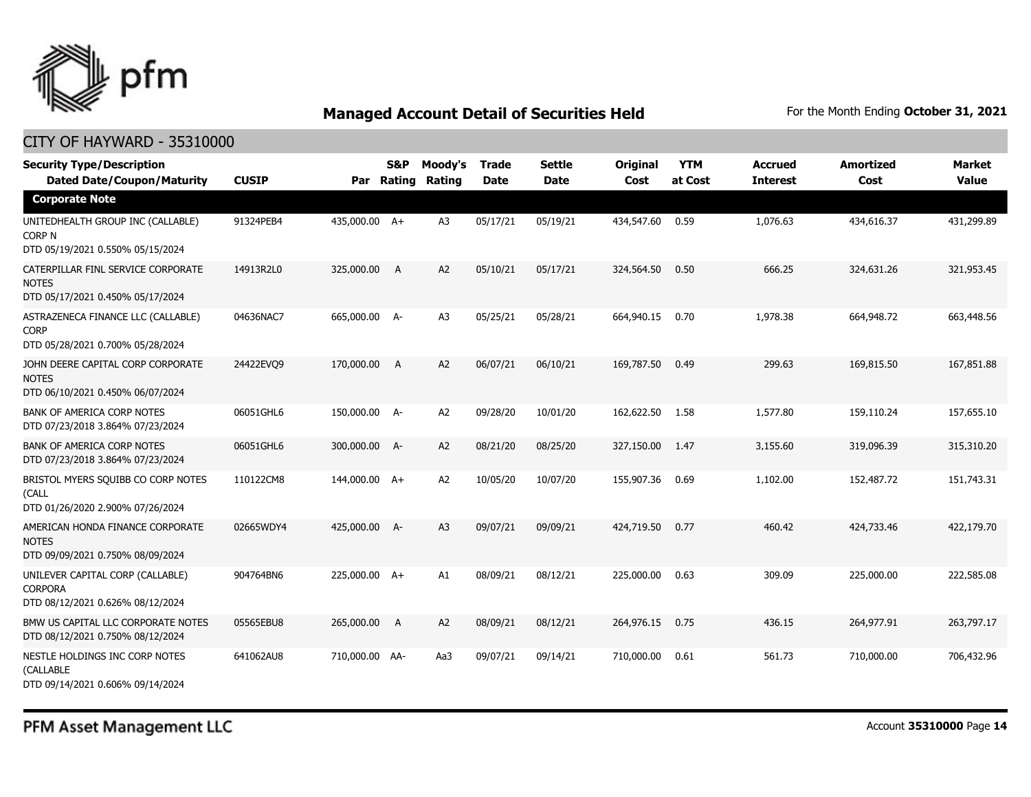## Managed Account Detail of Securities Held

For the Month Ending **October 31, 2021**

### CITY OF HAYWARD - 35310000

| Security Type/Description Dated Date/Coupon/Maturity | CUSIP | Par | S&P Rating | Moody's Rating | Trade Date | Settle Date | Original Cost | YTM at Cost | Accrued Interest | Amortized Cost | Market Value |
|---|---|---|---|---|---|---|---|---|---|---|---|
| **Corporate Note** | | | | | | | | | | | |
| UNITEDHEALTH GROUP INC (CALLABLE) CORP N DTD 05/19/2021 0.550% 05/15/2024 | 91324PEB4 | 435,000.00 | A+ | A3 | 05/17/21 | 05/19/21 | 434,547.60 | 0.59 | 1,076.63 | 434,616.37 | 431,299.89 |
| CATERPILLAR FINL SERVICE CORPORATE NOTES DTD 05/17/2021 0.450% 05/17/2024 | 14913R2L0 | 325,000.00 | A | A2 | 05/10/21 | 05/17/21 | 324,564.50 | 0.50 | 666.25 | 324,631.26 | 321,953.45 |
| ASTRAZENECA FINANCE LLC (CALLABLE) CORP DTD 05/28/2021 0.700% 05/28/2024 | 04636NAC7 | 665,000.00 | A- | A3 | 05/25/21 | 05/28/21 | 664,940.15 | 0.70 | 1,978.38 | 664,948.72 | 663,448.56 |
| JOHN DEERE CAPITAL CORP CORPORATE NOTES DTD 06/10/2021 0.450% 06/07/2024 | 24422EVQ9 | 170,000.00 | A | A2 | 06/07/21 | 06/10/21 | 169,787.50 | 0.49 | 299.63 | 169,815.50 | 167,851.88 |
| BANK OF AMERICA CORP NOTES DTD 07/23/2018 3.864% 07/23/2024 | 06051GHL6 | 150,000.00 | A- | A2 | 09/28/20 | 10/01/20 | 162,622.50 | 1.58 | 1,577.80 | 159,110.24 | 157,655.10 |
| BANK OF AMERICA CORP NOTES DTD 07/23/2018 3.864% 07/23/2024 | 06051GHL6 | 300,000.00 | A- | A2 | 08/21/20 | 08/25/20 | 327,150.00 | 1.47 | 3,155.60 | 319,096.39 | 315,310.20 |
| BRISTOL MYERS SQUIBB CO CORP NOTES (CALL DTD 01/26/2020 2.900% 07/26/2024 | 110122CM8 | 144,000.00 | A+ | A2 | 10/05/20 | 10/07/20 | 155,907.36 | 0.69 | 1,102.00 | 152,487.72 | 151,743.31 |
| AMERICAN HONDA FINANCE CORPORATE NOTES DTD 09/09/2021 0.750% 08/09/2024 | 02665WDY4 | 425,000.00 | A- | A3 | 09/07/21 | 09/09/21 | 424,719.50 | 0.77 | 460.42 | 424,733.46 | 422,179.70 |
| UNILEVER CAPITAL CORP (CALLABLE) CORPORA DTD 08/12/2021 0.626% 08/12/2024 | 904764BN6 | 225,000.00 | A+ | A1 | 08/09/21 | 08/12/21 | 225,000.00 | 0.63 | 309.09 | 225,000.00 | 222,585.08 |
| BMW US CAPITAL LLC CORPORATE NOTES DTD 08/12/2021 0.750% 08/12/2024 | 05565EBU8 | 265,000.00 | A | A2 | 08/09/21 | 08/12/21 | 264,976.15 | 0.75 | 436.15 | 264,977.91 | 263,797.17 |
| NESTLE HOLDINGS INC CORP NOTES (CALLABLE DTD 09/14/2021 0.606% 09/14/2024 | 641062AU8 | 710,000.00 | AA- | Aa3 | 09/07/21 | 09/14/21 | 710,000.00 | 0.61 | 561.73 | 710,000.00 | 706,432.96 |

PFM Asset Management LLC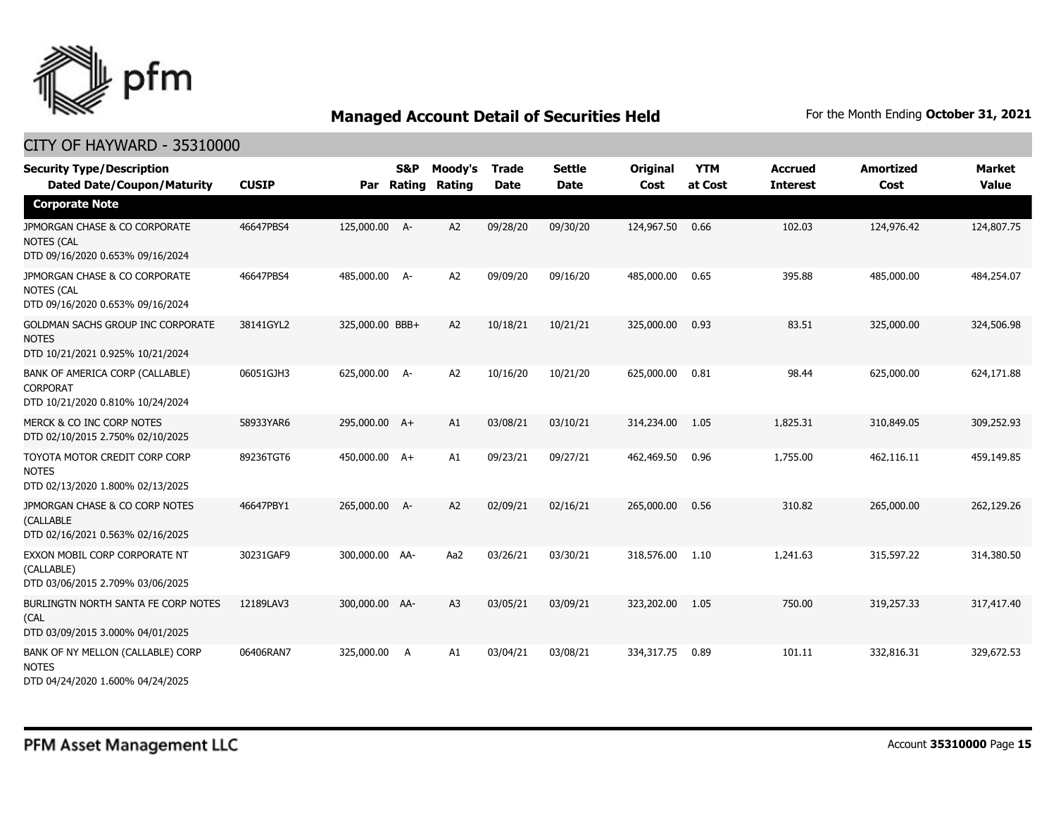## Managed Account Detail of Securities Held

For the Month Ending **October 31, 2021**

### CITY OF HAYWARD - 35310000

| Security Type/Description<br>Dated Date/Coupon/Maturity | CUSIP | Par | S&P Rating | Moody's Rating | Trade Date | Settle Date | Original Cost | YTM at Cost | Accrued Interest | Amortized Cost | Market Value |
|---|---|---|---|---|---|---|---|---|---|---|---|
| **Corporate Note** | | | | | | | | | | | |
| JPMORGAN CHASE & CO CORPORATE NOTES (CAL<br>DTD 09/16/2020 0.653% 09/16/2024 | 46647PBS4 | 125,000.00 | A- | A2 | 09/28/20 | 09/30/20 | 124,967.50 | 0.66 | 102.03 | 124,976.42 | 124,807.75 |
| JPMORGAN CHASE & CO CORPORATE NOTES (CAL<br>DTD 09/16/2020 0.653% 09/16/2024 | 46647PBS4 | 485,000.00 | A- | A2 | 09/09/20 | 09/16/20 | 485,000.00 | 0.65 | 395.88 | 485,000.00 | 484,254.07 |
| GOLDMAN SACHS GROUP INC CORPORATE NOTES<br>DTD 10/21/2021 0.925% 10/21/2024 | 38141GYL2 | 325,000.00 | BBB+ | A2 | 10/18/21 | 10/21/21 | 325,000.00 | 0.93 | 83.51 | 325,000.00 | 324,506.98 |
| BANK OF AMERICA CORP (CALLABLE) CORPORAT<br>DTD 10/21/2020 0.810% 10/24/2024 | 06051GJH3 | 625,000.00 | A- | A2 | 10/16/20 | 10/21/20 | 625,000.00 | 0.81 | 98.44 | 625,000.00 | 624,171.88 |
| MERCK & CO INC CORP NOTES<br>DTD 02/10/2015 2.750% 02/10/2025 | 58933YAR6 | 295,000.00 | A+ | A1 | 03/08/21 | 03/10/21 | 314,234.00 | 1.05 | 1,825.31 | 310,849.05 | 309,252.93 |
| TOYOTA MOTOR CREDIT CORP CORP NOTES<br>DTD 02/13/2020 1.800% 02/13/2025 | 89236TGT6 | 450,000.00 | A+ | A1 | 09/23/21 | 09/27/21 | 462,469.50 | 0.96 | 1,755.00 | 462,116.11 | 459,149.85 |
| JPMORGAN CHASE & CO CORP NOTES (CALLABLE<br>DTD 02/16/2021 0.563% 02/16/2025 | 46647PBY1 | 265,000.00 | A- | A2 | 02/09/21 | 02/16/21 | 265,000.00 | 0.56 | 310.82 | 265,000.00 | 262,129.26 |
| EXXON MOBIL CORP CORPORATE NT (CALLABLE)<br>DTD 03/06/2015 2.709% 03/06/2025 | 30231GAF9 | 300,000.00 | AA- | Aa2 | 03/26/21 | 03/30/21 | 318,576.00 | 1.10 | 1,241.63 | 315,597.22 | 314,380.50 |
| BURLINGTN NORTH SANTA FE CORP NOTES (CAL<br>DTD 03/09/2015 3.000% 04/01/2025 | 12189LAV3 | 300,000.00 | AA- | A3 | 03/05/21 | 03/09/21 | 323,202.00 | 1.05 | 750.00 | 319,257.33 | 317,417.40 |
| BANK OF NY MELLON (CALLABLE) CORP NOTES<br>DTD 04/24/2020 1.600% 04/24/2025 | 06406RAN7 | 325,000.00 | A | A1 | 03/04/21 | 03/08/21 | 334,317.75 | 0.89 | 101.11 | 332,816.31 | 329,672.53 |

PFM Asset Management LLC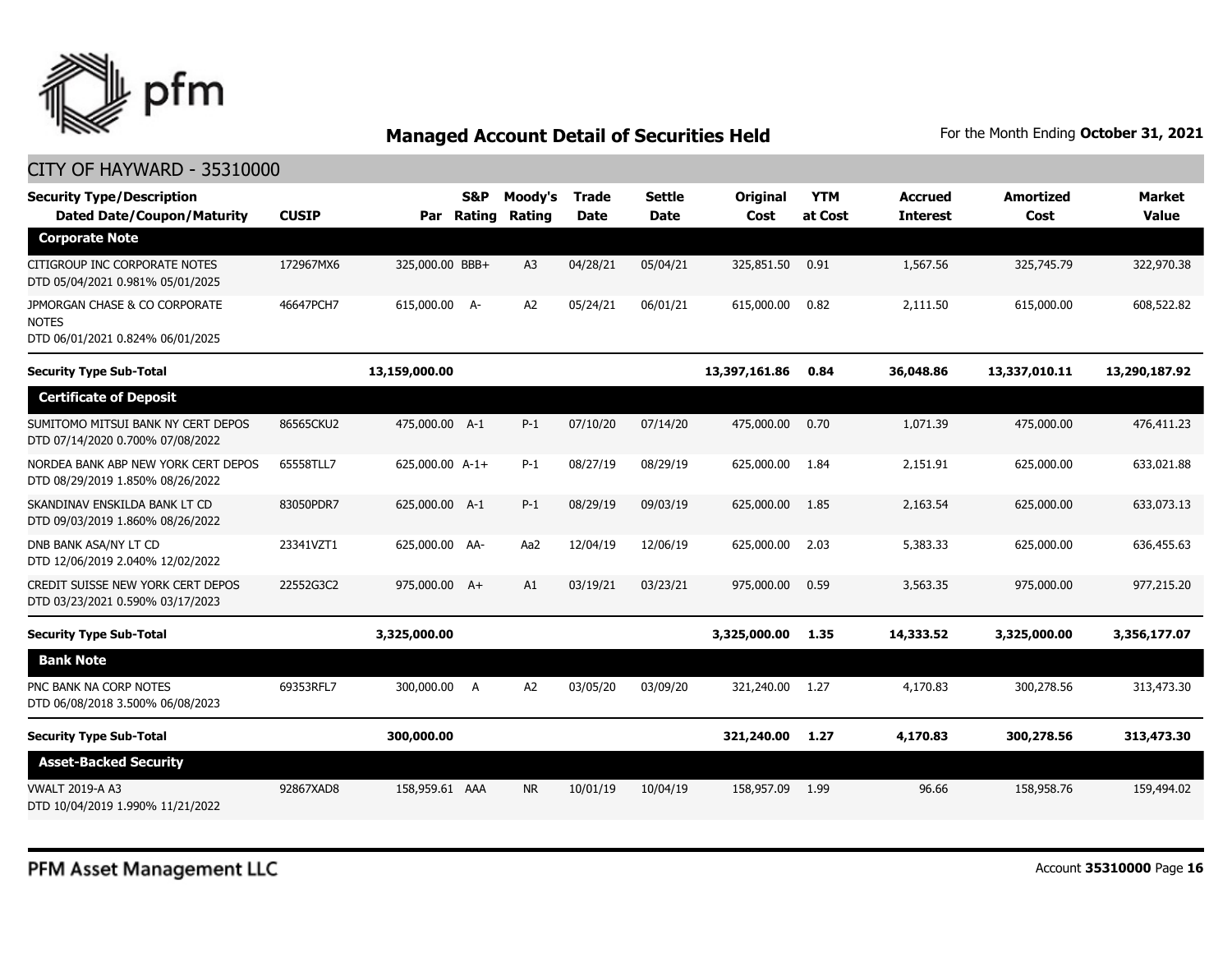## Managed Account Detail of Securities Held

For the Month Ending **October 31, 2021**

CITY OF HAYWARD - 35310000

| Security Type/Description Dated Date/Coupon/Maturity | CUSIP | Par | S&P Rating | Moody's Rating | Trade Date | Settle Date | Original Cost | YTM at Cost | Accrued Interest | Amortized Cost | Market Value |
|---|---|---|---|---|---|---|---|---|---|---|---|
| **Corporate Note** | | | | | | | | | | | |
| CITIGROUP INC CORPORATE NOTES DTD 05/04/2021 0.981% 05/01/2025 | 172967MX6 | 325,000.00 | BBB+ | A3 | 04/28/21 | 05/04/21 | 325,851.50 | 0.91 | 1,567.56 | 325,745.79 | 322,970.38 |
| JPMORGAN CHASE & CO CORPORATE NOTES DTD 06/01/2021 0.824% 06/01/2025 | 46647PCH7 | 615,000.00 | A- | A2 | 05/24/21 | 06/01/21 | 615,000.00 | 0.82 | 2,111.50 | 615,000.00 | 608,522.82 |
| **Security Type Sub-Total** | | **13,159,000.00** | | | | | **13,397,161.86** | **0.84** | **36,048.86** | **13,337,010.11** | **13,290,187.92** |
| **Certificate of Deposit** | | | | | | | | | | | |
| SUMITOMO MITSUI BANK NY CERT DEPOS DTD 07/14/2020 0.700% 07/08/2022 | 86565CKU2 | 475,000.00 | A-1 | P-1 | 07/10/20 | 07/14/20 | 475,000.00 | 0.70 | 1,071.39 | 475,000.00 | 476,411.23 |
| NORDEA BANK ABP NEW YORK CERT DEPOS DTD 08/29/2019 1.850% 08/26/2022 | 65558TLL7 | 625,000.00 | A-1+ | P-1 | 08/27/19 | 08/29/19 | 625,000.00 | 1.84 | 2,151.91 | 625,000.00 | 633,021.88 |
| SKANDINAV ENSKILDA BANK LT CD DTD 09/03/2019 1.860% 08/26/2022 | 83050PDR7 | 625,000.00 | A-1 | P-1 | 08/29/19 | 09/03/19 | 625,000.00 | 1.85 | 2,163.54 | 625,000.00 | 633,073.13 |
| DNB BANK ASA/NY LT CD DTD 12/06/2019 2.040% 12/02/2022 | 23341VZT1 | 625,000.00 | AA- | Aa2 | 12/04/19 | 12/06/19 | 625,000.00 | 2.03 | 5,383.33 | 625,000.00 | 636,455.63 |
| CREDIT SUISSE NEW YORK CERT DEPOS DTD 03/23/2021 0.590% 03/17/2023 | 22552G3C2 | 975,000.00 | A+ | A1 | 03/19/21 | 03/23/21 | 975,000.00 | 0.59 | 3,563.35 | 975,000.00 | 977,215.20 |
| **Security Type Sub-Total** | | **3,325,000.00** | | | | | **3,325,000.00** | **1.35** | **14,333.52** | **3,325,000.00** | **3,356,177.07** |
| **Bank Note** | | | | | | | | | | | |
| PNC BANK NA CORP NOTES DTD 06/08/2018 3.500% 06/08/2023 | 69353RFL7 | 300,000.00 | A | A2 | 03/05/20 | 03/09/20 | 321,240.00 | 1.27 | 4,170.83 | 300,278.56 | 313,473.30 |
| **Security Type Sub-Total** | | **300,000.00** | | | | | **321,240.00** | **1.27** | **4,170.83** | **300,278.56** | **313,473.30** |
| **Asset-Backed Security** | | | | | | | | | | | |
| VWALT 2019-A A3 DTD 10/04/2019 1.990% 11/21/2022 | 92867XAD8 | 158,959.61 | AAA | NR | 10/01/19 | 10/04/19 | 158,957.09 | 1.99 | 96.66 | 158,958.76 | 159,494.02 |

PFM Asset Management LLC

Account **35310000**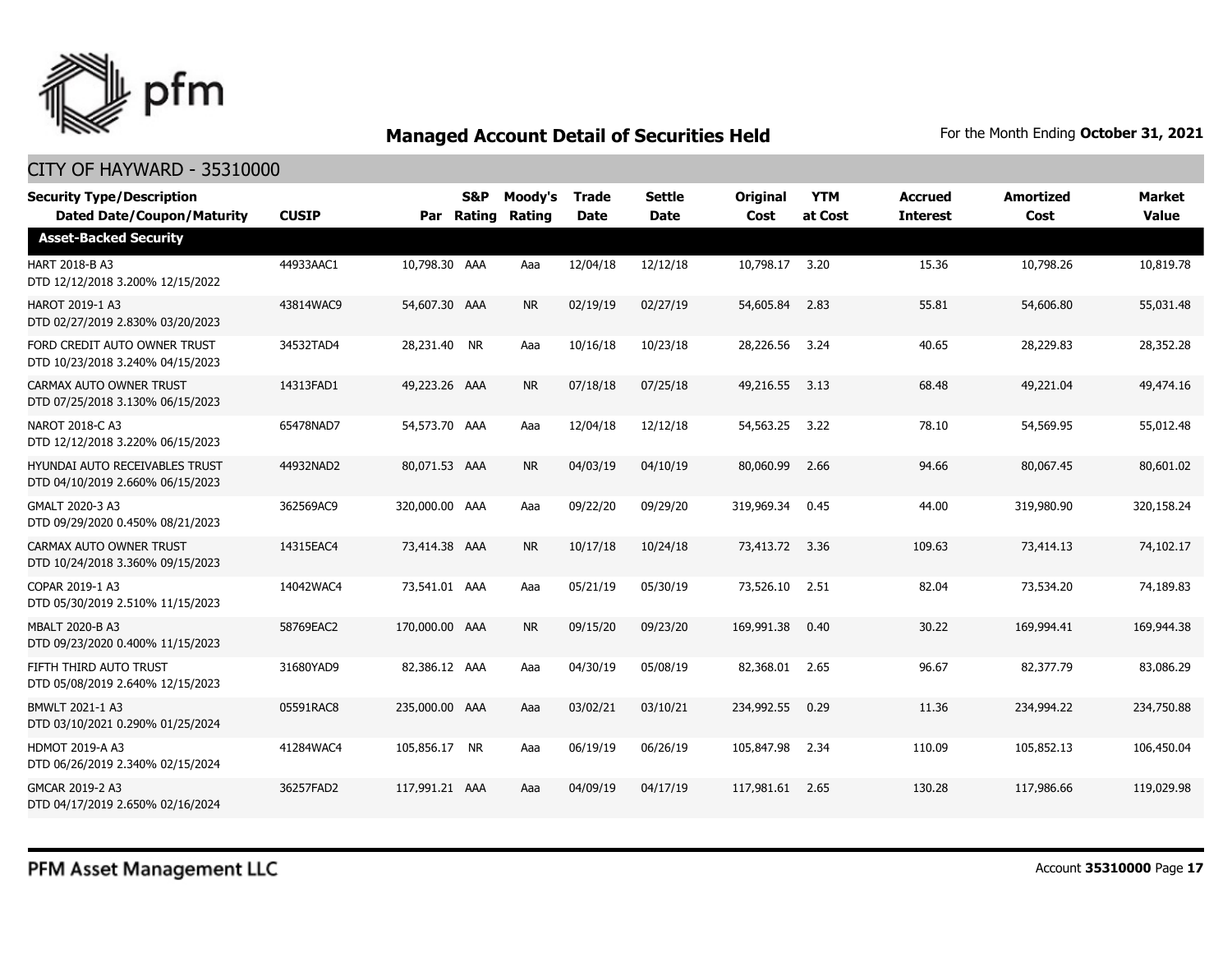# Managed Account Detail of Securities Held

For the Month Ending **October 31, 2021**

## CITY OF HAYWARD - 35310000

| Security Type/Description Dated Date/Coupon/Maturity | CUSIP | Par | S&P Rating | Moody's Rating | Trade Date | Settle Date | Original Cost | YTM at Cost | Accrued Interest | Amortized Cost | Market Value |
|---|---|---|---|---|---|---|---|---|---|---|---|
| **Asset-Backed Security** | | | | | | | | | | | |
| HART 2018-B A3 DTD 12/12/2018 3.200% 12/15/2022 | 44933AAC1 | 10,798.30 | AAA | Aaa | 12/04/18 | 12/12/18 | 10,798.17 | 3.20 | 15.36 | 10,798.26 | 10,819.78 |
| HAROT 2019-1 A3 DTD 02/27/2019 2.830% 03/20/2023 | 43814WAC9 | 54,607.30 | AAA | NR | 02/19/19 | 02/27/19 | 54,605.84 | 2.83 | 55.81 | 54,606.80 | 55,031.48 |
| FORD CREDIT AUTO OWNER TRUST DTD 10/23/2018 3.240% 04/15/2023 | 34532TAD4 | 28,231.40 | NR | Aaa | 10/16/18 | 10/23/18 | 28,226.56 | 3.24 | 40.65 | 28,229.83 | 28,352.28 |
| CARMAX AUTO OWNER TRUST DTD 07/25/2018 3.130% 06/15/2023 | 14313FAD1 | 49,223.26 | AAA | NR | 07/18/18 | 07/25/18 | 49,216.55 | 3.13 | 68.48 | 49,221.04 | 49,474.16 |
| NAROT 2018-C A3 DTD 12/12/2018 3.220% 06/15/2023 | 65478NAD7 | 54,573.70 | AAA | Aaa | 12/04/18 | 12/12/18 | 54,563.25 | 3.22 | 78.10 | 54,569.95 | 55,012.48 |
| HYUNDAI AUTO RECEIVABLES TRUST DTD 04/10/2019 2.660% 06/15/2023 | 44932NAD2 | 80,071.53 | AAA | NR | 04/03/19 | 04/10/19 | 80,060.99 | 2.66 | 94.66 | 80,067.45 | 80,601.02 |
| GMALT 2020-3 A3 DTD 09/29/2020 0.450% 08/21/2023 | 362569AC9 | 320,000.00 | AAA | Aaa | 09/22/20 | 09/29/20 | 319,969.34 | 0.45 | 44.00 | 319,980.90 | 320,158.24 |
| CARMAX AUTO OWNER TRUST DTD 10/24/2018 3.360% 09/15/2023 | 14315EAC4 | 73,414.38 | AAA | NR | 10/17/18 | 10/24/18 | 73,413.72 | 3.36 | 109.63 | 73,414.13 | 74,102.17 |
| COPAR 2019-1 A3 DTD 05/30/2019 2.510% 11/15/2023 | 14042WAC4 | 73,541.01 | AAA | Aaa | 05/21/19 | 05/30/19 | 73,526.10 | 2.51 | 82.04 | 73,534.20 | 74,189.83 |
| MBALT 2020-B A3 DTD 09/23/2020 0.400% 11/15/2023 | 58769EAC2 | 170,000.00 | AAA | NR | 09/15/20 | 09/23/20 | 169,991.38 | 0.40 | 30.22 | 169,994.41 | 169,944.38 |
| FIFTH THIRD AUTO TRUST DTD 05/08/2019 2.640% 12/15/2023 | 31680YAD9 | 82,386.12 | AAA | Aaa | 04/30/19 | 05/08/19 | 82,368.01 | 2.65 | 96.67 | 82,377.79 | 83,086.29 |
| BMWLT 2021-1 A3 DTD 03/10/2021 0.290% 01/25/2024 | 05591RAC8 | 235,000.00 | AAA | Aaa | 03/02/21 | 03/10/21 | 234,992.55 | 0.29 | 11.36 | 234,994.22 | 234,750.88 |
| HDMOT 2019-A A3 DTD 06/26/2019 2.340% 02/15/2024 | 41284WAC4 | 105,856.17 | NR | Aaa | 06/19/19 | 06/26/19 | 105,847.98 | 2.34 | 110.09 | 105,852.13 | 106,450.04 |
| GMCAR 2019-2 A3 DTD 04/17/2019 2.650% 02/16/2024 | 36257FAD2 | 117,991.21 | AAA | Aaa | 04/09/19 | 04/17/19 | 117,981.61 | 2.65 | 130.28 | 117,986.66 | 119,029.98 |

PFM Asset Management LLC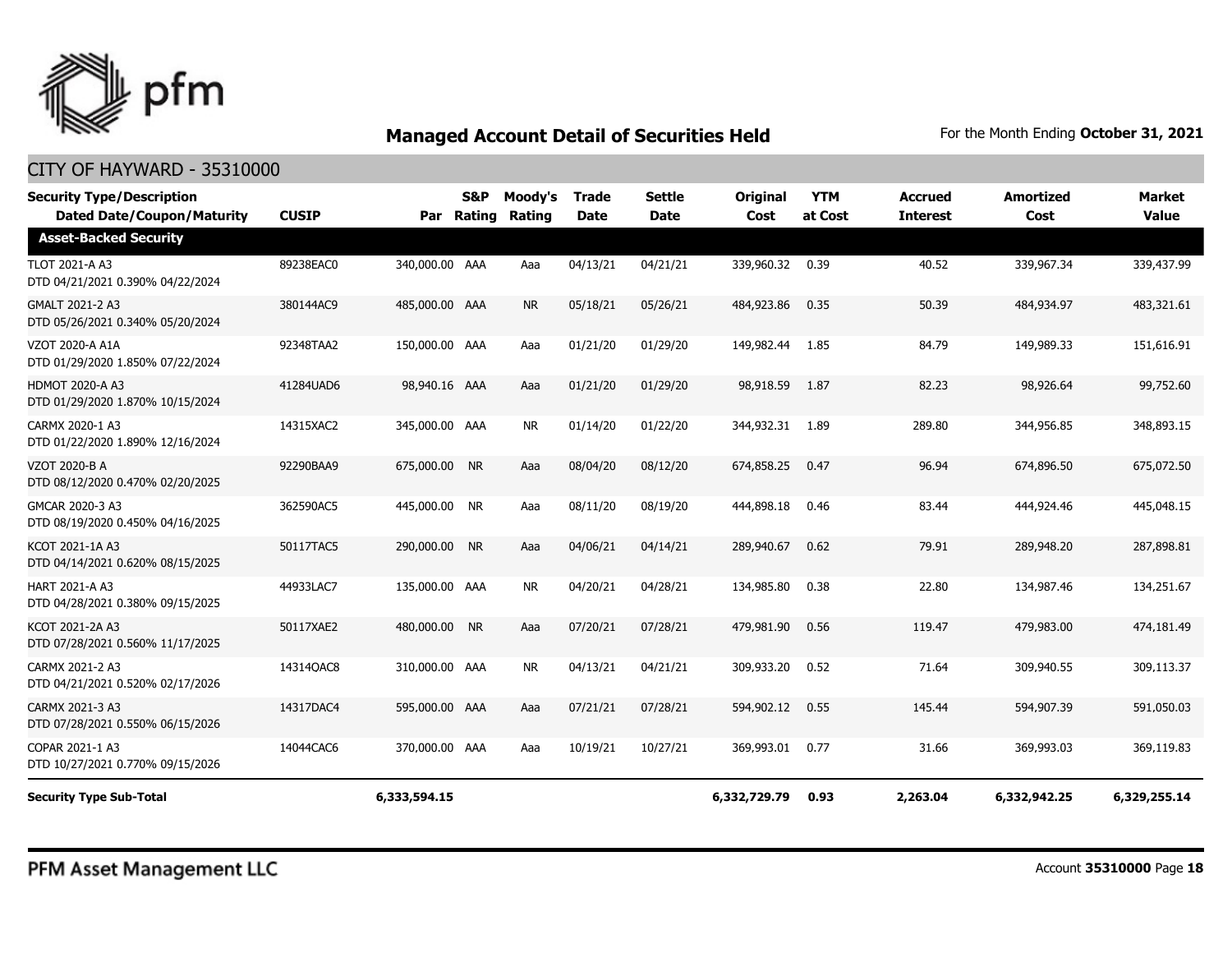# Managed Account Detail of Securities Held

For the Month Ending **October 31, 2021**

## CITY OF HAYWARD - 35310000

| Security Type/Description Dated Date/Coupon/Maturity | CUSIP | Par | S&P Rating | Moody's Rating | Trade Date | Settle Date | Original Cost | YTM at Cost | Accrued Interest | Amortized Cost | Market Value |
|---|---|---|---|---|---|---|---|---|---|---|---|
| **Asset-Backed Security** | | | | | | | | | | | |
| TLOT 2021-A A3 DTD 04/21/2021 0.390% 04/22/2024 | 89238EAC0 | 340,000.00 | AAA | Aaa | 04/13/21 | 04/21/21 | 339,960.32 | 0.39 | 40.52 | 339,967.34 | 339,437.99 |
| GMALT 2021-2 A3 DTD 05/26/2021 0.340% 05/20/2024 | 380144AC9 | 485,000.00 | AAA | NR | 05/18/21 | 05/26/21 | 484,923.86 | 0.35 | 50.39 | 484,934.97 | 483,321.61 |
| VZOT 2020-A A1A DTD 01/29/2020 1.850% 07/22/2024 | 92348TAA2 | 150,000.00 | AAA | Aaa | 01/21/20 | 01/29/20 | 149,982.44 | 1.85 | 84.79 | 149,989.33 | 151,616.91 |
| HDMOT 2020-A A3 DTD 01/29/2020 1.870% 10/15/2024 | 41284UAD6 | 98,940.16 | AAA | Aaa | 01/21/20 | 01/29/20 | 98,918.59 | 1.87 | 82.23 | 98,926.64 | 99,752.60 |
| CARMX 2020-1 A3 DTD 01/22/2020 1.890% 12/16/2024 | 14315XAC2 | 345,000.00 | AAA | NR | 01/14/20 | 01/22/20 | 344,932.31 | 1.89 | 289.80 | 344,956.85 | 348,893.15 |
| VZOT 2020-B A DTD 08/12/2020 0.470% 02/20/2025 | 92290BAA9 | 675,000.00 | NR | Aaa | 08/04/20 | 08/12/20 | 674,858.25 | 0.47 | 96.94 | 674,896.50 | 675,072.50 |
| GMCAR 2020-3 A3 DTD 08/19/2020 0.450% 04/16/2025 | 362590AC5 | 445,000.00 | NR | Aaa | 08/11/20 | 08/19/20 | 444,898.18 | 0.46 | 83.44 | 444,924.46 | 445,048.15 |
| KCOT 2021-1A A3 DTD 04/14/2021 0.620% 08/15/2025 | 50117TAC5 | 290,000.00 | NR | Aaa | 04/06/21 | 04/14/21 | 289,940.67 | 0.62 | 79.91 | 289,948.20 | 287,898.81 |
| HART 2021-A A3 DTD 04/28/2021 0.380% 09/15/2025 | 44933LAC7 | 135,000.00 | AAA | NR | 04/20/21 | 04/28/21 | 134,985.80 | 0.38 | 22.80 | 134,987.46 | 134,251.67 |
| KCOT 2021-2A A3 DTD 07/28/2021 0.560% 11/17/2025 | 50117XAE2 | 480,000.00 | NR | Aaa | 07/20/21 | 07/28/21 | 479,981.90 | 0.56 | 119.47 | 479,983.00 | 474,181.49 |
| CARMX 2021-2 A3 DTD 04/21/2021 0.520% 02/17/2026 | 14314QAC8 | 310,000.00 | AAA | NR | 04/13/21 | 04/21/21 | 309,933.20 | 0.52 | 71.64 | 309,940.55 | 309,113.37 |
| CARMX 2021-3 A3 DTD 07/28/2021 0.550% 06/15/2026 | 14317DAC4 | 595,000.00 | AAA | Aaa | 07/21/21 | 07/28/21 | 594,902.12 | 0.55 | 145.44 | 594,907.39 | 591,050.03 |
| COPAR 2021-1 A3 DTD 10/27/2021 0.770% 09/15/2026 | 14044CAC6 | 370,000.00 | AAA | Aaa | 10/19/21 | 10/27/21 | 369,993.01 | 0.77 | 31.66 | 369,993.03 | 369,119.83 |
| **Security Type Sub-Total** | | **6,333,594.15** | | | | | **6,332,729.79** | **0.93** | **2,263.04** | **6,332,942.25** | **6,329,255.14** |

PFM Asset Management LLC

Account **35310000** Page **18**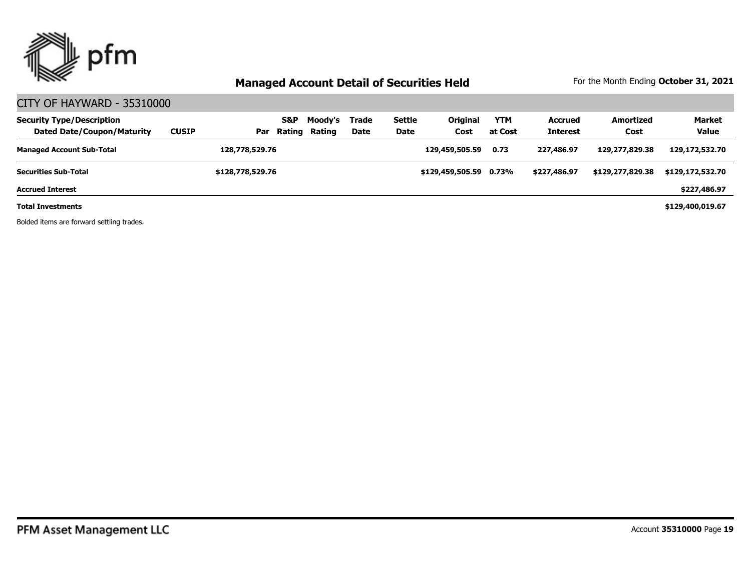## Managed Account Detail of Securities Held

For the Month Ending **October 31, 2021**

### CITY OF HAYWARD - 35310000

| Security Type/Description<br>Dated Date/Coupon/Maturity | CUSIP | Par | S&P Rating | Moody's Rating | Trade Date | Settle Date | Original Cost | YTM at Cost | Accrued Interest | Amortized Cost | Market Value |
|---|---|---|---|---|---|---|---|---|---|---|---|
| **Managed Account Sub-Total** | | **128,778,529.76** | | | | | **129,459,505.59** | **0.73** | **227,486.97** | **129,277,829.38** | **129,172,532.70** |
| **Securities Sub-Total** | | **$128,778,529.76** | | | | | **$129,459,505.59** | **0.73%** | **$227,486.97** | **$129,277,829.38** | **$129,172,532.70** |
| **Accrued Interest** | | | | | | | | | | | **$227,486.97** |
| **Total Investments** | | | | | | | | | | | **$129,400,019.67** |

Bolded items are forward settling trades.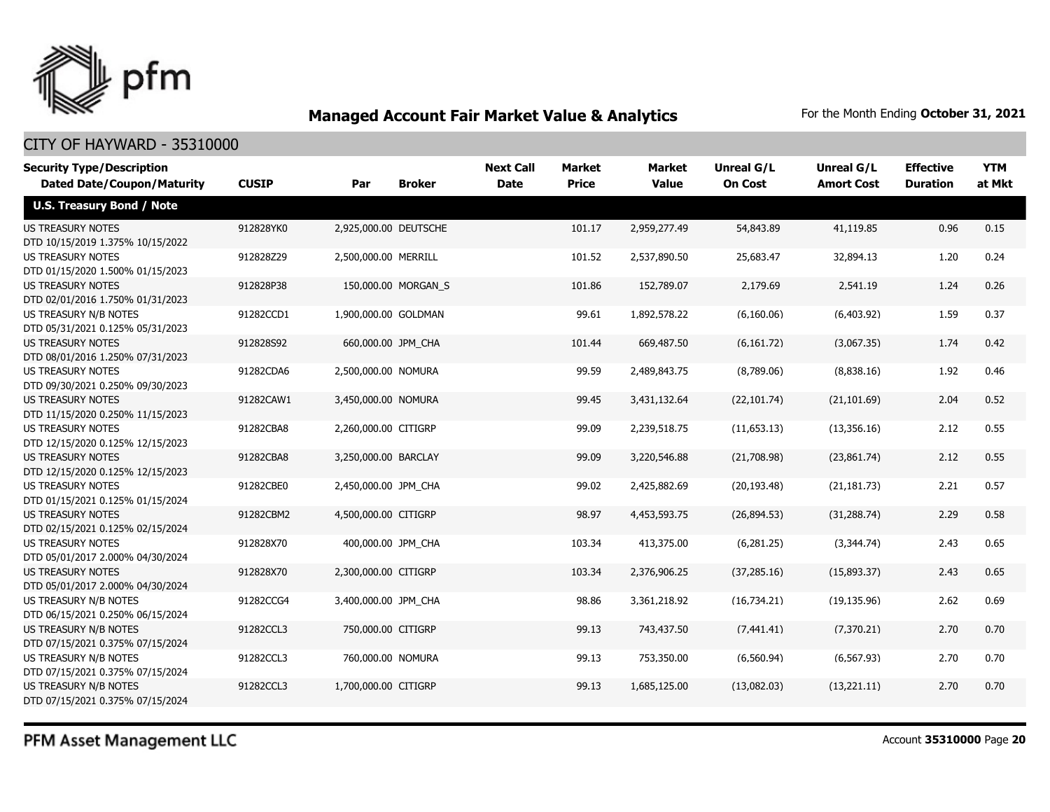## Managed Account Fair Market Value & Analytics

For the Month Ending **October 31, 2021**

CITY OF HAYWARD - 35310000

| Security Type/Description Dated Date/Coupon/Maturity | CUSIP | Par | Broker | Next Call Date | Market Price | Market Value | Unreal G/L On Cost | Unreal G/L Amort Cost | Effective Duration | YTM at Mkt |
|---|---|---|---|---|---|---|---|---|---|---|
| **U.S. Treasury Bond / Note** | | | | | | | | | | |
| US TREASURY NOTES DTD 10/15/2019 1.375% 10/15/2022 | 912828YK0 | 2,925,000.00 | DEUTSCHE | | 101.17 | 2,959,277.49 | 54,843.89 | 41,119.85 | 0.96 | 0.15 |
| US TREASURY NOTES DTD 01/15/2020 1.500% 01/15/2023 | 912828Z29 | 2,500,000.00 | MERRILL | | 101.52 | 2,537,890.50 | 25,683.47 | 32,894.13 | 1.20 | 0.24 |
| US TREASURY NOTES DTD 02/01/2016 1.750% 01/31/2023 | 912828P38 | 150,000.00 | MORGAN_S | | 101.86 | 152,789.07 | 2,179.69 | 2,541.19 | 1.24 | 0.26 |
| US TREASURY N/B NOTES DTD 05/31/2021 0.125% 05/31/2023 | 91282CCD1 | 1,900,000.00 | GOLDMAN | | 99.61 | 1,892,578.22 | (6,160.06) | (6,403.92) | 1.59 | 0.37 |
| US TREASURY NOTES DTD 08/01/2016 1.250% 07/31/2023 | 912828S92 | 660,000.00 | JPM_CHA | | 101.44 | 669,487.50 | (6,161.72) | (3,067.35) | 1.74 | 0.42 |
| US TREASURY NOTES DTD 09/30/2021 0.250% 09/30/2023 | 91282CDA6 | 2,500,000.00 | NOMURA | | 99.59 | 2,489,843.75 | (8,789.06) | (8,838.16) | 1.92 | 0.46 |
| US TREASURY NOTES DTD 11/15/2020 0.250% 11/15/2023 | 91282CAW1 | 3,450,000.00 | NOMURA | | 99.45 | 3,431,132.64 | (22,101.74) | (21,101.69) | 2.04 | 0.52 |
| US TREASURY NOTES DTD 12/15/2020 0.125% 12/15/2023 | 91282CBA8 | 2,260,000.00 | CITIGRP | | 99.09 | 2,239,518.75 | (11,653.13) | (13,356.16) | 2.12 | 0.55 |
| US TREASURY NOTES DTD 12/15/2020 0.125% 12/15/2023 | 91282CBA8 | 3,250,000.00 | BARCLAY | | 99.09 | 3,220,546.88 | (21,708.98) | (23,861.74) | 2.12 | 0.55 |
| US TREASURY NOTES DTD 01/15/2021 0.125% 01/15/2024 | 91282CBE0 | 2,450,000.00 | JPM_CHA | | 99.02 | 2,425,882.69 | (20,193.48) | (21,181.73) | 2.21 | 0.57 |
| US TREASURY NOTES DTD 02/15/2021 0.125% 02/15/2024 | 91282CBM2 | 4,500,000.00 | CITIGRP | | 98.97 | 4,453,593.75 | (26,894.53) | (31,288.74) | 2.29 | 0.58 |
| US TREASURY NOTES DTD 05/01/2017 2.000% 04/30/2024 | 912828X70 | 400,000.00 | JPM_CHA | | 103.34 | 413,375.00 | (6,281.25) | (3,344.74) | 2.43 | 0.65 |
| US TREASURY NOTES DTD 05/01/2017 2.000% 04/30/2024 | 912828X70 | 2,300,000.00 | CITIGRP | | 103.34 | 2,376,906.25 | (37,285.16) | (15,893.37) | 2.43 | 0.65 |
| US TREASURY N/B NOTES DTD 06/15/2021 0.250% 06/15/2024 | 91282CCG4 | 3,400,000.00 | JPM_CHA | | 98.86 | 3,361,218.92 | (16,734.21) | (19,135.96) | 2.62 | 0.69 |
| US TREASURY N/B NOTES DTD 07/15/2021 0.375% 07/15/2024 | 91282CCL3 | 750,000.00 | CITIGRP | | 99.13 | 743,437.50 | (7,441.41) | (7,370.21) | 2.70 | 0.70 |
| US TREASURY N/B NOTES DTD 07/15/2021 0.375% 07/15/2024 | 91282CCL3 | 760,000.00 | NOMURA | | 99.13 | 753,350.00 | (6,560.94) | (6,567.93) | 2.70 | 0.70 |
| US TREASURY N/B NOTES DTD 07/15/2021 0.375% 07/15/2024 | 91282CCL3 | 1,700,000.00 | CITIGRP | | 99.13 | 1,685,125.00 | (13,082.03) | (13,221.11) | 2.70 | 0.70 |

PFM Asset Management LLC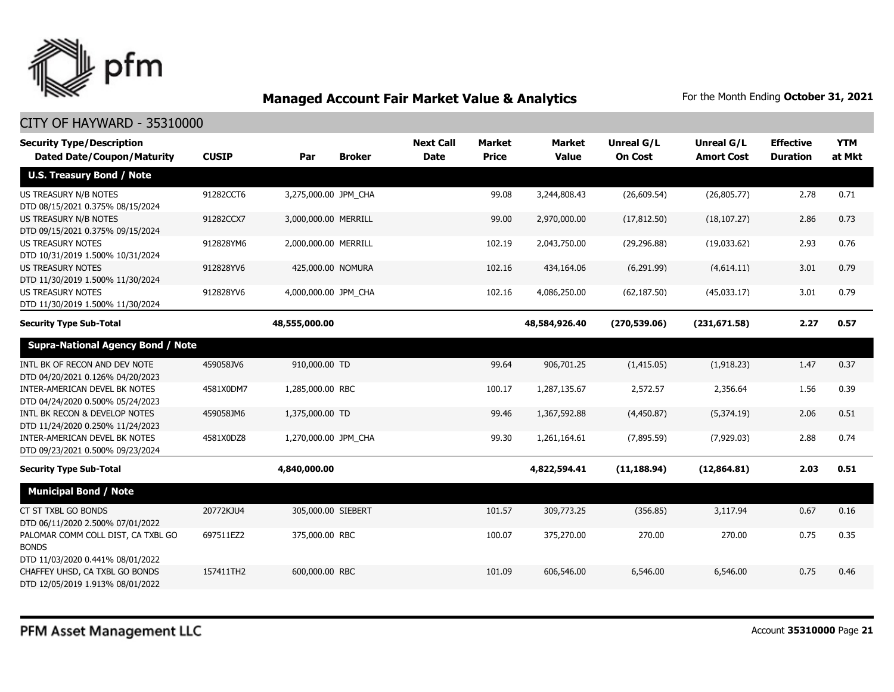## Managed Account Fair Market Value & Analytics

For the Month Ending **October 31, 2021**

CITY OF HAYWARD - 35310000

| Security Type/Description<br>Dated Date/Coupon/Maturity | CUSIP | Par | Broker | Next Call Date | Market Price | Market Value | Unreal G/L On Cost | Unreal G/L Amort Cost | Effective Duration | YTM at Mkt |
|---|---|---|---|---|---|---|---|---|---|---|
| **U.S. Treasury Bond / Note** | | | | | | | | | | |
| US TREASURY N/B NOTES<br>DTD 08/15/2021 0.375% 08/15/2024 | 91282CCT6 | 3,275,000.00 | JPM_CHA | | 99.08 | 3,244,808.43 | (26,609.54) | (26,805.77) | 2.78 | 0.71 |
| US TREASURY N/B NOTES<br>DTD 09/15/2021 0.375% 09/15/2024 | 91282CCX7 | 3,000,000.00 | MERRILL | | 99.00 | 2,970,000.00 | (17,812.50) | (18,107.27) | 2.86 | 0.73 |
| US TREASURY NOTES<br>DTD 10/31/2019 1.500% 10/31/2024 | 912828YM6 | 2,000,000.00 | MERRILL | | 102.19 | 2,043,750.00 | (29,296.88) | (19,033.62) | 2.93 | 0.76 |
| US TREASURY NOTES<br>DTD 11/30/2019 1.500% 11/30/2024 | 912828YV6 | 425,000.00 | NOMURA | | 102.16 | 434,164.06 | (6,291.99) | (4,614.11) | 3.01 | 0.79 |
| US TREASURY NOTES<br>DTD 11/30/2019 1.500% 11/30/2024 | 912828YV6 | 4,000,000.00 | JPM_CHA | | 102.16 | 4,086,250.00 | (62,187.50) | (45,033.17) | 3.01 | 0.79 |
| **Security Type Sub-Total** | | **48,555,000.00** | | | | **48,584,926.40** | **(270,539.06)** | **(231,671.58)** | **2.27** | **0.57** |
| **Supra-National Agency Bond / Note** | | | | | | | | | | |
| INTL BK OF RECON AND DEV NOTE<br>DTD 04/20/2021 0.126% 04/20/2023 | 459058JV6 | 910,000.00 | TD | | 99.64 | 906,701.25 | (1,415.05) | (1,918.23) | 1.47 | 0.37 |
| INTER-AMERICAN DEVEL BK NOTES<br>DTD 04/24/2020 0.500% 05/24/2023 | 4581X0DM7 | 1,285,000.00 | RBC | | 100.17 | 1,287,135.67 | 2,572.57 | 2,356.64 | 1.56 | 0.39 |
| INTL BK RECON & DEVELOP NOTES<br>DTD 11/24/2020 0.250% 11/24/2023 | 459058JM6 | 1,375,000.00 | TD | | 99.46 | 1,367,592.88 | (4,450.87) | (5,374.19) | 2.06 | 0.51 |
| INTER-AMERICAN DEVEL BK NOTES<br>DTD 09/23/2021 0.500% 09/23/2024 | 4581X0DZ8 | 1,270,000.00 | JPM_CHA | | 99.30 | 1,261,164.61 | (7,895.59) | (7,929.03) | 2.88 | 0.74 |
| **Security Type Sub-Total** | | **4,840,000.00** | | | | **4,822,594.41** | **(11,188.94)** | **(12,864.81)** | **2.03** | **0.51** |
| **Municipal Bond / Note** | | | | | | | | | | |
| CT ST TXBL GO BONDS<br>DTD 06/11/2020 2.500% 07/01/2022 | 20772KJU4 | 305,000.00 | SIEBERT | | 101.57 | 309,773.25 | (356.85) | 3,117.94 | 0.67 | 0.16 |
| PALOMAR COMM COLL DIST, CA TXBL GO BONDS<br>DTD 11/03/2020 0.441% 08/01/2022 | 697511EZ2 | 375,000.00 | RBC | | 100.07 | 375,270.00 | 270.00 | 270.00 | 0.75 | 0.35 |
| CHAFFEY UHSD, CA TXBL GO BONDS<br>DTD 12/05/2019 1.913% 08/01/2022 | 157411TH2 | 600,000.00 | RBC | | 101.09 | 606,546.00 | 6,546.00 | 6,546.00 | 0.75 | 0.46 |

PFM Asset Management LLC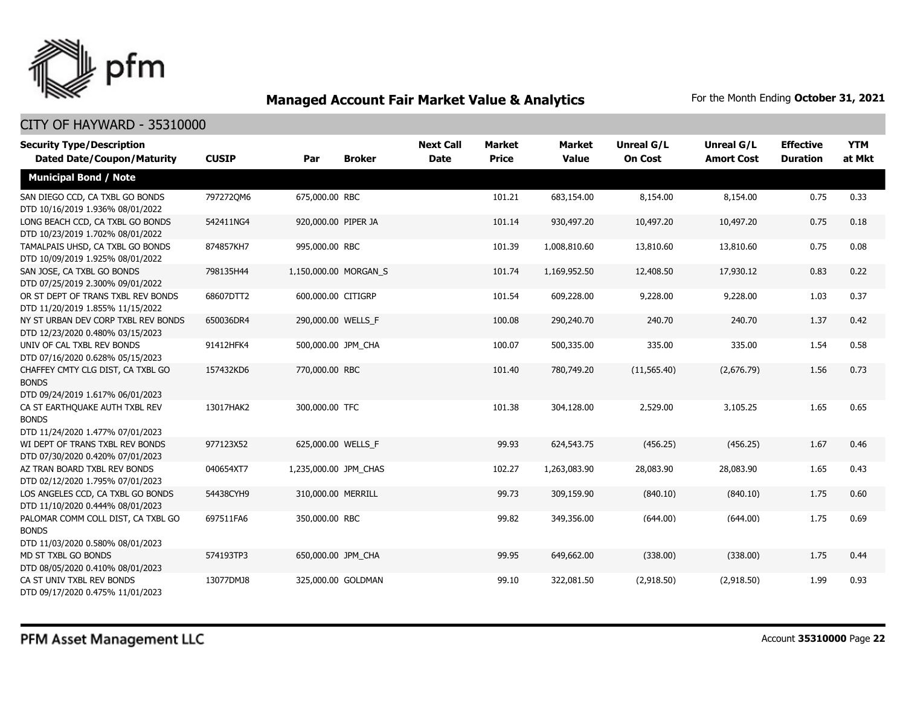# Managed Account Fair Market Value & Analytics

For the Month Ending **October 31, 2021**

## CITY OF HAYWARD - 35310000

| Security Type/Description Dated Date/Coupon/Maturity | CUSIP | Par | Broker | Next Call Date | Market Price | Market Value | Unreal G/L On Cost | Unreal G/L Amort Cost | Effective Duration | YTM at Mkt |
|---|---|---|---|---|---|---|---|---|---|---|
| **Municipal Bond / Note** | | | | | | | | | | |
| SAN DIEGO CCD, CA TXBL GO BONDS DTD 10/16/2019 1.936% 08/01/2022 | 797272QM6 | 675,000.00 | RBC | | 101.21 | 683,154.00 | 8,154.00 | 8,154.00 | 0.75 | 0.33 |
| LONG BEACH CCD, CA TXBL GO BONDS DTD 10/23/2019 1.702% 08/01/2022 | 542411NG4 | 920,000.00 | PIPER JA | | 101.14 | 930,497.20 | 10,497.20 | 10,497.20 | 0.75 | 0.18 |
| TAMALPAIS UHSD, CA TXBL GO BONDS DTD 10/09/2019 1.925% 08/01/2022 | 874857KH7 | 995,000.00 | RBC | | 101.39 | 1,008,810.60 | 13,810.60 | 13,810.60 | 0.75 | 0.08 |
| SAN JOSE, CA TXBL GO BONDS DTD 07/25/2019 2.300% 09/01/2022 | 798135H44 | 1,150,000.00 | MORGAN_S | | 101.74 | 1,169,952.50 | 12,408.50 | 17,930.12 | 0.83 | 0.22 |
| OR ST DEPT OF TRANS TXBL REV BONDS DTD 11/20/2019 1.855% 11/15/2022 | 68607DTT2 | 600,000.00 | CITIGRP | | 101.54 | 609,228.00 | 9,228.00 | 9,228.00 | 1.03 | 0.37 |
| NY ST URBAN DEV CORP TXBL REV BONDS DTD 12/23/2020 0.480% 03/15/2023 | 650036DR4 | 290,000.00 | WELLS_F | | 100.08 | 290,240.70 | 240.70 | 240.70 | 1.37 | 0.42 |
| UNIV OF CAL TXBL REV BONDS DTD 07/16/2020 0.628% 05/15/2023 | 91412HFK4 | 500,000.00 | JPM_CHA | | 100.07 | 500,335.00 | 335.00 | 335.00 | 1.54 | 0.58 |
| CHAFFEY CMTY CLG DIST, CA TXBL GO BONDS DTD 09/24/2019 1.617% 06/01/2023 | 157432KD6 | 770,000.00 | RBC | | 101.40 | 780,749.20 | (11,565.40) | (2,676.79) | 1.56 | 0.73 |
| CA ST EARTHQUAKE AUTH TXBL REV BONDS DTD 11/24/2020 1.477% 07/01/2023 | 13017HAK2 | 300,000.00 | TFC | | 101.38 | 304,128.00 | 2,529.00 | 3,105.25 | 1.65 | 0.65 |
| WI DEPT OF TRANS TXBL REV BONDS DTD 07/30/2020 0.420% 07/01/2023 | 977123X52 | 625,000.00 | WELLS_F | | 99.93 | 624,543.75 | (456.25) | (456.25) | 1.67 | 0.46 |
| AZ TRAN BOARD TXBL REV BONDS DTD 02/12/2020 1.795% 07/01/2023 | 040654XT7 | 1,235,000.00 | JPM_CHAS | | 102.27 | 1,263,083.90 | 28,083.90 | 28,083.90 | 1.65 | 0.43 |
| LOS ANGELES CCD, CA TXBL GO BONDS DTD 11/10/2020 0.444% 08/01/2023 | 54438CYH9 | 310,000.00 | MERRILL | | 99.73 | 309,159.90 | (840.10) | (840.10) | 1.75 | 0.60 |
| PALOMAR COMM COLL DIST, CA TXBL GO BONDS DTD 11/03/2020 0.580% 08/01/2023 | 697511FA6 | 350,000.00 | RBC | | 99.82 | 349,356.00 | (644.00) | (644.00) | 1.75 | 0.69 |
| MD ST TXBL GO BONDS DTD 08/05/2020 0.410% 08/01/2023 | 574193TP3 | 650,000.00 | JPM_CHA | | 99.95 | 649,662.00 | (338.00) | (338.00) | 1.75 | 0.44 |
| CA ST UNIV TXBL REV BONDS DTD 09/17/2020 0.475% 11/01/2023 | 13077DMJ8 | 325,000.00 | GOLDMAN | | 99.10 | 322,081.50 | (2,918.50) | (2,918.50) | 1.99 | 0.93 |

PFM Asset Management LLC

Account **35310000**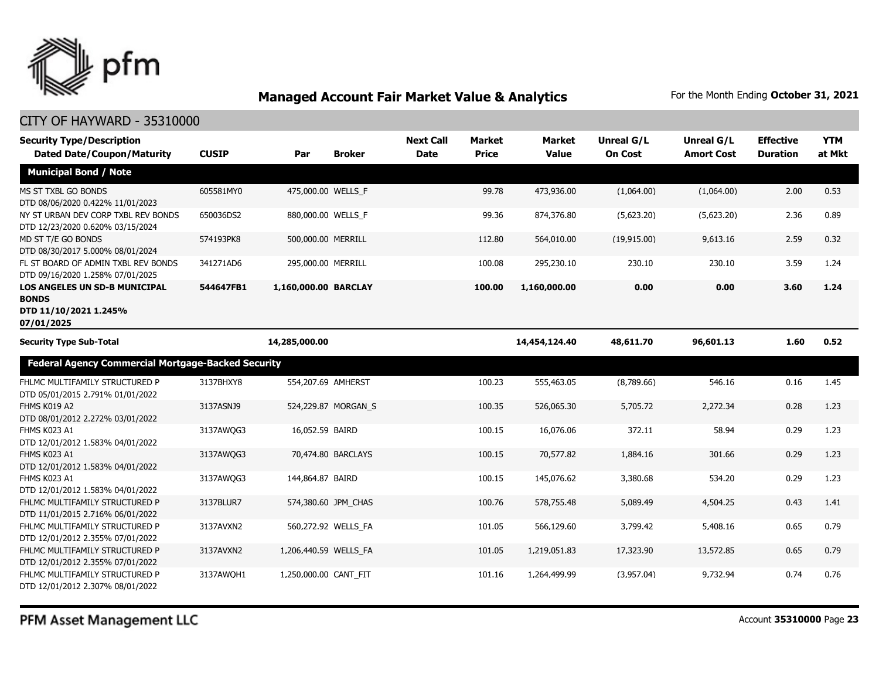## Managed Account Fair Market Value & Analytics

For the Month Ending **October 31, 2021**

CITY OF HAYWARD - 35310000

| Security Type/Description<br>Dated Date/Coupon/Maturity | CUSIP | Par | Broker | Next Call Date | Market Price | Market Value | Unreal G/L On Cost | Unreal G/L Amort Cost | Effective Duration | YTM at Mkt |
|---|---|---|---|---|---|---|---|---|---|---|
| **Municipal Bond / Note** | | | | | | | | | | |
| MS ST TXBL GO BONDS<br>DTD 08/06/2020 0.422% 11/01/2023 | 605581MY0 | 475,000.00 | WELLS_F | | 99.78 | 473,936.00 | (1,064.00) | (1,064.00) | 2.00 | 0.53 |
| NY ST URBAN DEV CORP TXBL REV BONDS<br>DTD 12/23/2020 0.620% 03/15/2024 | 650036DS2 | 880,000.00 | WELLS_F | | 99.36 | 874,376.80 | (5,623.20) | (5,623.20) | 2.36 | 0.89 |
| MD ST T/E GO BONDS<br>DTD 08/30/2017 5.000% 08/01/2024 | 574193PK8 | 500,000.00 | MERRILL | | 112.80 | 564,010.00 | (19,915.00) | 9,613.16 | 2.59 | 0.32 |
| FL ST BOARD OF ADMIN TXBL REV BONDS<br>DTD 09/16/2020 1.258% 07/01/2025 | 341271AD6 | 295,000.00 | MERRILL | | 100.08 | 295,230.10 | 230.10 | 230.10 | 3.59 | 1.24 |
| **LOS ANGELES UN SD-B MUNICIPAL BONDS<br>DTD 11/10/2021 1.245% 07/01/2025** | **544647FB1** | **1,160,000.00** | **BARCLAY** | | **100.00** | **1,160,000.00** | **0.00** | **0.00** | **3.60** | **1.24** |
| **Security Type Sub-Total** | | **14,285,000.00** | | | | **14,454,124.40** | **48,611.70** | **96,601.13** | **1.60** | **0.52** |
| **Federal Agency Commercial Mortgage-Backed Security** | | | | | | | | | | |
| FHLMC MULTIFAMILY STRUCTURED P<br>DTD 05/01/2015 2.791% 01/01/2022 | 3137BHXY8 | 554,207.69 | AMHERST | | 100.23 | 555,463.05 | (8,789.66) | 546.16 | 0.16 | 1.45 |
| FHMS K019 A2<br>DTD 08/01/2012 2.272% 03/01/2022 | 3137ASNJ9 | 524,229.87 | MORGAN_S | | 100.35 | 526,065.30 | 5,705.72 | 2,272.34 | 0.28 | 1.23 |
| FHMS K023 A1<br>DTD 12/01/2012 1.583% 04/01/2022 | 3137AWQG3 | 16,052.59 | BAIRD | | 100.15 | 16,076.06 | 372.11 | 58.94 | 0.29 | 1.23 |
| FHMS K023 A1<br>DTD 12/01/2012 1.583% 04/01/2022 | 3137AWQG3 | 70,474.80 | BARCLAYS | | 100.15 | 70,577.82 | 1,884.16 | 301.66 | 0.29 | 1.23 |
| FHMS K023 A1<br>DTD 12/01/2012 1.583% 04/01/2022 | 3137AWQG3 | 144,864.87 | BAIRD | | 100.15 | 145,076.62 | 3,380.68 | 534.20 | 0.29 | 1.23 |
| FHLMC MULTIFAMILY STRUCTURED P<br>DTD 11/01/2015 2.716% 06/01/2022 | 3137BLUR7 | 574,380.60 | JPM_CHAS | | 100.76 | 578,755.48 | 5,089.49 | 4,504.25 | 0.43 | 1.41 |
| FHLMC MULTIFAMILY STRUCTURED P<br>DTD 12/01/2012 2.355% 07/01/2022 | 3137AVXN2 | 560,272.92 | WELLS_FA | | 101.05 | 566,129.60 | 3,799.42 | 5,408.16 | 0.65 | 0.79 |
| FHLMC MULTIFAMILY STRUCTURED P<br>DTD 12/01/2012 2.355% 07/01/2022 | 3137AVXN2 | 1,206,440.59 | WELLS_FA | | 101.05 | 1,219,051.83 | 17,323.90 | 13,572.85 | 0.65 | 0.79 |
| FHLMC MULTIFAMILY STRUCTURED P<br>DTD 12/01/2012 2.307% 08/01/2022 | 3137AWQH1 | 1,250,000.00 | CANT_FIT | | 101.16 | 1,264,499.99 | (3,957.04) | 9,732.94 | 0.74 | 0.76 |

PFM Asset Management LLC

Account **35310000**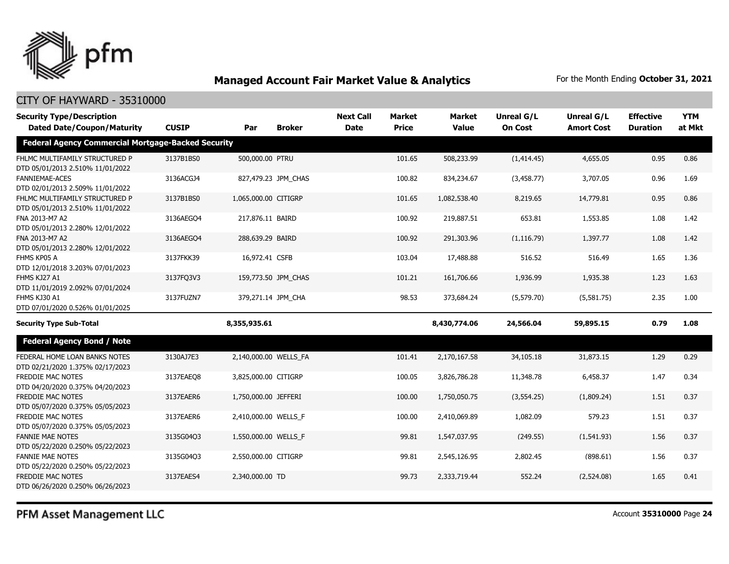## Managed Account Fair Market Value & Analytics

For the Month Ending **October 31, 2021**

CITY OF HAYWARD - 35310000

| Security Type/Description Dated Date/Coupon/Maturity | CUSIP | Par | Broker | Next Call Date | Market Price | Market Value | Unreal G/L On Cost | Unreal G/L Amort Cost | Effective Duration | YTM at Mkt |
|---|---|---|---|---|---|---|---|---|---|---|
| **Federal Agency Commercial Mortgage-Backed Security** | | | | | | | | | | |
| FHLMC MULTIFAMILY STRUCTURED P DTD 05/01/2013 2.510% 11/01/2022 | 3137B1BS0 | 500,000.00 | PTRU | | 101.65 | 508,233.99 | (1,414.45) | 4,655.05 | 0.95 | 0.86 |
| FANNIEMAE-ACES DTD 02/01/2013 2.509% 11/01/2022 | 3136ACGJ4 | 827,479.23 | JPM_CHAS | | 100.82 | 834,234.67 | (3,458.77) | 3,707.05 | 0.96 | 1.69 |
| FHLMC MULTIFAMILY STRUCTURED P DTD 05/01/2013 2.510% 11/01/2022 | 3137B1BS0 | 1,065,000.00 | CITIGRP | | 101.65 | 1,082,538.40 | 8,219.65 | 14,779.81 | 0.95 | 0.86 |
| FNA 2013-M7 A2 DTD 05/01/2013 2.280% 12/01/2022 | 3136AEGO4 | 217,876.11 | BAIRD | | 100.92 | 219,887.51 | 653.81 | 1,553.85 | 1.08 | 1.42 |
| FNA 2013-M7 A2 DTD 05/01/2013 2.280% 12/01/2022 | 3136AEGO4 | 288,639.29 | BAIRD | | 100.92 | 291,303.96 | (1,116.79) | 1,397.77 | 1.08 | 1.42 |
| FHMS KP05 A DTD 12/01/2018 3.203% 07/01/2023 | 3137FKK39 | 16,972.41 | CSFB | | 103.04 | 17,488.88 | 516.52 | 516.49 | 1.65 | 1.36 |
| FHMS KJ27 A1 DTD 11/01/2019 2.092% 07/01/2024 | 3137FQ3V3 | 159,773.50 | JPM_CHAS | | 101.21 | 161,706.66 | 1,936.99 | 1,935.38 | 1.23 | 1.63 |
| FHMS KJ30 A1 DTD 07/01/2020 0.526% 01/01/2025 | 3137FUZN7 | 379,271.14 | JPM_CHA | | 98.53 | 373,684.24 | (5,579.70) | (5,581.75) | 2.35 | 1.00 |
| **Security Type Sub-Total** | | **8,355,935.61** | | | | **8,430,774.06** | **24,566.04** | **59,895.15** | **0.79** | **1.08** |
| **Federal Agency Bond / Note** | | | | | | | | | | |
| FEDERAL HOME LOAN BANKS NOTES DTD 02/21/2020 1.375% 02/17/2023 | 3130AJ7E3 | 2,140,000.00 | WELLS_FA | | 101.41 | 2,170,167.58 | 34,105.18 | 31,873.15 | 1.29 | 0.29 |
| FREDDIE MAC NOTES DTD 04/20/2020 0.375% 04/20/2023 | 3137EAEQ8 | 3,825,000.00 | CITIGRP | | 100.05 | 3,826,786.28 | 11,348.78 | 6,458.37 | 1.47 | 0.34 |
| FREDDIE MAC NOTES DTD 05/07/2020 0.375% 05/05/2023 | 3137EAER6 | 1,750,000.00 | JEFFERI | | 100.00 | 1,750,050.75 | (3,554.25) | (1,809.24) | 1.51 | 0.37 |
| FREDDIE MAC NOTES DTD 05/07/2020 0.375% 05/05/2023 | 3137EAER6 | 2,410,000.00 | WELLS_F | | 100.00 | 2,410,069.89 | 1,082.09 | 579.23 | 1.51 | 0.37 |
| FANNIE MAE NOTES DTD 05/22/2020 0.250% 05/22/2023 | 3135G04Q3 | 1,550,000.00 | WELLS_F | | 99.81 | 1,547,037.95 | (249.55) | (1,541.93) | 1.56 | 0.37 |
| FANNIE MAE NOTES DTD 05/22/2020 0.250% 05/22/2023 | 3135G04Q3 | 2,550,000.00 | CITIGRP | | 99.81 | 2,545,126.95 | 2,802.45 | (898.61) | 1.56 | 0.37 |
| FREDDIE MAC NOTES DTD 06/26/2020 0.250% 06/26/2023 | 3137EAES4 | 2,340,000.00 | TD | | 99.73 | 2,333,719.44 | 552.24 | (2,524.08) | 1.65 | 0.41 |

PFM Asset Management LLC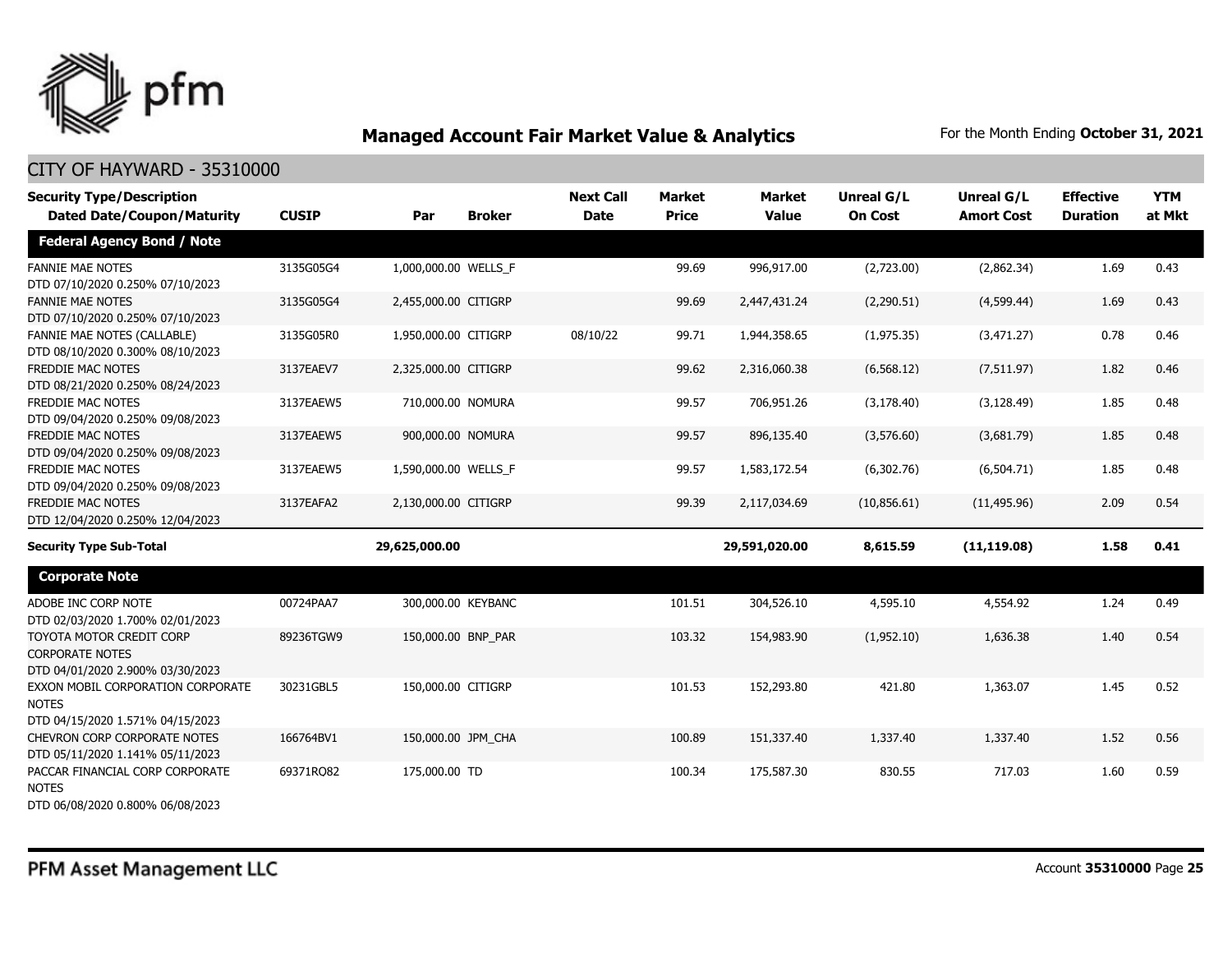# Managed Account Fair Market Value & Analytics

For the Month Ending **October 31, 2021**

## CITY OF HAYWARD - 35310000

| Security Type/Description<br>Dated Date/Coupon/Maturity | CUSIP | Par | Broker | Next Call Date | Market Price | Market Value | Unreal G/L On Cost | Unreal G/L Amort Cost | Effective Duration | YTM at Mkt |
|---|---|---|---|---|---|---|---|---|---|---|
| **Federal Agency Bond / Note** | | | | | | | | | | |
| FANNIE MAE NOTES<br>DTD 07/10/2020 0.250% 07/10/2023 | 3135G05G4 | 1,000,000.00 | WELLS_F | | 99.69 | 996,917.00 | (2,723.00) | (2,862.34) | 1.69 | 0.43 |
| FANNIE MAE NOTES<br>DTD 07/10/2020 0.250% 07/10/2023 | 3135G05G4 | 2,455,000.00 | CITIGRP | | 99.69 | 2,447,431.24 | (2,290.51) | (4,599.44) | 1.69 | 0.43 |
| FANNIE MAE NOTES (CALLABLE)<br>DTD 08/10/2020 0.300% 08/10/2023 | 3135G05R0 | 1,950,000.00 | CITIGRP | 08/10/22 | 99.71 | 1,944,358.65 | (1,975.35) | (3,471.27) | 0.78 | 0.46 |
| FREDDIE MAC NOTES<br>DTD 08/21/2020 0.250% 08/24/2023 | 3137EAEV7 | 2,325,000.00 | CITIGRP | | 99.62 | 2,316,060.38 | (6,568.12) | (7,511.97) | 1.82 | 0.46 |
| FREDDIE MAC NOTES<br>DTD 09/04/2020 0.250% 09/08/2023 | 3137EAEW5 | 710,000.00 | NOMURA | | 99.57 | 706,951.26 | (3,178.40) | (3,128.49) | 1.85 | 0.48 |
| FREDDIE MAC NOTES<br>DTD 09/04/2020 0.250% 09/08/2023 | 3137EAEW5 | 900,000.00 | NOMURA | | 99.57 | 896,135.40 | (3,576.60) | (3,681.79) | 1.85 | 0.48 |
| FREDDIE MAC NOTES<br>DTD 09/04/2020 0.250% 09/08/2023 | 3137EAEW5 | 1,590,000.00 | WELLS_F | | 99.57 | 1,583,172.54 | (6,302.76) | (6,504.71) | 1.85 | 0.48 |
| FREDDIE MAC NOTES<br>DTD 12/04/2020 0.250% 12/04/2023 | 3137EAFA2 | 2,130,000.00 | CITIGRP | | 99.39 | 2,117,034.69 | (10,856.61) | (11,495.96) | 2.09 | 0.54 |
| **Security Type Sub-Total** | | **29,625,000.00** | | | | **29,591,020.00** | **8,615.59** | **(11,119.08)** | **1.58** | **0.41** |
| **Corporate Note** | | | | | | | | | | |
| ADOBE INC CORP NOTE<br>DTD 02/03/2020 1.700% 02/01/2023 | 00724PAA7 | 300,000.00 | KEYBANC | | 101.51 | 304,526.10 | 4,595.10 | 4,554.92 | 1.24 | 0.49 |
| TOYOTA MOTOR CREDIT CORP CORPORATE NOTES<br>DTD 04/01/2020 2.900% 03/30/2023 | 89236TGW9 | 150,000.00 | BNP_PAR | | 103.32 | 154,983.90 | (1,952.10) | 1,636.38 | 1.40 | 0.54 |
| EXXON MOBIL CORPORATION CORPORATE NOTES<br>DTD 04/15/2020 1.571% 04/15/2023 | 30231GBL5 | 150,000.00 | CITIGRP | | 101.53 | 152,293.80 | 421.80 | 1,363.07 | 1.45 | 0.52 |
| CHEVRON CORP CORPORATE NOTES<br>DTD 05/11/2020 1.141% 05/11/2023 | 166764BV1 | 150,000.00 | JPM_CHA | | 100.89 | 151,337.40 | 1,337.40 | 1,337.40 | 1.52 | 0.56 |
| PACCAR FINANCIAL CORP CORPORATE NOTES<br>DTD 06/08/2020 0.800% 06/08/2023 | 69371RQ82 | 175,000.00 | TD | | 100.34 | 175,587.30 | 830.55 | 717.03 | 1.60 | 0.59 |

PFM Asset Management LLC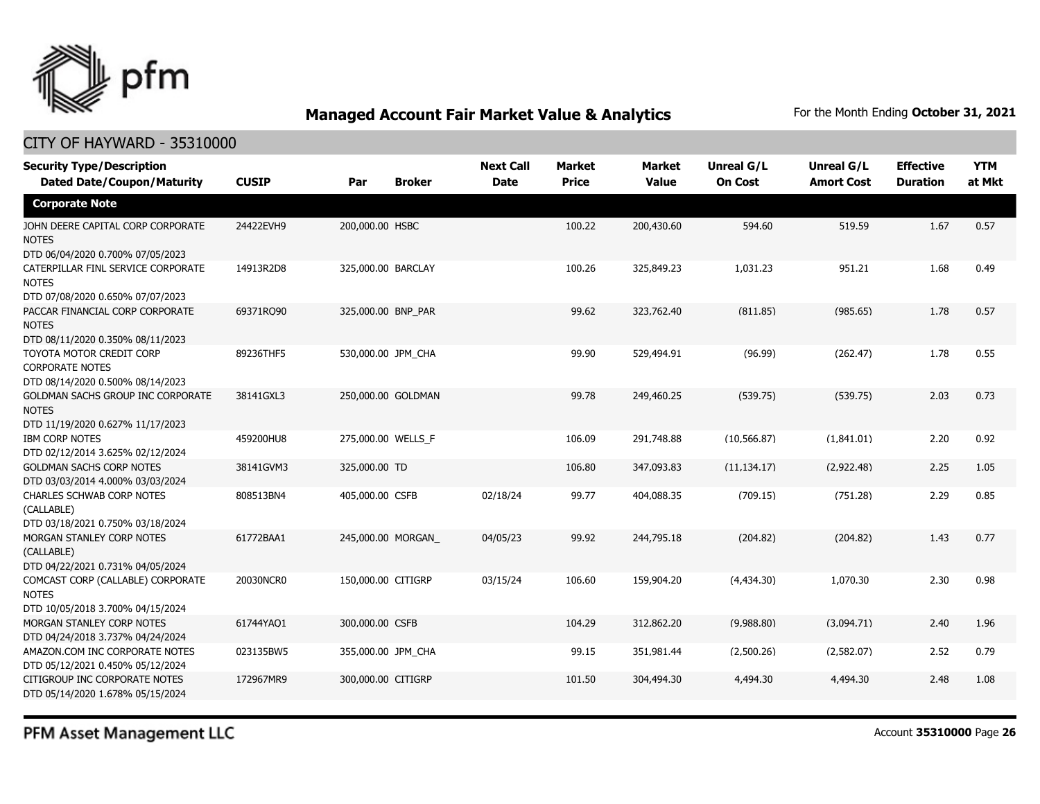## Managed Account Fair Market Value & Analytics

For the Month Ending **October 31, 2021**

### CITY OF HAYWARD - 35310000

| Security Type/Description Dated Date/Coupon/Maturity | CUSIP | Par | Broker | Next Call Date | Market Price | Market Value | Unreal G/L On Cost | Unreal G/L Amort Cost | Effective Duration | YTM at Mkt |
|---|---|---|---|---|---|---|---|---|---|---|
| **Corporate Note** | | | | | | | | | | |
| JOHN DEERE CAPITAL CORP CORPORATE NOTES DTD 06/04/2020 0.700% 07/05/2023 | 24422EVH9 | 200,000.00 | HSBC | | 100.22 | 200,430.60 | 594.60 | 519.59 | 1.67 | 0.57 |
| CATERPILLAR FINL SERVICE CORPORATE NOTES DTD 07/08/2020 0.650% 07/07/2023 | 14913R2D8 | 325,000.00 | BARCLAY | | 100.26 | 325,849.23 | 1,031.23 | 951.21 | 1.68 | 0.49 |
| PACCAR FINANCIAL CORP CORPORATE NOTES DTD 08/11/2020 0.350% 08/11/2023 | 69371RQ90 | 325,000.00 | BNP_PAR | | 99.62 | 323,762.40 | (811.85) | (985.65) | 1.78 | 0.57 |
| TOYOTA MOTOR CREDIT CORP CORPORATE NOTES DTD 08/14/2020 0.500% 08/14/2023 | 89236THF5 | 530,000.00 | JPM_CHA | | 99.90 | 529,494.91 | (96.99) | (262.47) | 1.78 | 0.55 |
| GOLDMAN SACHS GROUP INC CORPORATE NOTES DTD 11/19/2020 0.627% 11/17/2023 | 38141GXL3 | 250,000.00 | GOLDMAN | | 99.78 | 249,460.25 | (539.75) | (539.75) | 2.03 | 0.73 |
| IBM CORP NOTES DTD 02/12/2014 3.625% 02/12/2024 | 459200HU8 | 275,000.00 | WELLS_F | | 106.09 | 291,748.88 | (10,566.87) | (1,841.01) | 2.20 | 0.92 |
| GOLDMAN SACHS CORP NOTES DTD 03/03/2014 4.000% 03/03/2024 | 38141GVM3 | 325,000.00 | TD | | 106.80 | 347,093.83 | (11,134.17) | (2,922.48) | 2.25 | 1.05 |
| CHARLES SCHWAB CORP NOTES (CALLABLE) DTD 03/18/2021 0.750% 03/18/2024 | 808513BN4 | 405,000.00 | CSFB | 02/18/24 | 99.77 | 404,088.35 | (709.15) | (751.28) | 2.29 | 0.85 |
| MORGAN STANLEY CORP NOTES (CALLABLE) DTD 04/22/2021 0.731% 04/05/2024 | 61772BAA1 | 245,000.00 | MORGAN_ | 04/05/23 | 99.92 | 244,795.18 | (204.82) | (204.82) | 1.43 | 0.77 |
| COMCAST CORP (CALLABLE) CORPORATE NOTES DTD 10/05/2018 3.700% 04/15/2024 | 20030NCR0 | 150,000.00 | CITIGRP | 03/15/24 | 106.60 | 159,904.20 | (4,434.30) | 1,070.30 | 2.30 | 0.98 |
| MORGAN STANLEY CORP NOTES DTD 04/24/2018 3.737% 04/24/2024 | 61744YAQ1 | 300,000.00 | CSFB | | 104.29 | 312,862.20 | (9,988.80) | (3,094.71) | 2.40 | 1.96 |
| AMAZON.COM INC CORPORATE NOTES DTD 05/12/2021 0.450% 05/12/2024 | 023135BW5 | 355,000.00 | JPM_CHA | | 99.15 | 351,981.44 | (2,500.26) | (2,582.07) | 2.52 | 0.79 |
| CITIGROUP INC CORPORATE NOTES DTD 05/14/2020 1.678% 05/15/2024 | 172967MR9 | 300,000.00 | CITIGRP | | 101.50 | 304,494.30 | 4,494.30 | 4,494.30 | 2.48 | 1.08 |

PFM Asset Management LLC

Account **35310000**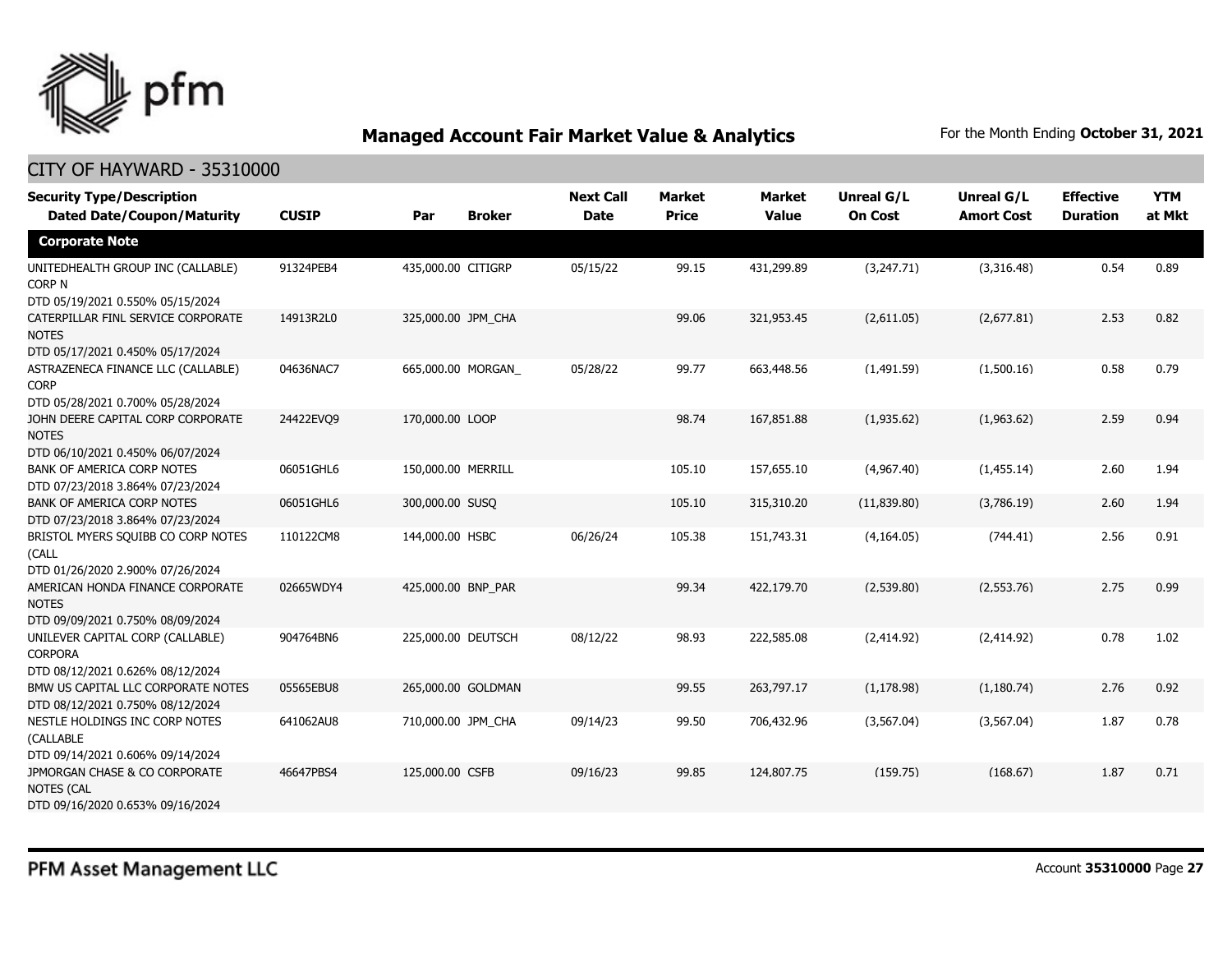## Managed Account Fair Market Value & Analytics

For the Month Ending **October 31, 2021**

CITY OF HAYWARD - 35310000

| Security Type/Description Dated Date/Coupon/Maturity | CUSIP | Par | Broker | Next Call Date | Market Price | Market Value | Unreal G/L On Cost | Unreal G/L Amort Cost | Effective Duration | YTM at Mkt |
|---|---|---|---|---|---|---|---|---|---|---|
| **Corporate Note** | | | | | | | | | | |
| UNITEDHEALTH GROUP INC (CALLABLE) CORP N DTD 05/19/2021 0.550% 05/15/2024 | 91324PEB4 | 435,000.00 | CITIGRP | 05/15/22 | 99.15 | 431,299.89 | (3,247.71) | (3,316.48) | 0.54 | 0.89 |
| CATERPILLAR FINL SERVICE CORPORATE NOTES DTD 05/17/2021 0.450% 05/17/2024 | 14913R2L0 | 325,000.00 | JPM_CHA | | 99.06 | 321,953.45 | (2,611.05) | (2,677.81) | 2.53 | 0.82 |
| ASTRAZENECA FINANCE LLC (CALLABLE) CORP DTD 05/28/2021 0.700% 05/28/2024 | 04636NAC7 | 665,000.00 | MORGAN_ | 05/28/22 | 99.77 | 663,448.56 | (1,491.59) | (1,500.16) | 0.58 | 0.79 |
| JOHN DEERE CAPITAL CORP CORPORATE NOTES DTD 06/10/2021 0.450% 06/07/2024 | 24422EVQ9 | 170,000.00 | LOOP | | 98.74 | 167,851.88 | (1,935.62) | (1,963.62) | 2.59 | 0.94 |
| BANK OF AMERICA CORP NOTES DTD 07/23/2018 3.864% 07/23/2024 | 06051GHL6 | 150,000.00 | MERRILL | | 105.10 | 157,655.10 | (4,967.40) | (1,455.14) | 2.60 | 1.94 |
| BANK OF AMERICA CORP NOTES DTD 07/23/2018 3.864% 07/23/2024 | 06051GHL6 | 300,000.00 | SUSQ | | 105.10 | 315,310.20 | (11,839.80) | (3,786.19) | 2.60 | 1.94 |
| BRISTOL MYERS SQUIBB CO CORP NOTES (CALL DTD 01/26/2020 2.900% 07/26/2024 | 110122CM8 | 144,000.00 | HSBC | 06/26/24 | 105.38 | 151,743.31 | (4,164.05) | (744.41) | 2.56 | 0.91 |
| AMERICAN HONDA FINANCE CORPORATE NOTES DTD 09/09/2021 0.750% 08/09/2024 | 02665WDY4 | 425,000.00 | BNP_PAR | | 99.34 | 422,179.70 | (2,539.80) | (2,553.76) | 2.75 | 0.99 |
| UNILEVER CAPITAL CORP (CALLABLE) CORPORA DTD 08/12/2021 0.626% 08/12/2024 | 904764BN6 | 225,000.00 | DEUTSCH | 08/12/22 | 98.93 | 222,585.08 | (2,414.92) | (2,414.92) | 0.78 | 1.02 |
| BMW US CAPITAL LLC CORPORATE NOTES DTD 08/12/2021 0.750% 08/12/2024 | 05565EBU8 | 265,000.00 | GOLDMAN | | 99.55 | 263,797.17 | (1,178.98) | (1,180.74) | 2.76 | 0.92 |
| NESTLE HOLDINGS INC CORP NOTES (CALLABLE DTD 09/14/2021 0.606% 09/14/2024 | 641062AU8 | 710,000.00 | JPM_CHA | 09/14/23 | 99.50 | 706,432.96 | (3,567.04) | (3,567.04) | 1.87 | 0.78 |
| JPMORGAN CHASE & CO CORPORATE NOTES (CAL DTD 09/16/2020 0.653% 09/16/2024 | 46647PBS4 | 125,000.00 | CSFB | 09/16/23 | 99.85 | 124,807.75 | (159.75) | (168.67) | 1.87 | 0.71 |

PFM Asset Management LLC

Account **35310000**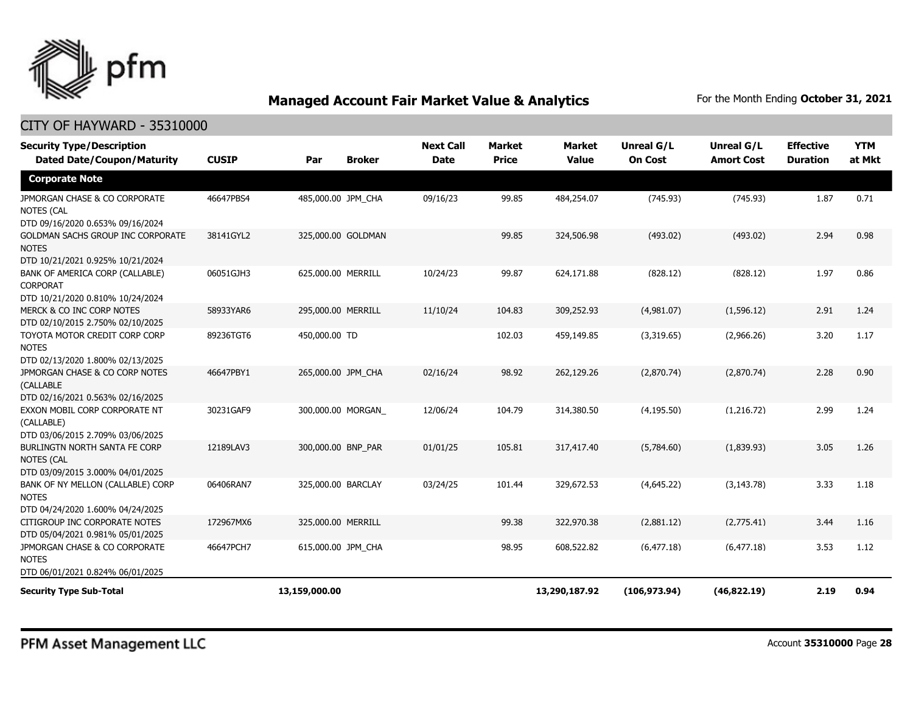## Managed Account Fair Market Value & Analytics

For the Month Ending **October 31, 2021**

### CITY OF HAYWARD - 35310000

| Security Type/Description Dated Date/Coupon/Maturity | CUSIP | Par | Broker | Next Call Date | Market Price | Market Value | Unreal G/L On Cost | Unreal G/L Amort Cost | Effective Duration | YTM at Mkt |
|---|---|---|---|---|---|---|---|---|---|---|
| **Corporate Note** | | | | | | | | | | |
| JPMORGAN CHASE & CO CORPORATE NOTES (CAL DTD 09/16/2020 0.653% 09/16/2024 | 46647PBS4 | 485,000.00 | JPM_CHA | 09/16/23 | 99.85 | 484,254.07 | (745.93) | (745.93) | 1.87 | 0.71 |
| GOLDMAN SACHS GROUP INC CORPORATE NOTES DTD 10/21/2021 0.925% 10/21/2024 | 38141GYL2 | 325,000.00 | GOLDMAN | | 99.85 | 324,506.98 | (493.02) | (493.02) | 2.94 | 0.98 |
| BANK OF AMERICA CORP (CALLABLE) CORPORAT DTD 10/21/2020 0.810% 10/24/2024 | 06051GJH3 | 625,000.00 | MERRILL | 10/24/23 | 99.87 | 624,171.88 | (828.12) | (828.12) | 1.97 | 0.86 |
| MERCK & CO INC CORP NOTES DTD 02/10/2015 2.750% 02/10/2025 | 58933YAR6 | 295,000.00 | MERRILL | 11/10/24 | 104.83 | 309,252.93 | (4,981.07) | (1,596.12) | 2.91 | 1.24 |
| TOYOTA MOTOR CREDIT CORP CORP NOTES DTD 02/13/2020 1.800% 02/13/2025 | 89236TGT6 | 450,000.00 | TD | | 102.03 | 459,149.85 | (3,319.65) | (2,966.26) | 3.20 | 1.17 |
| JPMORGAN CHASE & CO CORP NOTES (CALLABLE DTD 02/16/2021 0.563% 02/16/2025 | 46647PBY1 | 265,000.00 | JPM_CHA | 02/16/24 | 98.92 | 262,129.26 | (2,870.74) | (2,870.74) | 2.28 | 0.90 |
| EXXON MOBIL CORP CORPORATE NT (CALLABLE) DTD 03/06/2015 2.709% 03/06/2025 | 30231GAF9 | 300,000.00 | MORGAN_ | 12/06/24 | 104.79 | 314,380.50 | (4,195.50) | (1,216.72) | 2.99 | 1.24 |
| BURLINGTN NORTH SANTA FE CORP NOTES (CAL DTD 03/09/2015 3.000% 04/01/2025 | 12189LAV3 | 300,000.00 | BNP_PAR | 01/01/25 | 105.81 | 317,417.40 | (5,784.60) | (1,839.93) | 3.05 | 1.26 |
| BANK OF NY MELLON (CALLABLE) CORP NOTES DTD 04/24/2020 1.600% 04/24/2025 | 06406RAN7 | 325,000.00 | BARCLAY | 03/24/25 | 101.44 | 329,672.53 | (4,645.22) | (3,143.78) | 3.33 | 1.18 |
| CITIGROUP INC CORPORATE NOTES DTD 05/04/2021 0.981% 05/01/2025 | 172967MX6 | 325,000.00 | MERRILL | | 99.38 | 322,970.38 | (2,881.12) | (2,775.41) | 3.44 | 1.16 |
| JPMORGAN CHASE & CO CORPORATE NOTES DTD 06/01/2021 0.824% 06/01/2025 | 46647PCH7 | 615,000.00 | JPM_CHA | | 98.95 | 608,522.82 | (6,477.18) | (6,477.18) | 3.53 | 1.12 |
| **Security Type Sub-Total** | | **13,159,000.00** | | | | **13,290,187.92** | **(106,973.94)** | **(46,822.19)** | **2.19** | **0.94** |

PFM Asset Management LLC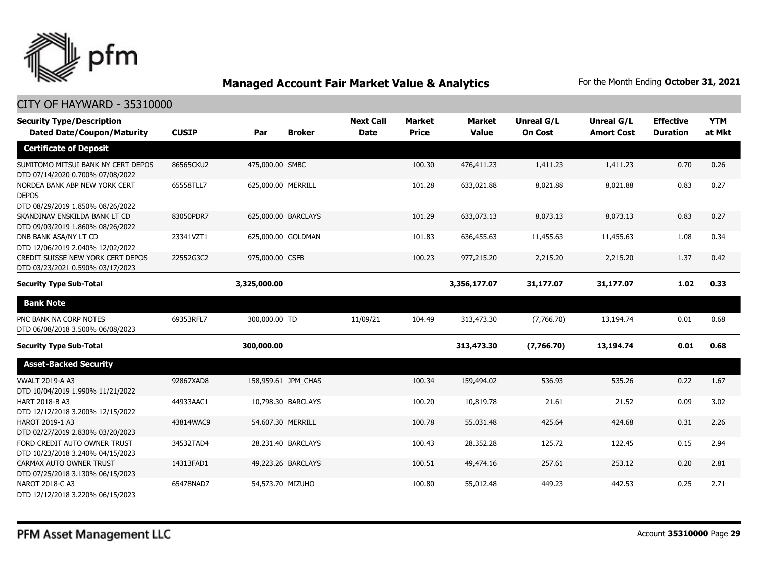## Managed Account Fair Market Value & Analytics

For the Month Ending **October 31, 2021**

### CITY OF HAYWARD - 35310000

| Security Type/Description Dated Date/Coupon/Maturity | CUSIP | Par | Broker | Next Call Date | Market Price | Market Value | Unreal G/L On Cost | Unreal G/L Amort Cost | Effective Duration | YTM at Mkt |
|---|---|---|---|---|---|---|---|---|---|---|
| **Certificate of Deposit** | | | | | | | | | | |
| SUMITOMO MITSUI BANK NY CERT DEPOS DTD 07/14/2020 0.700% 07/08/2022 | 86565CKU2 | 475,000.00 | SMBC | | 100.30 | 476,411.23 | 1,411.23 | 1,411.23 | 0.70 | 0.26 |
| NORDEA BANK ABP NEW YORK CERT DEPOS DTD 08/29/2019 1.850% 08/26/2022 | 65558TLL7 | 625,000.00 | MERRILL | | 101.28 | 633,021.88 | 8,021.88 | 8,021.88 | 0.83 | 0.27 |
| SKANDINAV ENSKILDA BANK LT CD DTD 09/03/2019 1.860% 08/26/2022 | 83050PDR7 | 625,000.00 | BARCLAYS | | 101.29 | 633,073.13 | 8,073.13 | 8,073.13 | 0.83 | 0.27 |
| DNB BANK ASA/NY LT CD DTD 12/06/2019 2.040% 12/02/2022 | 23341VZT1 | 625,000.00 | GOLDMAN | | 101.83 | 636,455.63 | 11,455.63 | 11,455.63 | 1.08 | 0.34 |
| CREDIT SUISSE NEW YORK CERT DEPOS DTD 03/23/2021 0.590% 03/17/2023 | 22552G3C2 | 975,000.00 | CSFB | | 100.23 | 977,215.20 | 2,215.20 | 2,215.20 | 1.37 | 0.42 |
| **Security Type Sub-Total** | | **3,325,000.00** | | | | **3,356,177.07** | **31,177.07** | **31,177.07** | **1.02** | **0.33** |
| **Bank Note** | | | | | | | | | | |
| PNC BANK NA CORP NOTES DTD 06/08/2018 3.500% 06/08/2023 | 69353RFL7 | 300,000.00 | TD | 11/09/21 | 104.49 | 313,473.30 | (7,766.70) | 13,194.74 | 0.01 | 0.68 |
| **Security Type Sub-Total** | | **300,000.00** | | | | **313,473.30** | **(7,766.70)** | **13,194.74** | **0.01** | **0.68** |
| **Asset-Backed Security** | | | | | | | | | | |
| VWALT 2019-A A3 DTD 10/04/2019 1.990% 11/21/2022 | 92867XAD8 | 158,959.61 | JPM_CHAS | | 100.34 | 159,494.02 | 536.93 | 535.26 | 0.22 | 1.67 |
| HART 2018-B A3 DTD 12/12/2018 3.200% 12/15/2022 | 44933AAC1 | 10,798.30 | BARCLAYS | | 100.20 | 10,819.78 | 21.61 | 21.52 | 0.09 | 3.02 |
| HAROT 2019-1 A3 DTD 02/27/2019 2.830% 03/20/2023 | 43814WAC9 | 54,607.30 | MERRILL | | 100.78 | 55,031.48 | 425.64 | 424.68 | 0.31 | 2.26 |
| FORD CREDIT AUTO OWNER TRUST DTD 10/23/2018 3.240% 04/15/2023 | 34532TAD4 | 28,231.40 | BARCLAYS | | 100.43 | 28,352.28 | 125.72 | 122.45 | 0.15 | 2.94 |
| CARMAX AUTO OWNER TRUST DTD 07/25/2018 3.130% 06/15/2023 | 14313FAD1 | 49,223.26 | BARCLAYS | | 100.51 | 49,474.16 | 257.61 | 253.12 | 0.20 | 2.81 |
| NAROT 2018-C A3 DTD 12/12/2018 3.220% 06/15/2023 | 65478NAD7 | 54,573.70 | MIZUHO | | 100.80 | 55,012.48 | 449.23 | 442.53 | 0.25 | 2.71 |

PFM Asset Management LLC

Account **35310000**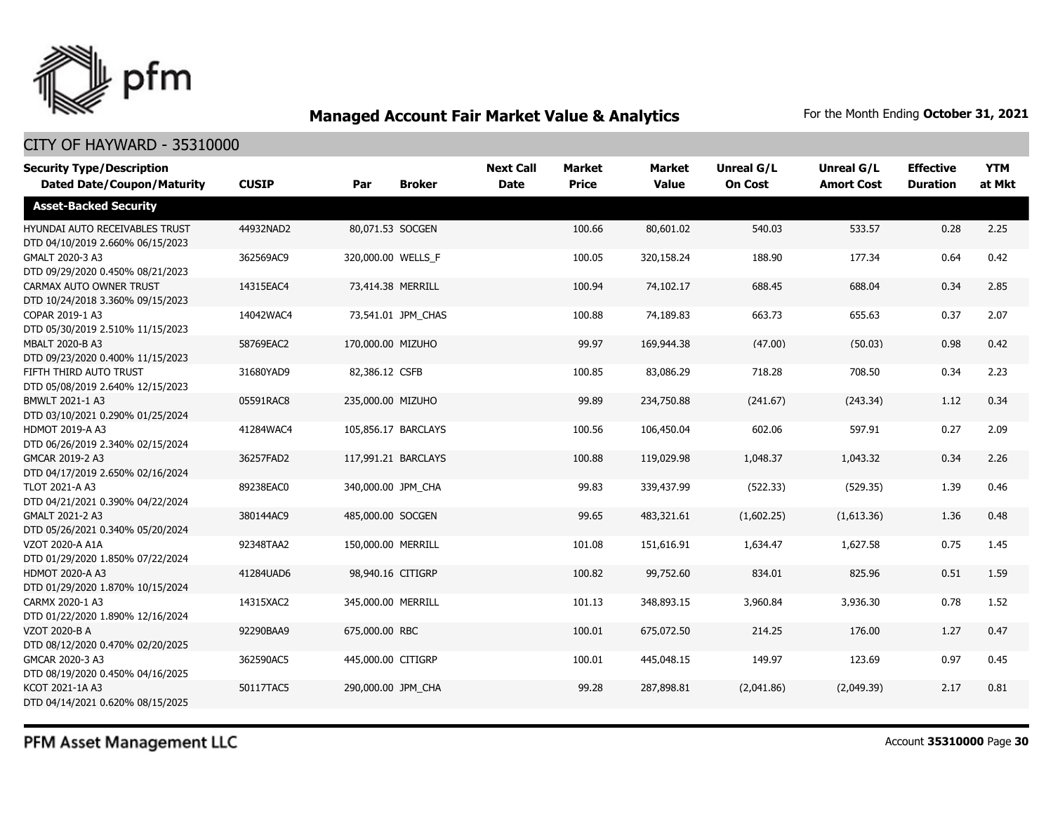## Managed Account Fair Market Value & Analytics

For the Month Ending **October 31, 2021**

CITY OF HAYWARD - 35310000

| Security Type/Description Dated Date/Coupon/Maturity | CUSIP | Par | Broker | Next Call Date | Market Price | Market Value | Unreal G/L On Cost | Unreal G/L Amort Cost | Effective Duration | YTM at Mkt |
|---|---|---|---|---|---|---|---|---|---|---|
| **Asset-Backed Security** | | | | | | | | | | |
| HYUNDAI AUTO RECEIVABLES TRUST DTD 04/10/2019 2.660% 06/15/2023 | 44932NAD2 | 80,071.53 | SOCGEN | | 100.66 | 80,601.02 | 540.03 | 533.57 | 0.28 | 2.25 |
| GMALT 2020-3 A3 DTD 09/29/2020 0.450% 08/21/2023 | 362569AC9 | 320,000.00 | WELLS_F | | 100.05 | 320,158.24 | 188.90 | 177.34 | 0.64 | 0.42 |
| CARMAX AUTO OWNER TRUST DTD 10/24/2018 3.360% 09/15/2023 | 14315EAC4 | 73,414.38 | MERRILL | | 100.94 | 74,102.17 | 688.45 | 688.04 | 0.34 | 2.85 |
| COPAR 2019-1 A3 DTD 05/30/2019 2.510% 11/15/2023 | 14042WAC4 | 73,541.01 | JPM_CHAS | | 100.88 | 74,189.83 | 663.73 | 655.63 | 0.37 | 2.07 |
| MBALT 2020-B A3 DTD 09/23/2020 0.400% 11/15/2023 | 58769EAC2 | 170,000.00 | MIZUHO | | 99.97 | 169,944.38 | (47.00) | (50.03) | 0.98 | 0.42 |
| FIFTH THIRD AUTO TRUST DTD 05/08/2019 2.640% 12/15/2023 | 31680YAD9 | 82,386.12 | CSFB | | 100.85 | 83,086.29 | 718.28 | 708.50 | 0.34 | 2.23 |
| BMWLT 2021-1 A3 DTD 03/10/2021 0.290% 01/25/2024 | 05591RAC8 | 235,000.00 | MIZUHO | | 99.89 | 234,750.88 | (241.67) | (243.34) | 1.12 | 0.34 |
| HDMOT 2019-A A3 DTD 06/26/2019 2.340% 02/15/2024 | 41284WAC4 | 105,856.17 | BARCLAYS | | 100.56 | 106,450.04 | 602.06 | 597.91 | 0.27 | 2.09 |
| GMCAR 2019-2 A3 DTD 04/17/2019 2.650% 02/16/2024 | 36257FAD2 | 117,991.21 | BARCLAYS | | 100.88 | 119,029.98 | 1,048.37 | 1,043.32 | 0.34 | 2.26 |
| TLOT 2021-A A3 DTD 04/21/2021 0.390% 04/22/2024 | 89238EAC0 | 340,000.00 | JPM_CHA | | 99.83 | 339,437.99 | (522.33) | (529.35) | 1.39 | 0.46 |
| GMALT 2021-2 A3 DTD 05/26/2021 0.340% 05/20/2024 | 380144AC9 | 485,000.00 | SOCGEN | | 99.65 | 483,321.61 | (1,602.25) | (1,613.36) | 1.36 | 0.48 |
| VZOT 2020-A A1A DTD 01/29/2020 1.850% 07/22/2024 | 92348TAA2 | 150,000.00 | MERRILL | | 101.08 | 151,616.91 | 1,634.47 | 1,627.58 | 0.75 | 1.45 |
| HDMOT 2020-A A3 DTD 01/29/2020 1.870% 10/15/2024 | 41284UAD6 | 98,940.16 | CITIGRP | | 100.82 | 99,752.60 | 834.01 | 825.96 | 0.51 | 1.59 |
| CARMX 2020-1 A3 DTD 01/22/2020 1.890% 12/16/2024 | 14315XAC2 | 345,000.00 | MERRILL | | 101.13 | 348,893.15 | 3,960.84 | 3,936.30 | 0.78 | 1.52 |
| VZOT 2020-B A DTD 08/12/2020 0.470% 02/20/2025 | 92290BAA9 | 675,000.00 | RBC | | 100.01 | 675,072.50 | 214.25 | 176.00 | 1.27 | 0.47 |
| GMCAR 2020-3 A3 DTD 08/19/2020 0.450% 04/16/2025 | 362590AC5 | 445,000.00 | CITIGRP | | 100.01 | 445,048.15 | 149.97 | 123.69 | 0.97 | 0.45 |
| KCOT 2021-1A A3 DTD 04/14/2021 0.620% 08/15/2025 | 50117TAC5 | 290,000.00 | JPM_CHA | | 99.28 | 287,898.81 | (2,041.86) | (2,049.39) | 2.17 | 0.81 |

PFM Asset Management LLC

Account **35310000**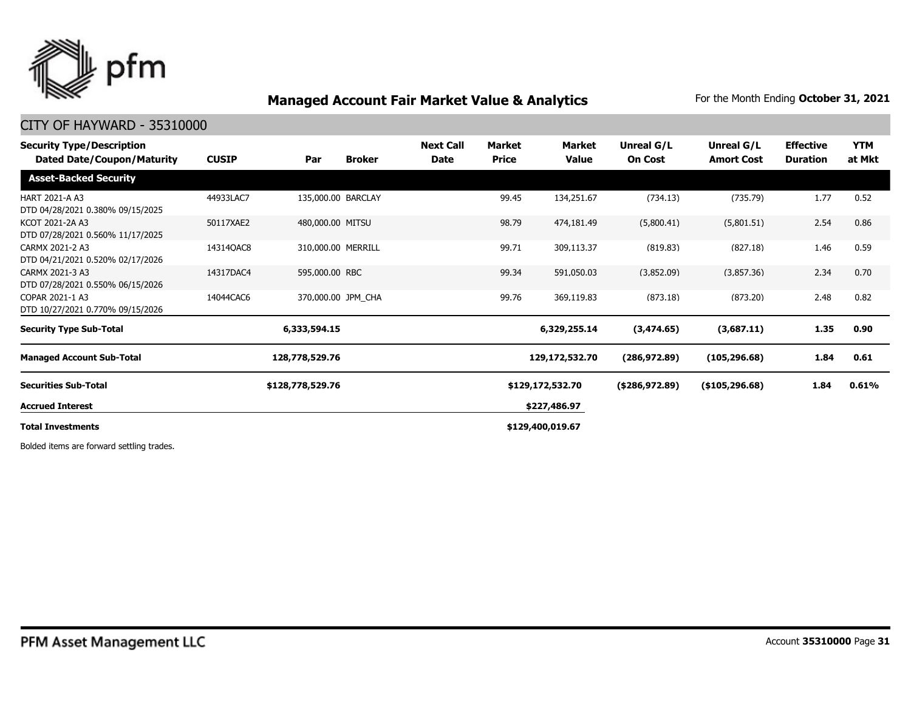# Managed Account Fair Market Value & Analytics

For the Month Ending **October 31, 2021**

## CITY OF HAYWARD - 35310000

| Security Type/Description<br>Dated Date/Coupon/Maturity | CUSIP | Par | Broker | Next Call Date | Market Price | Market Value | Unreal G/L On Cost | Unreal G/L Amort Cost | Effective Duration | YTM at Mkt |
|---|---|---|---|---|---|---|---|---|---|---|
| **Asset-Backed Security** | | | | | | | | | | |
| HART 2021-A A3<br>DTD 04/28/2021 0.380% 09/15/2025 | 44933LAC7 | 135,000.00 | BARCLAY | | 99.45 | 134,251.67 | (734.13) | (735.79) | 1.77 | 0.52 |
| KCOT 2021-2A A3<br>DTD 07/28/2021 0.560% 11/17/2025 | 50117XAE2 | 480,000.00 | MITSU | | 98.79 | 474,181.49 | (5,800.41) | (5,801.51) | 2.54 | 0.86 |
| CARMX 2021-2 A3<br>DTD 04/21/2021 0.520% 02/17/2026 | 14314QAC8 | 310,000.00 | MERRILL | | 99.71 | 309,113.37 | (819.83) | (827.18) | 1.46 | 0.59 |
| CARMX 2021-3 A3<br>DTD 07/28/2021 0.550% 06/15/2026 | 14317DAC4 | 595,000.00 | RBC | | 99.34 | 591,050.03 | (3,852.09) | (3,857.36) | 2.34 | 0.70 |
| COPAR 2021-1 A3<br>DTD 10/27/2021 0.770% 09/15/2026 | 14044CAC6 | 370,000.00 | JPM_CHA | | 99.76 | 369,119.83 | (873.18) | (873.20) | 2.48 | 0.82 |
| **Security Type Sub-Total** | | **6,333,594.15** | | | | **6,329,255.14** | **(3,474.65)** | **(3,687.11)** | **1.35** | **0.90** |
| **Managed Account Sub-Total** | | **128,778,529.76** | | | | **129,172,532.70** | **(286,972.89)** | **(105,296.68)** | **1.84** | **0.61** |
| **Securities Sub-Total** | | **$128,778,529.76** | | | | **$129,172,532.70** | **($286,972.89)** | **($105,296.68)** | **1.84** | **0.61%** |
| **Accrued Interest** | | | | | | **$227,486.97** | | | | |
| **Total Investments** | | | | | | **$129,400,019.67** | | | | |

Bolded items are forward settling trades.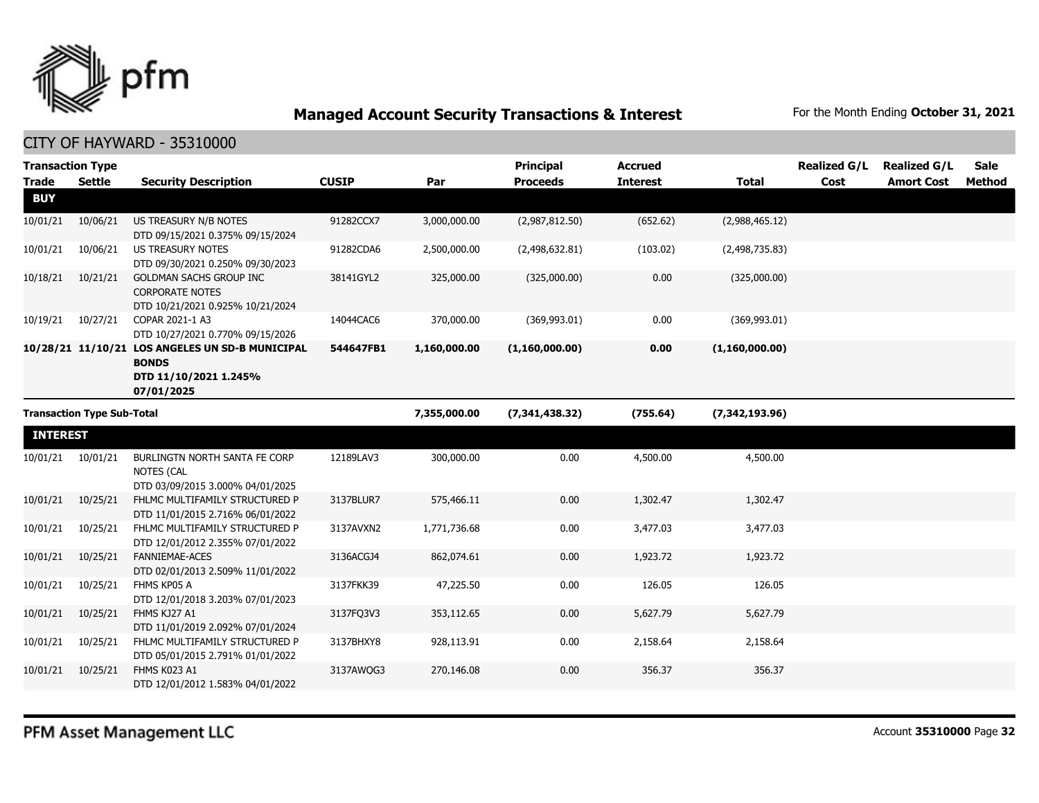## Managed Account Security Transactions & Interest

For the Month Ending **October 31, 2021**

### CITY OF HAYWARD - 35310000

| Transaction Type Trade | Settle | Security Description | CUSIP | Par | Principal Proceeds | Accrued Interest | Total | Realized G/L Cost | Realized G/L Amort Cost | Sale Method |
|---|---|---|---|---|---|---|---|---|---|---|
| **BUY** | | | | | | | | | | |
| 10/01/21 | 10/06/21 | US TREASURY N/B NOTES DTD 09/15/2021 0.375% 09/15/2024 | 91282CCX7 | 3,000,000.00 | (2,987,812.50) | (652.62) | (2,988,465.12) | | | |
| 10/01/21 | 10/06/21 | US TREASURY NOTES DTD 09/30/2021 0.250% 09/30/2023 | 91282CDA6 | 2,500,000.00 | (2,498,632.81) | (103.02) | (2,498,735.83) | | | |
| 10/18/21 | 10/21/21 | GOLDMAN SACHS GROUP INC CORPORATE NOTES DTD 10/21/2021 0.925% 10/21/2024 | 38141GYL2 | 325,000.00 | (325,000.00) | 0.00 | (325,000.00) | | | |
| 10/19/21 | 10/27/21 | COPAR 2021-1 A3 DTD 10/27/2021 0.770% 09/15/2026 | 14044CAC6 | 370,000.00 | (369,993.01) | 0.00 | (369,993.01) | | | |
| **10/28/21** | **11/10/21** | **LOS ANGELES UN SD-B MUNICIPAL BONDS DTD 11/10/2021 1.245% 07/01/2025** | **544647FB1** | **1,160,000.00** | **(1,160,000.00)** | **0.00** | **(1,160,000.00)** | | | |
| **Transaction Type Sub-Total** | | | | **7,355,000.00** | **(7,341,438.32)** | **(755.64)** | **(7,342,193.96)** | | | |
| **INTEREST** | | | | | | | | | | |
| 10/01/21 | 10/01/21 | BURLINGTN NORTH SANTA FE CORP NOTES (CAL DTD 03/09/2015 3.000% 04/01/2025 | 12189LAV3 | 300,000.00 | 0.00 | 4,500.00 | 4,500.00 | | | |
| 10/01/21 | 10/25/21 | FHLMC MULTIFAMILY STRUCTURED P DTD 11/01/2015 2.716% 06/01/2022 | 3137BLUR7 | 575,466.11 | 0.00 | 1,302.47 | 1,302.47 | | | |
| 10/01/21 | 10/25/21 | FHLMC MULTIFAMILY STRUCTURED P DTD 12/01/2012 2.355% 07/01/2022 | 3137AVXN2 | 1,771,736.68 | 0.00 | 3,477.03 | 3,477.03 | | | |
| 10/01/21 | 10/25/21 | FANNIEMAE-ACES DTD 02/01/2013 2.509% 11/01/2022 | 3136ACGJ4 | 862,074.61 | 0.00 | 1,923.72 | 1,923.72 | | | |
| 10/01/21 | 10/25/21 | FHMS KP05 A DTD 12/01/2018 3.203% 07/01/2023 | 3137FKK39 | 47,225.50 | 0.00 | 126.05 | 126.05 | | | |
| 10/01/21 | 10/25/21 | FHMS KJ27 A1 DTD 11/01/2019 2.092% 07/01/2024 | 3137FQ3V3 | 353,112.65 | 0.00 | 5,627.79 | 5,627.79 | | | |
| 10/01/21 | 10/25/21 | FHLMC MULTIFAMILY STRUCTURED P DTD 05/01/2015 2.791% 01/01/2022 | 3137BHXY8 | 928,113.91 | 0.00 | 2,158.64 | 2,158.64 | | | |
| 10/01/21 | 10/25/21 | FHMS K023 A1 DTD 12/01/2012 1.583% 04/01/2022 | 3137AWQG3 | 270,146.08 | 0.00 | 356.37 | 356.37 | | | |

PFM Asset Management LLC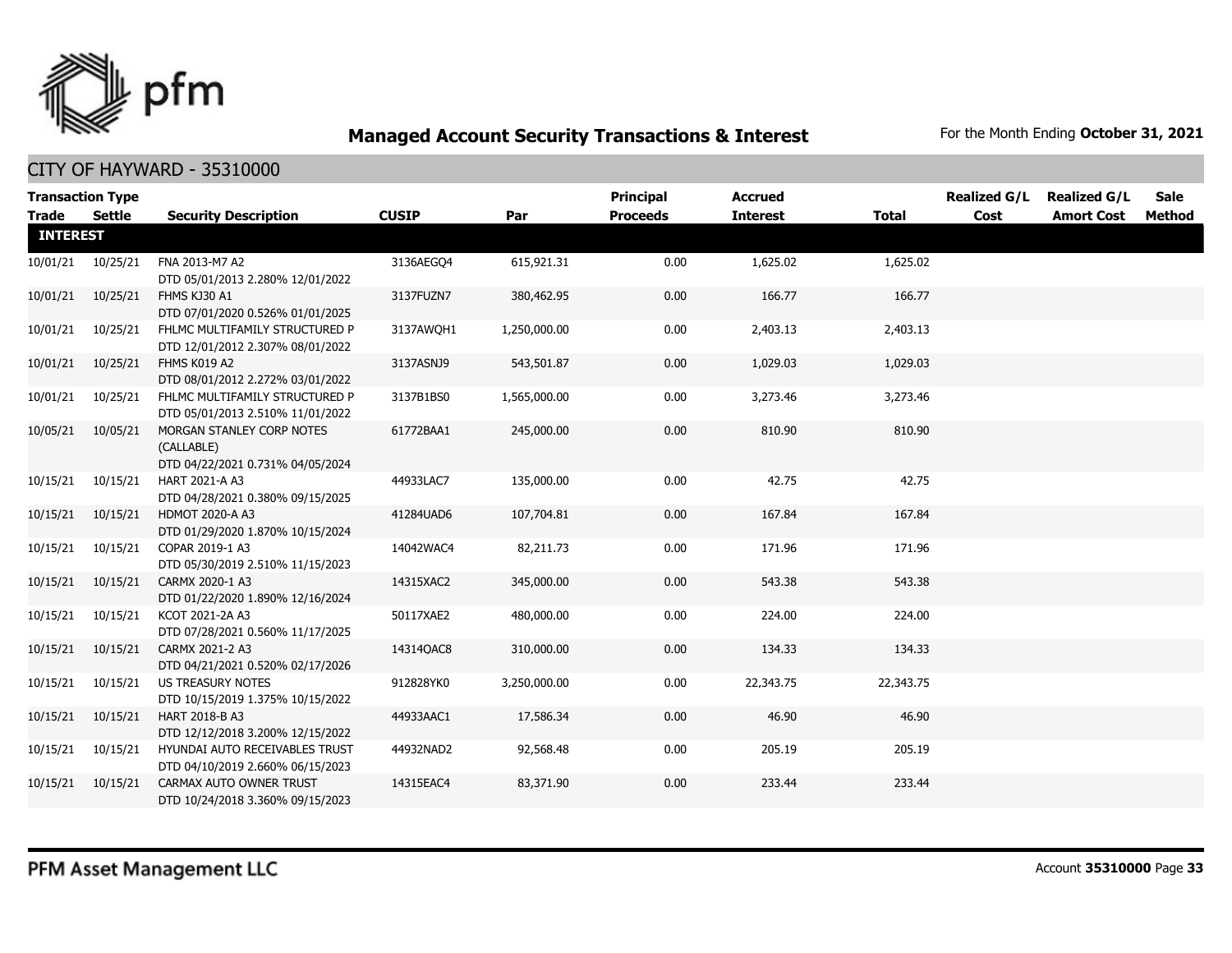# Managed Account Security Transactions & Interest

For the Month Ending **October 31, 2021**

## CITY OF HAYWARD - 35310000

| Transaction Type Trade | Settle | Security Description | CUSIP | Par | Principal Proceeds | Accrued Interest | Total | Realized G/L Cost | Realized G/L Amort Cost | Sale Method |
|---|---|---|---|---|---|---|---|---|---|---|
| **INTEREST** | | | | | | | | | | |
| 10/01/21 | 10/25/21 | FNA 2013-M7 A2 DTD 05/01/2013 2.280% 12/01/2022 | 3136AEGQ4 | 615,921.31 | 0.00 | 1,625.02 | 1,625.02 | | | |
| 10/01/21 | 10/25/21 | FHMS KJ30 A1 DTD 07/01/2020 0.526% 01/01/2025 | 3137FUZN7 | 380,462.95 | 0.00 | 166.77 | 166.77 | | | |
| 10/01/21 | 10/25/21 | FHLMC MULTIFAMILY STRUCTURED P DTD 12/01/2012 2.307% 08/01/2022 | 3137AWQH1 | 1,250,000.00 | 0.00 | 2,403.13 | 2,403.13 | | | |
| 10/01/21 | 10/25/21 | FHMS K019 A2 DTD 08/01/2012 2.272% 03/01/2022 | 3137ASNJ9 | 543,501.87 | 0.00 | 1,029.03 | 1,029.03 | | | |
| 10/01/21 | 10/25/21 | FHLMC MULTIFAMILY STRUCTURED P DTD 05/01/2013 2.510% 11/01/2022 | 3137B1BS0 | 1,565,000.00 | 0.00 | 3,273.46 | 3,273.46 | | | |
| 10/05/21 | 10/05/21 | MORGAN STANLEY CORP NOTES (CALLABLE) DTD 04/22/2021 0.731% 04/05/2024 | 61772BAA1 | 245,000.00 | 0.00 | 810.90 | 810.90 | | | |
| 10/15/21 | 10/15/21 | HART 2021-A A3 DTD 04/28/2021 0.380% 09/15/2025 | 44933LAC7 | 135,000.00 | 0.00 | 42.75 | 42.75 | | | |
| 10/15/21 | 10/15/21 | HDMOT 2020-A A3 DTD 01/29/2020 1.870% 10/15/2024 | 41284UAD6 | 107,704.81 | 0.00 | 167.84 | 167.84 | | | |
| 10/15/21 | 10/15/21 | COPAR 2019-1 A3 DTD 05/30/2019 2.510% 11/15/2023 | 14042WAC4 | 82,211.73 | 0.00 | 171.96 | 171.96 | | | |
| 10/15/21 | 10/15/21 | CARMX 2020-1 A3 DTD 01/22/2020 1.890% 12/16/2024 | 14315XAC2 | 345,000.00 | 0.00 | 543.38 | 543.38 | | | |
| 10/15/21 | 10/15/21 | KCOT 2021-2A A3 DTD 07/28/2021 0.560% 11/17/2025 | 50117XAE2 | 480,000.00 | 0.00 | 224.00 | 224.00 | | | |
| 10/15/21 | 10/15/21 | CARMX 2021-2 A3 DTD 04/21/2021 0.520% 02/17/2026 | 14314QAC8 | 310,000.00 | 0.00 | 134.33 | 134.33 | | | |
| 10/15/21 | 10/15/21 | US TREASURY NOTES DTD 10/15/2019 1.375% 10/15/2022 | 912828YK0 | 3,250,000.00 | 0.00 | 22,343.75 | 22,343.75 | | | |
| 10/15/21 | 10/15/21 | HART 2018-B A3 DTD 12/12/2018 3.200% 12/15/2022 | 44933AAC1 | 17,586.34 | 0.00 | 46.90 | 46.90 | | | |
| 10/15/21 | 10/15/21 | HYUNDAI AUTO RECEIVABLES TRUST DTD 04/10/2019 2.660% 06/15/2023 | 44932NAD2 | 92,568.48 | 0.00 | 205.19 | 205.19 | | | |
| 10/15/21 | 10/15/21 | CARMAX AUTO OWNER TRUST DTD 10/24/2018 3.360% 09/15/2023 | 14315EAC4 | 83,371.90 | 0.00 | 233.44 | 233.44 | | | |

PFM Asset Management LLC

Account **35310000**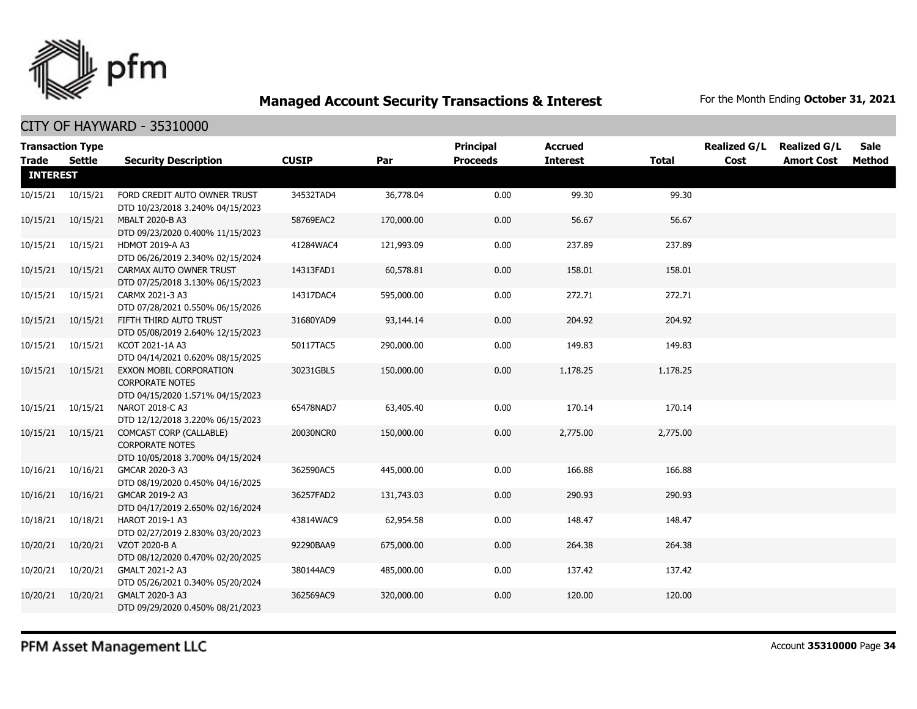# Managed Account Security Transactions & Interest

For the Month Ending **October 31, 2021**

## CITY OF HAYWARD - 35310000

| Transaction Type Trade | Settle | Security Description | CUSIP | Par | Principal Proceeds | Accrued Interest | Total | Realized G/L Cost | Realized G/L Amort Cost | Sale Method |
|---|---|---|---|---|---|---|---|---|---|---|
| **INTEREST** | | | | | | | | | | |
| 10/15/21 | 10/15/21 | FORD CREDIT AUTO OWNER TRUST DTD 10/23/2018 3.240% 04/15/2023 | 34532TAD4 | 36,778.04 | 0.00 | 99.30 | 99.30 | | | |
| 10/15/21 | 10/15/21 | MBALT 2020-B A3 DTD 09/23/2020 0.400% 11/15/2023 | 58769EAC2 | 170,000.00 | 0.00 | 56.67 | 56.67 | | | |
| 10/15/21 | 10/15/21 | HDMOT 2019-A A3 DTD 06/26/2019 2.340% 02/15/2024 | 41284WAC4 | 121,993.09 | 0.00 | 237.89 | 237.89 | | | |
| 10/15/21 | 10/15/21 | CARMAX AUTO OWNER TRUST DTD 07/25/2018 3.130% 06/15/2023 | 14313FAD1 | 60,578.81 | 0.00 | 158.01 | 158.01 | | | |
| 10/15/21 | 10/15/21 | CARMX 2021-3 A3 DTD 07/28/2021 0.550% 06/15/2026 | 14317DAC4 | 595,000.00 | 0.00 | 272.71 | 272.71 | | | |
| 10/15/21 | 10/15/21 | FIFTH THIRD AUTO TRUST DTD 05/08/2019 2.640% 12/15/2023 | 31680YAD9 | 93,144.14 | 0.00 | 204.92 | 204.92 | | | |
| 10/15/21 | 10/15/21 | KCOT 2021-1A A3 DTD 04/14/2021 0.620% 08/15/2025 | 50117TAC5 | 290,000.00 | 0.00 | 149.83 | 149.83 | | | |
| 10/15/21 | 10/15/21 | EXXON MOBIL CORPORATION CORPORATE NOTES DTD 04/15/2020 1.571% 04/15/2023 | 30231GBL5 | 150,000.00 | 0.00 | 1,178.25 | 1,178.25 | | | |
| 10/15/21 | 10/15/21 | NAROT 2018-C A3 DTD 12/12/2018 3.220% 06/15/2023 | 65478NAD7 | 63,405.40 | 0.00 | 170.14 | 170.14 | | | |
| 10/15/21 | 10/15/21 | COMCAST CORP (CALLABLE) CORPORATE NOTES DTD 10/05/2018 3.700% 04/15/2024 | 20030NCR0 | 150,000.00 | 0.00 | 2,775.00 | 2,775.00 | | | |
| 10/16/21 | 10/16/21 | GMCAR 2020-3 A3 DTD 08/19/2020 0.450% 04/16/2025 | 362590AC5 | 445,000.00 | 0.00 | 166.88 | 166.88 | | | |
| 10/16/21 | 10/16/21 | GMCAR 2019-2 A3 DTD 04/17/2019 2.650% 02/16/2024 | 36257FAD2 | 131,743.03 | 0.00 | 290.93 | 290.93 | | | |
| 10/18/21 | 10/18/21 | HAROT 2019-1 A3 DTD 02/27/2019 2.830% 03/20/2023 | 43814WAC9 | 62,954.58 | 0.00 | 148.47 | 148.47 | | | |
| 10/20/21 | 10/20/21 | VZOT 2020-B A DTD 08/12/2020 0.470% 02/20/2025 | 92290BAA9 | 675,000.00 | 0.00 | 264.38 | 264.38 | | | |
| 10/20/21 | 10/20/21 | GMALT 2021-2 A3 DTD 05/26/2021 0.340% 05/20/2024 | 380144AC9 | 485,000.00 | 0.00 | 137.42 | 137.42 | | | |
| 10/20/21 | 10/20/21 | GMALT 2020-3 A3 DTD 09/29/2020 0.450% 08/21/2023 | 362569AC9 | 320,000.00 | 0.00 | 120.00 | 120.00 | | | |

PFM Asset Management LLC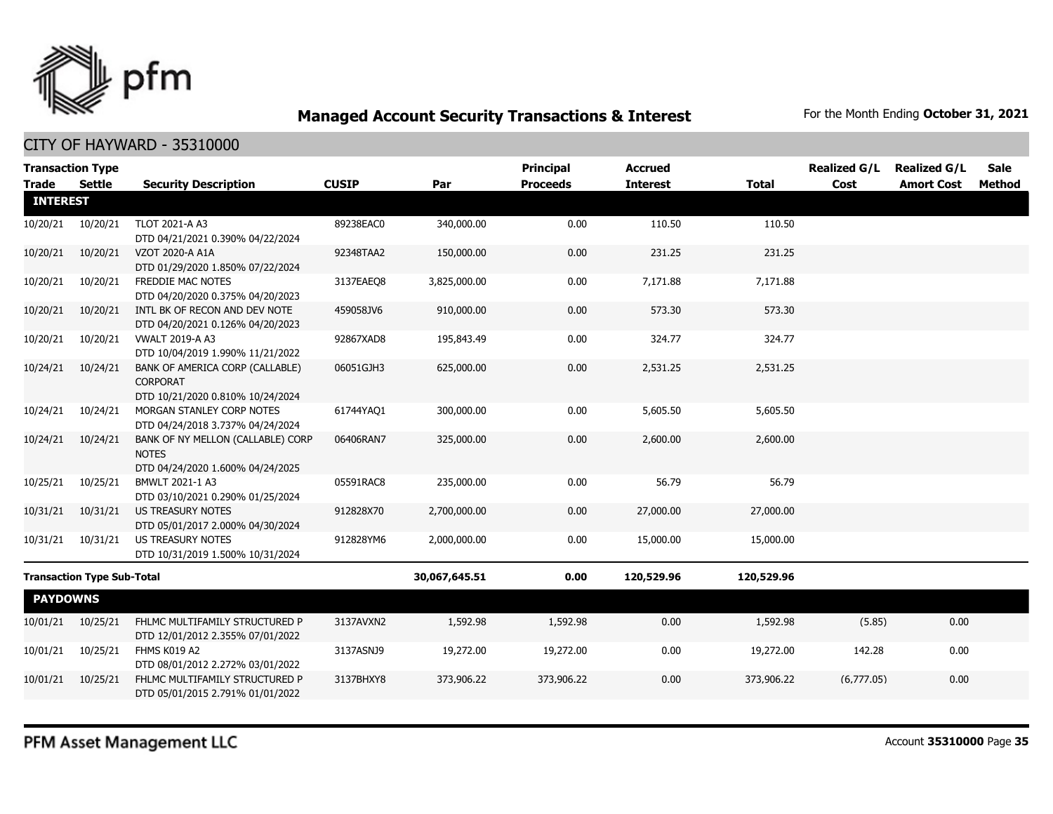## Managed Account Security Transactions & Interest

For the Month Ending **October 31, 2021**

CITY OF HAYWARD - 35310000

| Transaction Type Trade | Settle | Security Description | CUSIP | Par | Principal Proceeds | Accrued Interest | Total | Realized G/L Cost | Realized G/L Amort Cost | Sale Method |
|---|---|---|---|---|---|---|---|---|---|---|
| **INTEREST** | | | | | | | | | | |
| 10/20/21 | 10/20/21 | TLOT 2021-A A3 DTD 04/21/2021 0.390% 04/22/2024 | 89238EAC0 | 340,000.00 | 0.00 | 110.50 | 110.50 | | | |
| 10/20/21 | 10/20/21 | VZOT 2020-A A1A DTD 01/29/2020 1.850% 07/22/2024 | 92348TAA2 | 150,000.00 | 0.00 | 231.25 | 231.25 | | | |
| 10/20/21 | 10/20/21 | FREDDIE MAC NOTES DTD 04/20/2020 0.375% 04/20/2023 | 3137EAEQ8 | 3,825,000.00 | 0.00 | 7,171.88 | 7,171.88 | | | |
| 10/20/21 | 10/20/21 | INTL BK OF RECON AND DEV NOTE DTD 04/20/2021 0.126% 04/20/2023 | 459058JV6 | 910,000.00 | 0.00 | 573.30 | 573.30 | | | |
| 10/20/21 | 10/20/21 | VWALT 2019-A A3 DTD 10/04/2019 1.990% 11/21/2022 | 92867XAD8 | 195,843.49 | 0.00 | 324.77 | 324.77 | | | |
| 10/24/21 | 10/24/21 | BANK OF AMERICA CORP (CALLABLE) CORPORAT DTD 10/21/2020 0.810% 10/24/2024 | 06051GJH3 | 625,000.00 | 0.00 | 2,531.25 | 2,531.25 | | | |
| 10/24/21 | 10/24/21 | MORGAN STANLEY CORP NOTES DTD 04/24/2018 3.737% 04/24/2024 | 61744YAQ1 | 300,000.00 | 0.00 | 5,605.50 | 5,605.50 | | | |
| 10/24/21 | 10/24/21 | BANK OF NY MELLON (CALLABLE) CORP NOTES DTD 04/24/2020 1.600% 04/24/2025 | 06406RAN7 | 325,000.00 | 0.00 | 2,600.00 | 2,600.00 | | | |
| 10/25/21 | 10/25/21 | BMWLT 2021-1 A3 DTD 03/10/2021 0.290% 01/25/2024 | 05591RAC8 | 235,000.00 | 0.00 | 56.79 | 56.79 | | | |
| 10/31/21 | 10/31/21 | US TREASURY NOTES DTD 05/01/2017 2.000% 04/30/2024 | 912828X70 | 2,700,000.00 | 0.00 | 27,000.00 | 27,000.00 | | | |
| 10/31/21 | 10/31/21 | US TREASURY NOTES DTD 10/31/2019 1.500% 10/31/2024 | 912828YM6 | 2,000,000.00 | 0.00 | 15,000.00 | 15,000.00 | | | |
| **Transaction Type Sub-Total** | | | | **30,067,645.51** | **0.00** | **120,529.96** | **120,529.96** | | | |
| **PAYDOWNS** | | | | | | | | | | |
| 10/01/21 | 10/25/21 | FHLMC MULTIFAMILY STRUCTURED P DTD 12/01/2012 2.355% 07/01/2022 | 3137AVXN2 | 1,592.98 | 1,592.98 | 0.00 | 1,592.98 | (5.85) | 0.00 | |
| 10/01/21 | 10/25/21 | FHMS K019 A2 DTD 08/01/2012 2.272% 03/01/2022 | 3137ASNJ9 | 19,272.00 | 19,272.00 | 0.00 | 19,272.00 | 142.28 | 0.00 | |
| 10/01/21 | 10/25/21 | FHLMC MULTIFAMILY STRUCTURED P DTD 05/01/2015 2.791% 01/01/2022 | 3137BHXY8 | 373,906.22 | 373,906.22 | 0.00 | 373,906.22 | (6,777.05) | 0.00 | |

PFM Asset Management LLC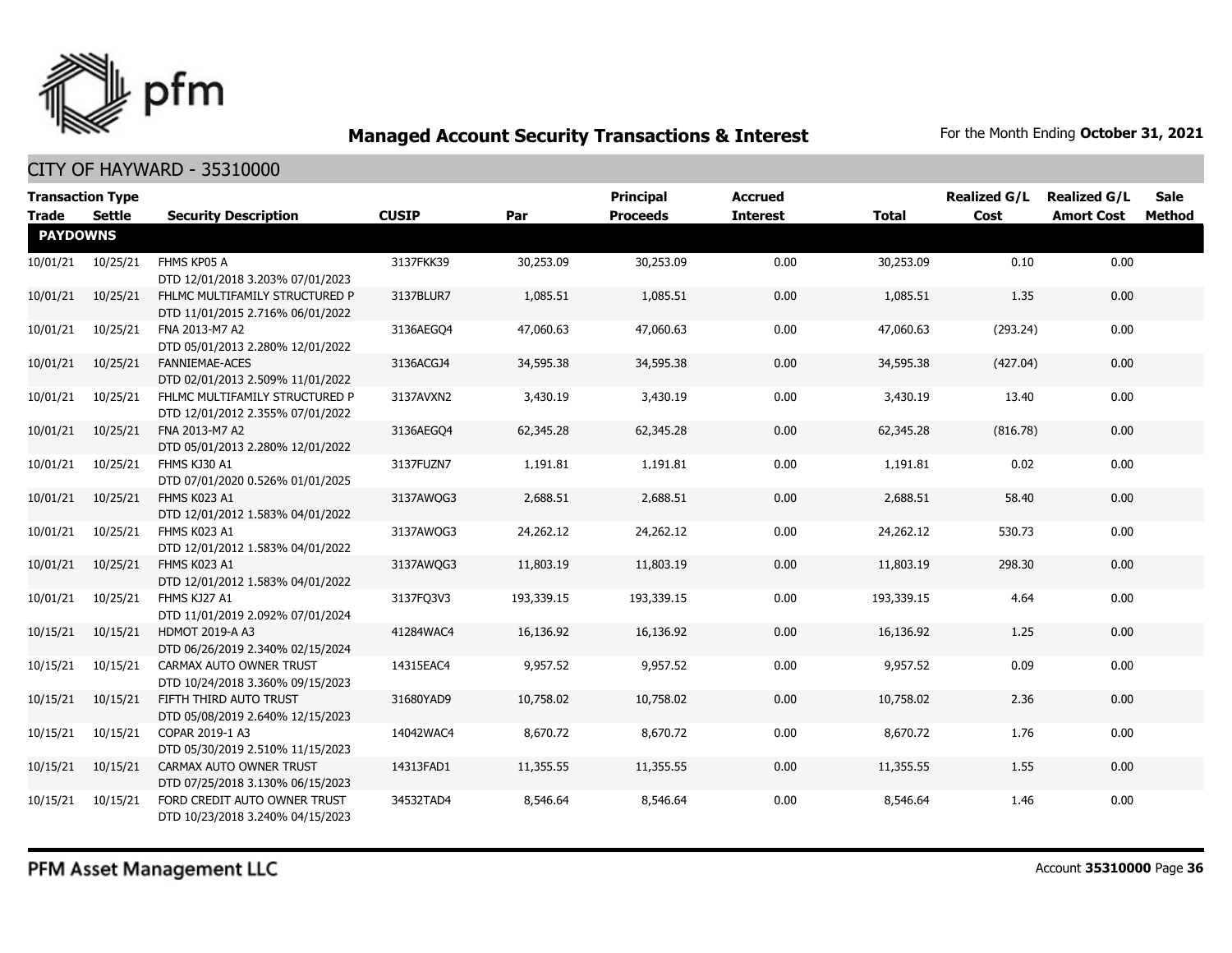# Managed Account Security Transactions & Interest

For the Month Ending **October 31, 2021**

## CITY OF HAYWARD - 35310000

| Transaction Type Trade | Settle | Security Description | CUSIP | Par | Principal Proceeds | Accrued Interest | Total | Realized G/L Cost | Realized G/L Amort Cost | Sale Method |
|---|---|---|---|---|---|---|---|---|---|---|
| **PAYDOWNS** | | | | | | | | | | |
| 10/01/21 | 10/25/21 | FHMS KP05 A DTD 12/01/2018 3.203% 07/01/2023 | 3137FKK39 | 30,253.09 | 30,253.09 | 0.00 | 30,253.09 | 0.10 | 0.00 | |
| 10/01/21 | 10/25/21 | FHLMC MULTIFAMILY STRUCTURED P DTD 11/01/2015 2.716% 06/01/2022 | 3137BLUR7 | 1,085.51 | 1,085.51 | 0.00 | 1,085.51 | 1.35 | 0.00 | |
| 10/01/21 | 10/25/21 | FNA 2013-M7 A2 DTD 05/01/2013 2.280% 12/01/2022 | 3136AEGQ4 | 47,060.63 | 47,060.63 | 0.00 | 47,060.63 | (293.24) | 0.00 | |
| 10/01/21 | 10/25/21 | FANNIEMAE-ACES DTD 02/01/2013 2.509% 11/01/2022 | 3136ACGJ4 | 34,595.38 | 34,595.38 | 0.00 | 34,595.38 | (427.04) | 0.00 | |
| 10/01/21 | 10/25/21 | FHLMC MULTIFAMILY STRUCTURED P DTD 12/01/2012 2.355% 07/01/2022 | 3137AVXN2 | 3,430.19 | 3,430.19 | 0.00 | 3,430.19 | 13.40 | 0.00 | |
| 10/01/21 | 10/25/21 | FNA 2013-M7 A2 DTD 05/01/2013 2.280% 12/01/2022 | 3136AEGQ4 | 62,345.28 | 62,345.28 | 0.00 | 62,345.28 | (816.78) | 0.00 | |
| 10/01/21 | 10/25/21 | FHMS KJ30 A1 DTD 07/01/2020 0.526% 01/01/2025 | 3137FUZN7 | 1,191.81 | 1,191.81 | 0.00 | 1,191.81 | 0.02 | 0.00 | |
| 10/01/21 | 10/25/21 | FHMS K023 A1 DTD 12/01/2012 1.583% 04/01/2022 | 3137AWQG3 | 2,688.51 | 2,688.51 | 0.00 | 2,688.51 | 58.40 | 0.00 | |
| 10/01/21 | 10/25/21 | FHMS K023 A1 DTD 12/01/2012 1.583% 04/01/2022 | 3137AWQG3 | 24,262.12 | 24,262.12 | 0.00 | 24,262.12 | 530.73 | 0.00 | |
| 10/01/21 | 10/25/21 | FHMS K023 A1 DTD 12/01/2012 1.583% 04/01/2022 | 3137AWQG3 | 11,803.19 | 11,803.19 | 0.00 | 11,803.19 | 298.30 | 0.00 | |
| 10/01/21 | 10/25/21 | FHMS KJ27 A1 DTD 11/01/2019 2.092% 07/01/2024 | 3137FQ3V3 | 193,339.15 | 193,339.15 | 0.00 | 193,339.15 | 4.64 | 0.00 | |
| 10/15/21 | 10/15/21 | HDMOT 2019-A A3 DTD 06/26/2019 2.340% 02/15/2024 | 41284WAC4 | 16,136.92 | 16,136.92 | 0.00 | 16,136.92 | 1.25 | 0.00 | |
| 10/15/21 | 10/15/21 | CARMAX AUTO OWNER TRUST DTD 10/24/2018 3.360% 09/15/2023 | 14315EAC4 | 9,957.52 | 9,957.52 | 0.00 | 9,957.52 | 0.09 | 0.00 | |
| 10/15/21 | 10/15/21 | FIFTH THIRD AUTO TRUST DTD 05/08/2019 2.640% 12/15/2023 | 31680YAD9 | 10,758.02 | 10,758.02 | 0.00 | 10,758.02 | 2.36 | 0.00 | |
| 10/15/21 | 10/15/21 | COPAR 2019-1 A3 DTD 05/30/2019 2.510% 11/15/2023 | 14042WAC4 | 8,670.72 | 8,670.72 | 0.00 | 8,670.72 | 1.76 | 0.00 | |
| 10/15/21 | 10/15/21 | CARMAX AUTO OWNER TRUST DTD 07/25/2018 3.130% 06/15/2023 | 14313FAD1 | 11,355.55 | 11,355.55 | 0.00 | 11,355.55 | 1.55 | 0.00 | |
| 10/15/21 | 10/15/21 | FORD CREDIT AUTO OWNER TRUST DTD 10/23/2018 3.240% 04/15/2023 | 34532TAD4 | 8,546.64 | 8,546.64 | 0.00 | 8,546.64 | 1.46 | 0.00 | |

PFM Asset Management LLC

Account **35310000**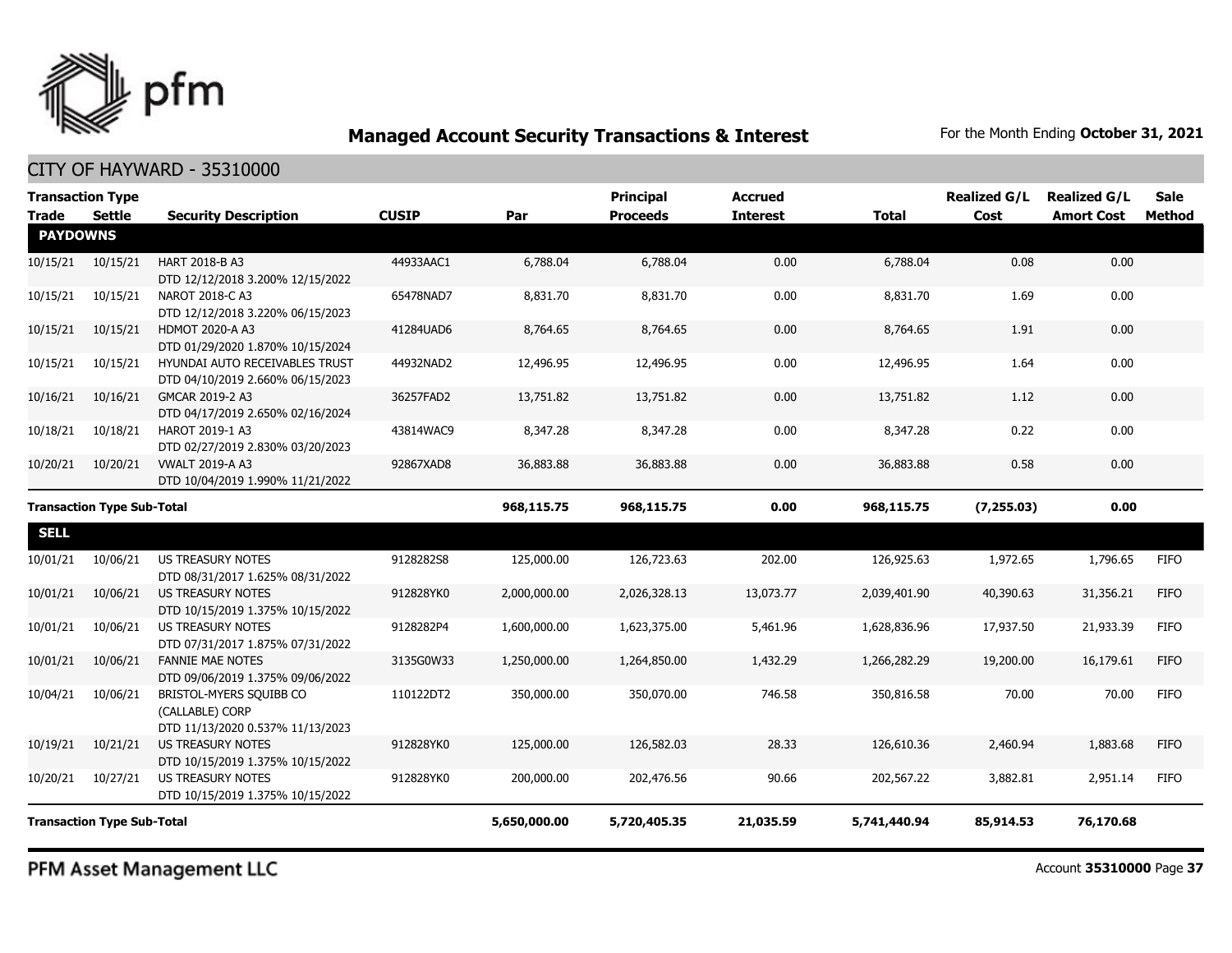## Managed Account Security Transactions & Interest

For the Month Ending **October 31, 2021**

CITY OF HAYWARD - 35310000

| Transaction Type Trade | Settle | Security Description | CUSIP | Par | Principal Proceeds | Accrued Interest | Total | Realized G/L Cost | Realized G/L Amort Cost | Sale Method |
|---|---|---|---|---|---|---|---|---|---|---|
| **PAYDOWNS** | | | | | | | | | | |
| 10/15/21 | 10/15/21 | HART 2018-B A3 DTD 12/12/2018 3.200% 12/15/2022 | 44933AAC1 | 6,788.04 | 6,788.04 | 0.00 | 6,788.04 | 0.08 | 0.00 | |
| 10/15/21 | 10/15/21 | NAROT 2018-C A3 DTD 12/12/2018 3.220% 06/15/2023 | 65478NAD7 | 8,831.70 | 8,831.70 | 0.00 | 8,831.70 | 1.69 | 0.00 | |
| 10/15/21 | 10/15/21 | HDMOT 2020-A A3 DTD 01/29/2020 1.870% 10/15/2024 | 41284UAD6 | 8,764.65 | 8,764.65 | 0.00 | 8,764.65 | 1.91 | 0.00 | |
| 10/15/21 | 10/15/21 | HYUNDAI AUTO RECEIVABLES TRUST DTD 04/10/2019 2.660% 06/15/2023 | 44932NAD2 | 12,496.95 | 12,496.95 | 0.00 | 12,496.95 | 1.64 | 0.00 | |
| 10/16/21 | 10/16/21 | GMCAR 2019-2 A3 DTD 04/17/2019 2.650% 02/16/2024 | 36257FAD2 | 13,751.82 | 13,751.82 | 0.00 | 13,751.82 | 1.12 | 0.00 | |
| 10/18/21 | 10/18/21 | HAROT 2019-1 A3 DTD 02/27/2019 2.830% 03/20/2023 | 43814WAC9 | 8,347.28 | 8,347.28 | 0.00 | 8,347.28 | 0.22 | 0.00 | |
| 10/20/21 | 10/20/21 | VWALT 2019-A A3 DTD 10/04/2019 1.990% 11/21/2022 | 92867XAD8 | 36,883.88 | 36,883.88 | 0.00 | 36,883.88 | 0.58 | 0.00 | |
| **Transaction Type Sub-Total** | | | | **968,115.75** | **968,115.75** | **0.00** | **968,115.75** | **(7,255.03)** | **0.00** | |
| **SELL** | | | | | | | | | | |
| 10/01/21 | 10/06/21 | US TREASURY NOTES DTD 08/31/2017 1.625% 08/31/2022 | 9128282S8 | 125,000.00 | 126,723.63 | 202.00 | 126,925.63 | 1,972.65 | 1,796.65 | FIFO |
| 10/01/21 | 10/06/21 | US TREASURY NOTES DTD 10/15/2019 1.375% 10/15/2022 | 912828YK0 | 2,000,000.00 | 2,026,328.13 | 13,073.77 | 2,039,401.90 | 40,390.63 | 31,356.21 | FIFO |
| 10/01/21 | 10/06/21 | US TREASURY NOTES DTD 07/31/2017 1.875% 07/31/2022 | 9128282P4 | 1,600,000.00 | 1,623,375.00 | 5,461.96 | 1,628,836.96 | 17,937.50 | 21,933.39 | FIFO |
| 10/01/21 | 10/06/21 | FANNIE MAE NOTES DTD 09/06/2019 1.375% 09/06/2022 | 3135G0W33 | 1,250,000.00 | 1,264,850.00 | 1,432.29 | 1,266,282.29 | 19,200.00 | 16,179.61 | FIFO |
| 10/04/21 | 10/06/21 | BRISTOL-MYERS SQUIBB CO (CALLABLE) CORP DTD 11/13/2020 0.537% 11/13/2023 | 110122DT2 | 350,000.00 | 350,070.00 | 746.58 | 350,816.58 | 70.00 | 70.00 | FIFO |
| 10/19/21 | 10/21/21 | US TREASURY NOTES DTD 10/15/2019 1.375% 10/15/2022 | 912828YK0 | 125,000.00 | 126,582.03 | 28.33 | 126,610.36 | 2,460.94 | 1,883.68 | FIFO |
| 10/20/21 | 10/27/21 | US TREASURY NOTES DTD 10/15/2019 1.375% 10/15/2022 | 912828YK0 | 200,000.00 | 202,476.56 | 90.66 | 202,567.22 | 3,882.81 | 2,951.14 | FIFO |
| **Transaction Type Sub-Total** | | | | **5,650,000.00** | **5,720,405.35** | **21,035.59** | **5,741,440.94** | **85,914.53** | **76,170.68** | |

PFM Asset Management LLC

Account **35310000**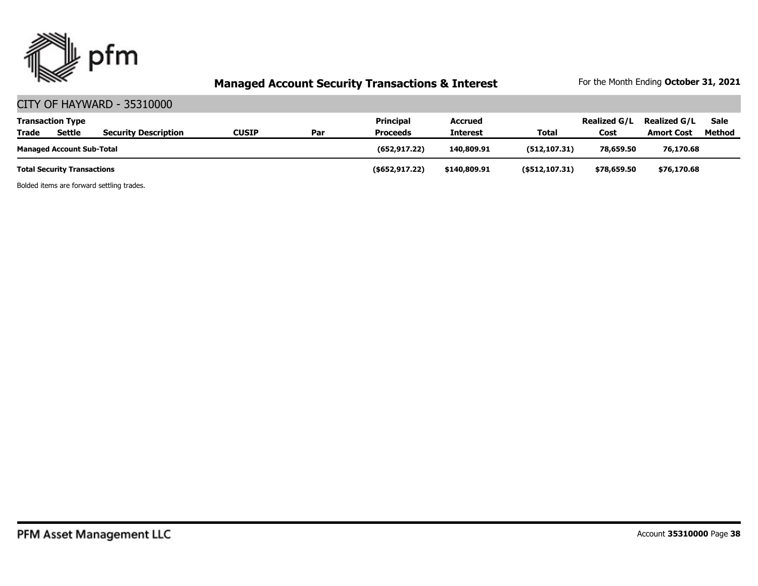## Managed Account Security Transactions & Interest

For the Month Ending **October 31, 2021**

### CITY OF HAYWARD - 35310000

| Transaction Type Trade | Settle | Security Description | CUSIP | Par | Principal Proceeds | Accrued Interest | Total | Realized G/L Cost | Realized G/L Amort Cost | Sale Method |
|---|---|---|---|---|---|---|---|---|---|---|
| **Managed Account Sub-Total** | | | | | **(652,917.22)** | **140,809.91** | **(512,107.31)** | **78,659.50** | **76,170.68** | |
| **Total Security Transactions** | | | | | **($652,917.22)** | **$140,809.91** | **($512,107.31)** | **$78,659.50** | **$76,170.68** | |

Bolded items are forward settling trades.